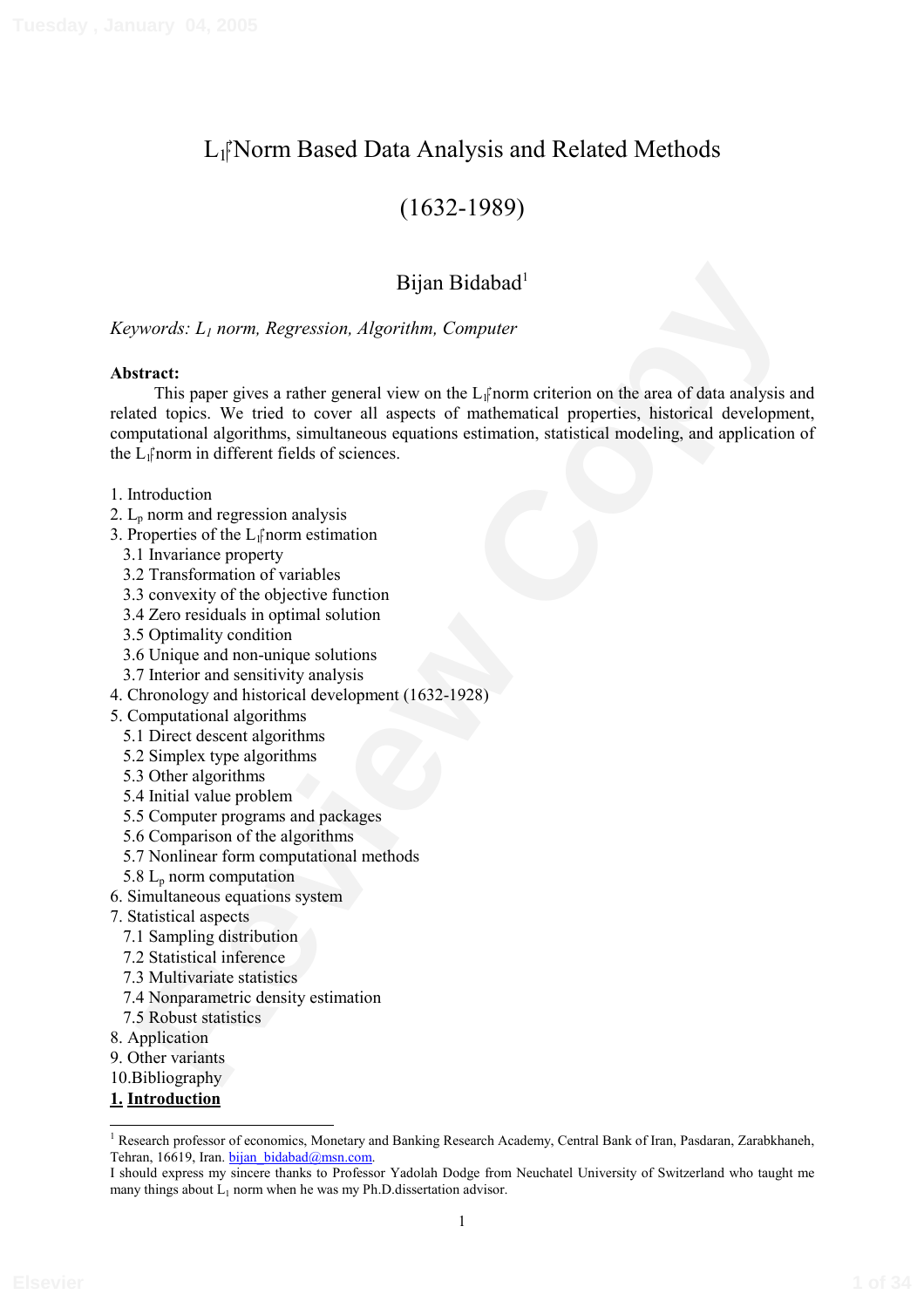# $L_1$-Norm Based Data Analysis and Related Methods

# (1632-1989)

Bijan Bidabad[1]

*Keywords: $L_1$ norm, Regression, Algorithm, Computer*

**Abstract:**

This paper gives a rather general view on the $L_1$-norm criterion on the area of data analysis and related topics. We tried to cover all aspects of mathematical properties, historical development, computational algorithms, simultaneous equations estimation, statistical modeling, and application of the $L_1$-norm in different fields of sciences.

1. Introduction
2. $L_p$ norm and regression analysis
3. Properties of the $L_1$-norm estimation
   - 3.1 Invariance property
   - 3.2 Transformation of variables
   - 3.3 convexity of the objective function
   - 3.4 Zero residuals in optimal solution
   - 3.5 Optimality condition
   - 3.6 Unique and non-unique solutions
   - 3.7 Interior and sensitivity analysis
4. Chronology and historical development (1632-1928)
5. Computational algorithms
   - 5.1 Direct descent algorithms
   - 5.2 Simplex type algorithms
   - 5.3 Other algorithms
   - 5.4 Initial value problem
   - 5.5 Computer programs and packages
   - 5.6 Comparison of the algorithms
   - 5.7 Nonlinear form computational methods
   - 5.8 $L_p$ norm computation
6. Simultaneous equations system
7. Statistical aspects
   - 7.1 Sampling distribution
   - 7.2 Statistical inference
   - 7.3 Multivariate statistics
   - 7.4 Nonparametric density estimation
   - 7.5 Robust statistics
8. Application
9. Other variants
10. Bibliography

## **1. Introduction**

---

[1] Research professor of economics, Monetary and Banking Research Academy, Central Bank of Iran, Pasdaran, Zarabkhaneh, Tehran, 16619, Iran. bijan_bidabad@msn.com.

I should express my sincere thanks to Professor Yadolah Dodge from Neuchatel University of Switzerland who taught me many things about $L_1$ norm when he was my Ph.D.dissertation advisor.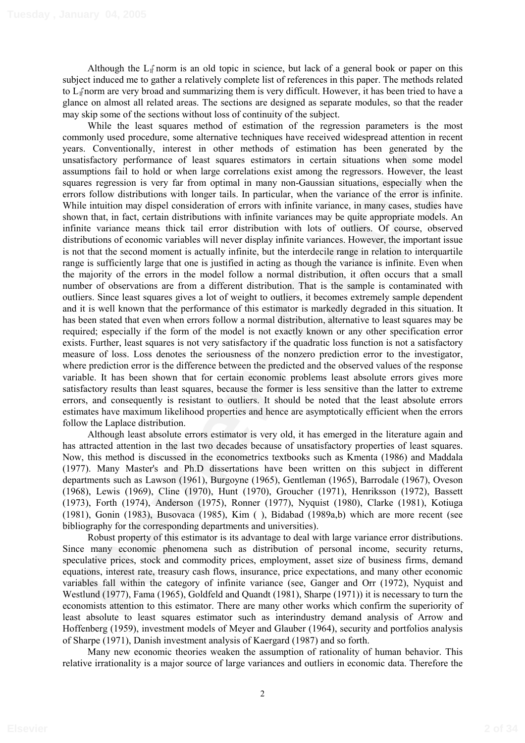Although the $L_1$ norm is an old topic in science, but lack of a general book or paper on this subject induced me to gather a relatively complete list of references in this paper. The methods related to $L_1$ norm are very broad and summarizing them is very difficult. However, it has been tried to have a glance on almost all related areas. The sections are designed as separate modules, so that the reader may skip some of the sections without loss of continuity of the subject.

While the least squares method of estimation of the regression parameters is the most commonly used procedure, some alternative techniques have received widespread attention in recent years. Conventionally, interest in other methods of estimation has been generated by the unsatisfactory performance of least squares estimators in certain situations when some model assumptions fail to hold or when large correlations exist among the regressors. However, the least squares regression is very far from optimal in many non-Gaussian situations, especially when the errors follow distributions with longer tails. In particular, when the variance of the error is infinite. While intuition may dispel consideration of errors with infinite variance, in many cases, studies have shown that, in fact, certain distributions with infinite variances may be quite appropriate models. An infinite variance means thick tail error distribution with lots of outliers. Of course, observed distributions of economic variables will never display infinite variances. However, the important issue is not that the second moment is actually infinite, but the interdecile range in relation to interquartile range is sufficiently large that one is justified in acting as though the variance is infinite. Even when the majority of the errors in the model follow a normal distribution, it often occurs that a small number of observations are from a different distribution. That is the sample is contaminated with outliers. Since least squares gives a lot of weight to outliers, it becomes extremely sample dependent and it is well known that the performance of this estimator is markedly degraded in this situation. It has been stated that even when errors follow a normal distribution, alternative to least squares may be required; especially if the form of the model is not exactly known or any other specification error exists. Further, least squares is not very satisfactory if the quadratic loss function is not a satisfactory measure of loss. Loss denotes the seriousness of the nonzero prediction error to the investigator, where prediction error is the difference between the predicted and the observed values of the response variable. It has been shown that for certain economic problems least absolute errors gives more satisfactory results than least squares, because the former is less sensitive than the latter to extreme errors, and consequently is resistant to outliers. It should be noted that the least absolute errors estimates have maximum likelihood properties and hence are asymptotically efficient when the errors follow the Laplace distribution.

Although least absolute errors estimator is very old, it has emerged in the literature again and has attracted attention in the last two decades because of unsatisfactory properties of least squares. Now, this method is discussed in the econometrics textbooks such as Kmenta (1986) and Maddala (1977). Many Master's and Ph.D dissertations have been written on this subject in different departments such as Lawson (1961), Burgoyne (1965), Gentleman (1965), Barrodale (1967), Oveson (1968), Lewis (1969), Cline (1970), Hunt (1970), Groucher (1971), Henriksson (1972), Bassett (1973), Forth (1974), Anderson (1975), Ronner (1977), Nyquist (1980), Clarke (1981), Kotiuga (1981), Gonin (1983), Busovaca (1985), Kim ( ), Bidabad (1989a,b) which are more recent (see bibliography for the corresponding departments and universities).

Robust property of this estimator is its advantage to deal with large variance error distributions. Since many economic phenomena such as distribution of personal income, security returns, speculative prices, stock and commodity prices, employment, asset size of business firms, demand equations, interest rate, treasury cash flows, insurance, price expectations, and many other economic variables fall within the category of infinite variance (see, Ganger and Orr (1972), Nyquist and Westlund (1977), Fama (1965), Goldfeld and Quandt (1981), Sharpe (1971)) it is necessary to turn the economists attention to this estimator. There are many other works which confirm the superiority of least absolute to least squares estimator such as interindustry demand analysis of Arrow and Hoffenberg (1959), investment models of Meyer and Glauber (1964), security and portfolios analysis of Sharpe (1971), Danish investment analysis of Kaergard (1987) and so forth.

Many new economic theories weaken the assumption of rationality of human behavior. This relative irrationality is a major source of large variances and outliers in economic data. Therefore the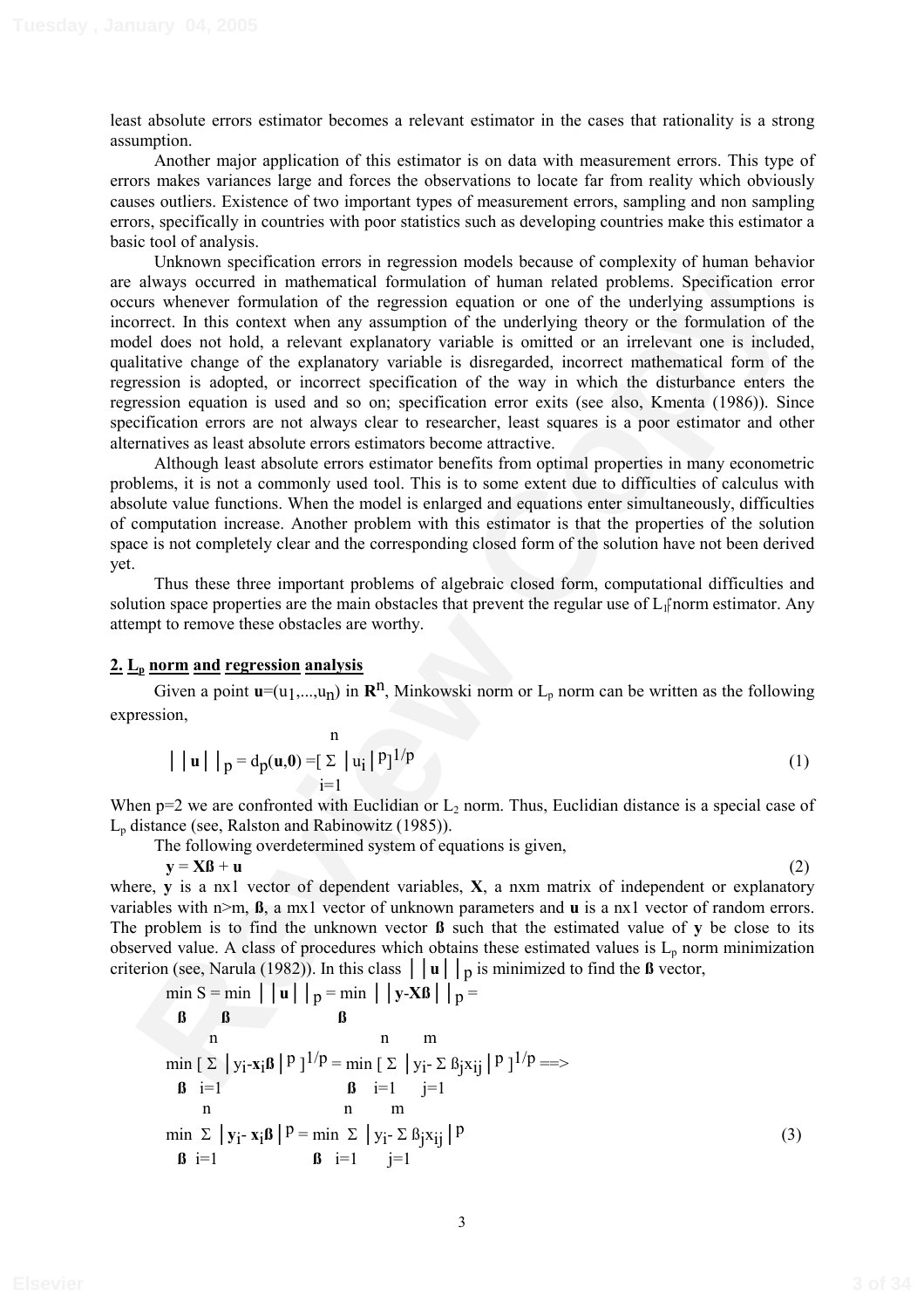least absolute errors estimator becomes a relevant estimator in the cases that rationality is a strong assumption.

Another major application of this estimator is on data with measurement errors. This type of errors makes variances large and forces the observations to locate far from reality which obviously causes outliers. Existence of two important types of measurement errors, sampling and non sampling errors, specifically in countries with poor statistics such as developing countries make this estimator a basic tool of analysis.

Unknown specification errors in regression models because of complexity of human behavior are always occurred in mathematical formulation of human related problems. Specification error occurs whenever formulation of the regression equation or one of the underlying assumptions is incorrect. In this context when any assumption of the underlying theory or the formulation of the model does not hold, a relevant explanatory variable is omitted or an irrelevant one is included, qualitative change of the explanatory variable is disregarded, incorrect mathematical form of the regression is adopted, or incorrect specification of the way in which the disturbance enters the regression equation is used and so on; specification error exits (see also, Kmenta (1986)). Since specification errors are not always clear to researcher, least squares is a poor estimator and other alternatives as least absolute errors estimators become attractive.

Although least absolute errors estimator benefits from optimal properties in many econometric problems, it is not a commonly used tool. This is to some extent due to difficulties of calculus with absolute value functions. When the model is enlarged and equations enter simultaneously, difficulties of computation increase. Another problem with this estimator is that the properties of the solution space is not completely clear and the corresponding closed form of the solution have not been derived yet.

Thus these three important problems of algebraic closed form, computational difficulties and solution space properties are the main obstacles that prevent the regular use of $L_1$ norm estimator. Any attempt to remove these obstacles are worthy.

## 2. $L_p$ norm and regression analysis

Given a point $\mathbf{u}=(u_1,...,u_n)$ in $\mathbf{R}^n$, Minkowski norm or $L_p$ norm can be written as the following expression,

$$\|\mathbf{u}\|_p = d_p(\mathbf{u},\mathbf{0}) = \left[\sum_{i=1}^{n} |u_i|^p\right]^{1/p} \tag{1}$$

When p=2 we are confronted with Euclidian or $L_2$ norm. Thus, Euclidian distance is a special case of $L_p$ distance (see, Ralston and Rabinowitz (1985)).

The following overdetermined system of equations is given,

$$\mathbf{y} = \mathbf{X}\boldsymbol{\beta} + \mathbf{u} \tag{2}$$

where, $\mathbf{y}$ is a nx1 vector of dependent variables, $\mathbf{X}$, a nxm matrix of independent or explanatory variables with n>m, $\boldsymbol{\beta}$, a mx1 vector of unknown parameters and $\mathbf{u}$ is a nx1 vector of random errors. The problem is to find the unknown vector $\boldsymbol{\beta}$ such that the estimated value of $\mathbf{y}$ be close to its observed value. A class of procedures which obtains these estimated values is $L_p$ norm minimization criterion (see, Narula (1982)). In this class $\|\mathbf{u}\|_p$ is minimized to find the $\boldsymbol{\beta}$ vector,

$$\min_{\boldsymbol{\beta}} S = \min_{\boldsymbol{\beta}} \|\mathbf{u}\|_p = \min_{\boldsymbol{\beta}} \|\mathbf{y}-\mathbf{X}\boldsymbol{\beta}\|_p =$$

$$\min_{\boldsymbol{\beta}} \left[\sum_{i=1}^{n} |y_i-\mathbf{x}_i\boldsymbol{\beta}|^p\right]^{1/p} = \min_{\boldsymbol{\beta}} \left[\sum_{i=1}^{n} \left|y_i-\sum_{j=1}^{m} \beta_j x_{ij}\right|^p\right]^{1/p} \Longrightarrow$$

$$\min_{\boldsymbol{\beta}} \sum_{i=1}^{n} |\mathbf{y}_i-\mathbf{x}_i\boldsymbol{\beta}|^p = \min_{\boldsymbol{\beta}} \sum_{i=1}^{n} \left|y_i-\sum_{j=1}^{m} \beta_j x_{ij}\right|^p \tag{3}$$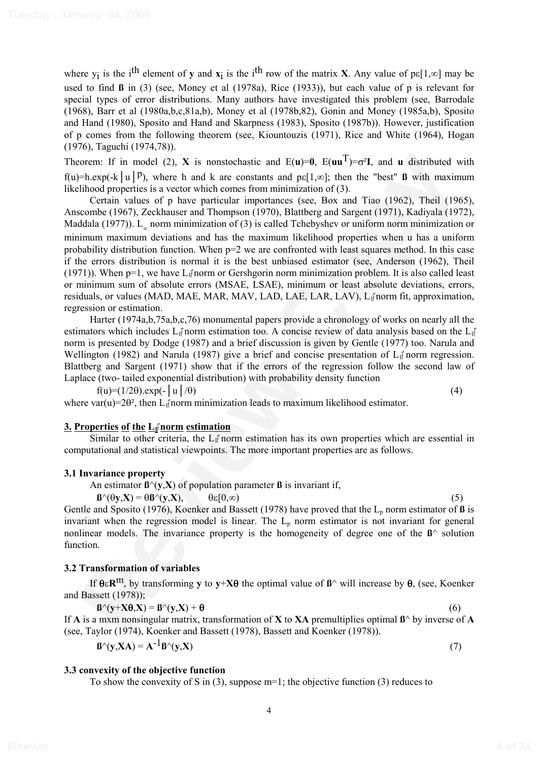where $y_i$ is the $i^{th}$ element of **y** and $\mathbf{x}_i$ is the $i^{th}$ row of the matrix **X**. Any value of $p\varepsilon[1,\infty]$ may be used to find **ß** in (3) (see, Money et al (1978a), Rice (1933)), but each value of p is relevant for special types of error distributions. Many authors have investigated this problem (see, Barrodale (1968), Barr et al (1980a,b,c,81a,b), Money et al (1978b,82), Gonin and Money (1985a,b), Sposito and Hand (1980), Sposito and Hand and Skarpness (1983), Sposito (1987b)). However, justification of p comes from the following theorem (see, Kiountouzis (1971), Rice and White (1964), Hogan (1976), Taguchi (1974,78)).

Theorem: If in model (2), **X** is nonstochastic and $E(\mathbf{u})=\mathbf{0}$, $E(\mathbf{u}\mathbf{u}^T)=\sigma^2\mathbf{I}$, and **u** distributed with $f(u)=h.\exp(-k|u|^p)$, where h and k are constants and $p\varepsilon[1,\infty]$; then the "best" **ß** with maximum likelihood properties is a vector which comes from minimization of (3).

Certain values of p have particular importances (see, Box and Tiao (1962), Theil (1965), Anscombe (1967), Zeckhauser and Thompson (1970), Blattberg and Sargent (1971), Kadiyala (1972), Maddala (1977)). $L_\infty$ norm minimization of (3) is called Tchebyshev or uniform norm minimization or minimum maximum deviations and has the maximum likelihood properties when u has a uniform probability distribution function. When p=2 we are confronted with least squares method. In this case if the errors distribution is normal it is the best unbiased estimator (see, Anderson (1962), Theil (1971)). When p=1, we have $L_1$ norm or Gershgorin norm minimization problem. It is also called least or minimum sum of absolute errors (MSAE, LSAE), minimum or least absolute deviations, errors, residuals, or values (MAD, MAE, MAR, MAV, LAD, LAE, LAR, LAV), $L_1$ norm fit, approximation, regression or estimation.

Harter (1974a,b,75a,b,c,76) monumental papers provide a chronology of works on nearly all the estimators which includes $L_1$ norm estimation too. A concise review of data analysis based on the $L_1$ norm is presented by Dodge (1987) and a brief discussion is given by Gentle (1977) too. Narula and Wellington (1982) and Narula (1987) give a brief and concise presentation of $L_1$ norm regression. Blattberg and Sargent (1971) show that if the errors of the regression follow the second law of Laplace (two- tailed exponential distribution) with probability density function

$$f(u)=(1/2\theta).\exp(-|u|/\theta) \tag{4}$$

where $\text{var}(u)=2\theta^2$, then $L_1$ norm minimization leads to maximum likelihood estimator.

## 3. Properties of the $L_1$ norm estimation

Similar to other criteria, the $L_1$ norm estimation has its own properties which are essential in computational and statistical viewpoints. The more important properties are as follows.

### 3.1 Invariance property

An estimator $\hat{\mathbf{ß}}(\mathbf{y},\mathbf{X})$ of population parameter **ß** is invariant if,

$$\hat{\mathbf{ß}}(\theta\mathbf{y},\mathbf{X}) = \theta\hat{\mathbf{ß}}(\mathbf{y},\mathbf{X}), \qquad \theta\varepsilon[0,\infty) \tag{5}$$

Gentle and Sposito (1976), Koenker and Bassett (1978) have proved that the $L_p$ norm estimator of **ß** is invariant when the regression model is linear. The $L_p$ norm estimator is not invariant for general nonlinear models. The invariance property is the homogeneity of degree one of the $\hat{\mathbf{ß}}$ solution function.

### 3.2 Transformation of variables

If $\theta\varepsilon\mathbf{R}^m$, by transforming **y** to $\mathbf{y}+\mathbf{X}\theta$ the optimal value of $\hat{\mathbf{ß}}$ will increase by $\theta$, (see, Koenker and Bassett (1978));

$$\hat{\mathbf{ß}}(\mathbf{y}+\mathbf{X}\theta,\mathbf{X}) = \hat{\mathbf{ß}}(\mathbf{y},\mathbf{X}) + \theta \tag{6}$$

If **A** is a mxm nonsingular matrix, transformation of **X** to **XA** premultiplies optimal $\hat{\mathbf{ß}}$ by inverse of **A** (see, Taylor (1974), Koenker and Bassett (1978), Bassett and Koenker (1978)).

$$\hat{\mathbf{ß}}(\mathbf{y},\mathbf{XA}) = \mathbf{A}^{-1}\hat{\mathbf{ß}}(\mathbf{y},\mathbf{X}) \tag{7}$$

### 3.3 convexity of the objective function

To show the convexity of S in (3), suppose m=1; the objective function (3) reduces to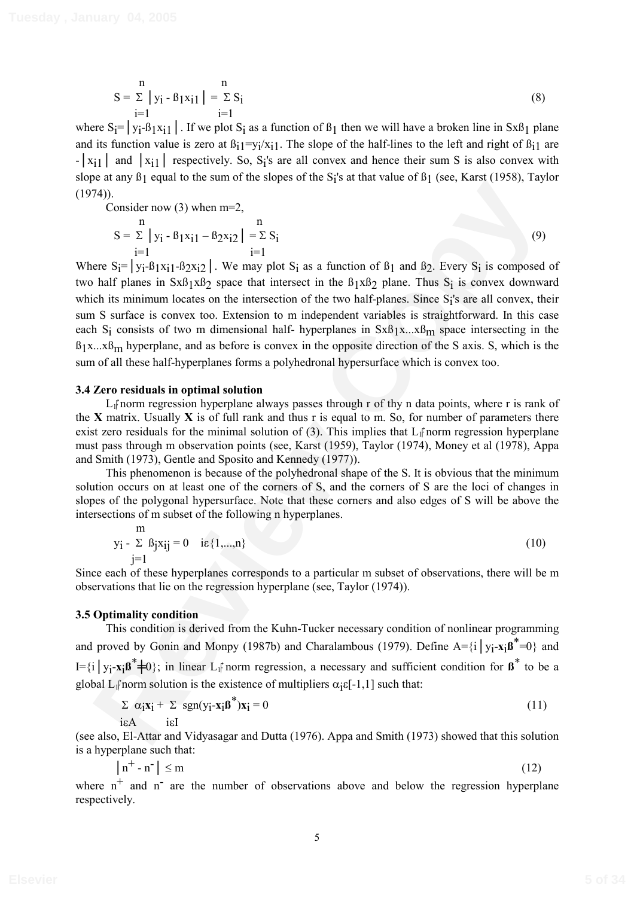$$S = \sum_{i=1}^{n} |y_i - \beta_1 x_{i1}| = \sum_{i=1}^{n} S_i \tag{8}$$

where $S_i = |y_i - \beta_1 x_{i1}|$. If we plot $S_i$ as a function of $\beta_1$ then we will have a broken line in $S \times \beta_1$ plane and its function value is zero at $\beta_{i1} = y_i/x_{i1}$. The slope of the half-lines to the left and right of $\beta_{i1}$ are $-|x_{i1}|$ and $|x_{i1}|$ respectively. So, $S_i$'s are all convex and hence their sum S is also convex with slope at any $\beta_1$ equal to the sum of the slopes of the $S_i$'s at that value of $\beta_1$ (see, Karst (1958), Taylor (1974)).

Consider now (3) when m=2,

$$S = \sum_{i=1}^{n} |y_i - \beta_1 x_{i1} - \beta_2 x_{i2}| = \sum_{i=1}^{n} S_i \tag{9}$$

Where $S_i = |y_i - \beta_1 x_{i1} - \beta_2 x_{i2}|$. We may plot $S_i$ as a function of $\beta_1$ and $\beta_2$. Every $S_i$ is composed of two half planes in $S \times \beta_1 \times \beta_2$ space that intersect in the $\beta_1 \times \beta_2$ plane. Thus $S_i$ is convex downward which its minimum locates on the intersection of the two half-planes. Since $S_i$'s are all convex, their sum S surface is convex too. Extension to m independent variables is straightforward. In this case each $S_i$ consists of two m dimensional half- hyperplanes in $S \times \beta_1 \times \ldots \times \beta_m$ space intersecting in the $\beta_1 \times \ldots \times \beta_m$ hyperplane, and as before is convex in the opposite direction of the S axis. S, which is the sum of all these half-hyperplanes forms a polyhedronal hypersurface which is convex too.

### 3.4 Zero residuals in optimal solution

$L_1$ norm regression hyperplane always passes through r of thy n data points, where r is rank of the **X** matrix. Usually **X** is of full rank and thus r is equal to m. So, for number of parameters there exist zero residuals for the minimal solution of (3). This implies that $L_1$ norm regression hyperplane must pass through m observation points (see, Karst (1959), Taylor (1974), Money et al (1978), Appa and Smith (1973), Gentle and Sposito and Kennedy (1977)).

This phenomenon is because of the polyhedronal shape of the S. It is obvious that the minimum solution occurs on at least one of the corners of S, and the corners of S are the loci of changes in slopes of the polygonal hypersurface. Note that these corners and also edges of S will be above the intersections of m subset of the following n hyperplanes.

$$y_i - \sum_{j=1}^{m} \beta_j x_{ij} = 0 \quad i \in \{1,\ldots,n\} \tag{10}$$

Since each of these hyperplanes corresponds to a particular m subset of observations, there will be m observations that lie on the regression hyperplane (see, Taylor (1974)).

### 3.5 Optimality condition

This condition is derived from the Kuhn-Tucker necessary condition of nonlinear programming and proved by Gonin and Monpy (1987b) and Charalambous (1979). Define $A = \{i \mid y_i - \mathbf{x}_i \boldsymbol{\beta}^* = 0\}$ and $I = \{i \mid y_i - \mathbf{x}_i \boldsymbol{\beta}^* \neq 0\}$; in linear $L_1$ norm regression, a necessary and sufficient condition for $\boldsymbol{\beta}^*$ to be a global $L_1$ norm solution is the existence of multipliers $\alpha_i \in [-1,1]$ such that:

$$\sum_{i \in A} \alpha_i \mathbf{x}_i + \sum_{i \in I} \operatorname{sgn}(y_i - \mathbf{x}_i \boldsymbol{\beta}^*) \mathbf{x}_i = 0 \tag{11}$$

(see also, El-Attar and Vidyasagar and Dutta (1976). Appa and Smith (1973) showed that this solution is a hyperplane such that:

$$|n^+ - n^-| \leq m \tag{12}$$

where $n^+$ and $n^-$ are the number of observations above and below the regression hyperplane respectively.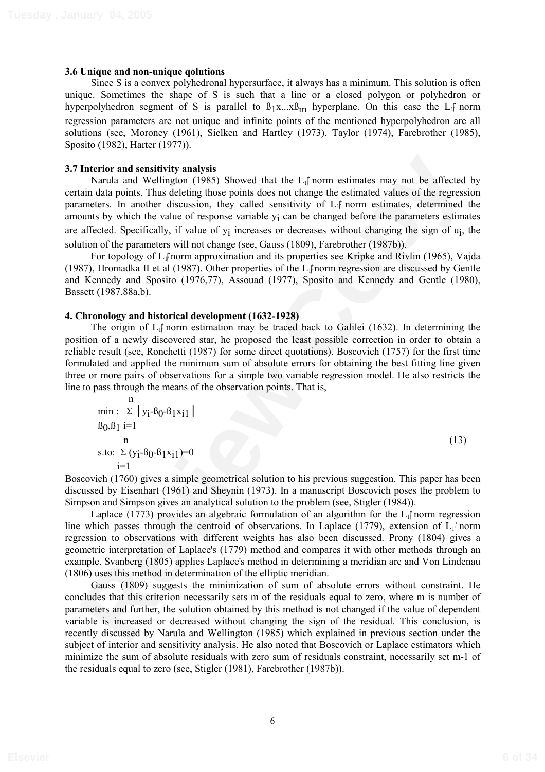### 3.6 Unique and non-unique qolutions

Since S is a convex polyhedronal hypersurface, it always has a minimum. This solution is often unique. Sometimes the shape of S is such that a line or a closed polygon or polyhedron or hyperpolyhedron segment of S is parallel to $\beta_1 x ... x\beta_m$ hyperplane. On this case the $L_1$ norm regression parameters are not unique and infinite points of the mentioned hyperpolyhedron are all solutions (see, Moroney (1961), Sielken and Hartley (1973), Taylor (1974), Farebrother (1985), Sposito (1982), Harter (1977)).

### 3.7 Interior and sensitivity analysis

Narula and Wellington (1985) Showed that the $L_1$ norm estimates may not be affected by certain data points. Thus deleting those points does not change the estimated values of the regression parameters. In another discussion, they called sensitivity of $L_1$ norm estimates, determined the amounts by which the value of response variable $y_i$ can be changed before the parameters estimates are affected. Specifically, if value of $y_i$ increases or decreases without changing the sign of $u_i$, the solution of the parameters will not change (see, Gauss (1809), Farebrother (1987b)).

For topology of $L_1$ norm approximation and its properties see Kripke and Rivlin (1965), Vajda (1987), Hromadka II et al (1987). Other properties of the $L_1$ norm regression are discussed by Gentle and Kennedy and Sposito (1976,77), Assouad (1977), Sposito and Kennedy and Gentle (1980), Bassett (1987,88a,b).

## 4. Chronology and historical development (1632-1928)

The origin of $L_1$ norm estimation may be traced back to Galilei (1632). In determining the position of a newly discovered star, he proposed the least possible correction in order to obtain a reliable result (see, Ronchetti (1987) for some direct quotations). Boscovich (1757) for the first time formulated and applied the minimum sum of absolute errors for obtaining the best fitting line given three or more pairs of observations for a simple two variable regression model. He also restricts the line to pass through the means of the observation points. That is,

$$
\begin{aligned}
\min_{\beta_0,\beta_1} : \; & \sum_{i=1}^{n} \left| y_i - \beta_0 - \beta_1 x_{i1} \right| \\
\text{s.to:} \; & \sum_{i=1}^{n} (y_i - \beta_0 - \beta_1 x_{i1}) = 0
\end{aligned}
\tag{13}
$$

Boscovich (1760) gives a simple geometrical solution to his previous suggestion. This paper has been discussed by Eisenhart (1961) and Sheynin (1973). In a manuscript Boscovich poses the problem to Simpson and Simpson gives an analytical solution to the problem (see, Stigler (1984)).

Laplace (1773) provides an algebraic formulation of an algorithm for the $L_1$ norm regression line which passes through the centroid of observations. In Laplace (1779), extension of $L_1$ norm regression to observations with different weights has also been discussed. Prony (1804) gives a geometric interpretation of Laplace's (1779) method and compares it with other methods through an example. Svanberg (1805) applies Laplace's method in determining a meridian arc and Von Lindenau (1806) uses this method in determination of the elliptic meridian.

Gauss (1809) suggests the minimization of sum of absolute errors without constraint. He concludes that this criterion necessarily sets m of the residuals equal to zero, where m is number of parameters and further, the solution obtained by this method is not changed if the value of dependent variable is increased or decreased without changing the sign of the residual. This conclusion, is recently discussed by Narula and Wellington (1985) which explained in previous section under the subject of interior and sensitivity analysis. He also noted that Boscovich or Laplace estimators which minimize the sum of absolute residuals with zero sum of residuals constraint, necessarily set m-1 of the residuals equal to zero (see, Stigler (1981), Farebrother (1987b)).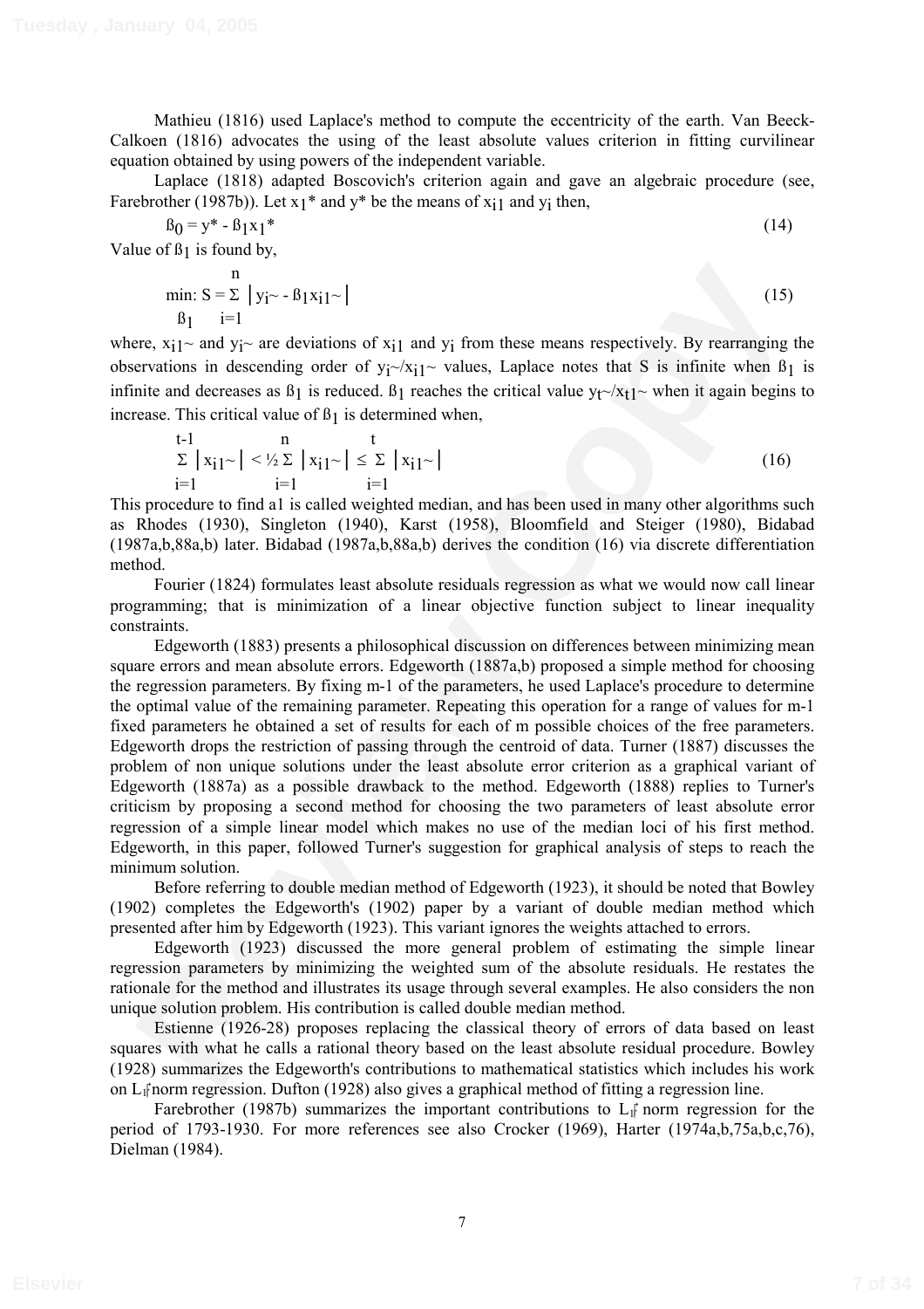Mathieu (1816) used Laplace's method to compute the eccentricity of the earth. Van Beeck-Calkoen (1816) advocates the using of the least absolute values criterion in fitting curvilinear equation obtained by using powers of the independent variable.

Laplace (1818) adapted Boscovich's criterion again and gave an algebraic procedure (see, Farebrother (1987b)). Let $x_1$* and y* be the means of $x_{i1}$ and $y_i$ then,

$$ß_0 = y^* - ß_1 x_1^* \tag{14}$$

Value of $ß_1$ is found by,

$$\min_{ß_1}: S = \sum_{i=1}^{n} \left| y_i\sim - ß_1 x_{i1}\sim \right| \tag{15}$$

where, $x_{i1}\sim$ and $y_i\sim$ are deviations of $x_{i1}$ and $y_i$ from these means respectively. By rearranging the observations in descending order of $y_i\sim/x_{i1}\sim$ values, Laplace notes that S is infinite when $ß_1$ is infinite and decreases as $ß_1$ is reduced. $ß_1$ reaches the critical value $y_t\sim/x_{t1}\sim$ when it again begins to increase. This critical value of $ß_1$ is determined when,

$$\sum_{i=1}^{t-1} \left| x_{i1}\sim \right| < \tfrac{1}{2} \sum_{i=1}^{n} \left| x_{i1}\sim \right| \leq \sum_{i=1}^{t} \left| x_{i1}\sim \right| \tag{16}$$

This procedure to find a1 is called weighted median, and has been used in many other algorithms such as Rhodes (1930), Singleton (1940), Karst (1958), Bloomfield and Steiger (1980), Bidabad (1987a,b,88a,b) later. Bidabad (1987a,b,88a,b) derives the condition (16) via discrete differentiation method.

Fourier (1824) formulates least absolute residuals regression as what we would now call linear programming; that is minimization of a linear objective function subject to linear inequality constraints.

Edgeworth (1883) presents a philosophical discussion on differences between minimizing mean square errors and mean absolute errors. Edgeworth (1887a,b) proposed a simple method for choosing the regression parameters. By fixing m-1 of the parameters, he used Laplace's procedure to determine the optimal value of the remaining parameter. Repeating this operation for a range of values for m-1 fixed parameters he obtained a set of results for each of m possible choices of the free parameters. Edgeworth drops the restriction of passing through the centroid of data. Turner (1887) discusses the problem of non unique solutions under the least absolute error criterion as a graphical variant of Edgeworth (1887a) as a possible drawback to the method. Edgeworth (1888) replies to Turner's criticism by proposing a second method for choosing the two parameters of least absolute error regression of a simple linear model which makes no use of the median loci of his first method. Edgeworth, in this paper, followed Turner's suggestion for graphical analysis of steps to reach the minimum solution.

Before referring to double median method of Edgeworth (1923), it should be noted that Bowley (1902) completes the Edgeworth's (1902) paper by a variant of double median method which presented after him by Edgeworth (1923). This variant ignores the weights attached to errors.

Edgeworth (1923) discussed the more general problem of estimating the simple linear regression parameters by minimizing the weighted sum of the absolute residuals. He restates the rationale for the method and illustrates its usage through several examples. He also considers the non unique solution problem. His contribution is called double median method.

Estienne (1926-28) proposes replacing the classical theory of errors of data based on least squares with what he calls a rational theory based on the least absolute residual procedure. Bowley (1928) summarizes the Edgeworth's contributions to mathematical statistics which includes his work on $L_1$ norm regression. Dufton (1928) also gives a graphical method of fitting a regression line.

Farebrother (1987b) summarizes the important contributions to $L_1$ norm regression for the period of 1793-1930. For more references see also Crocker (1969), Harter (1974a,b,75a,b,c,76), Dielman (1984).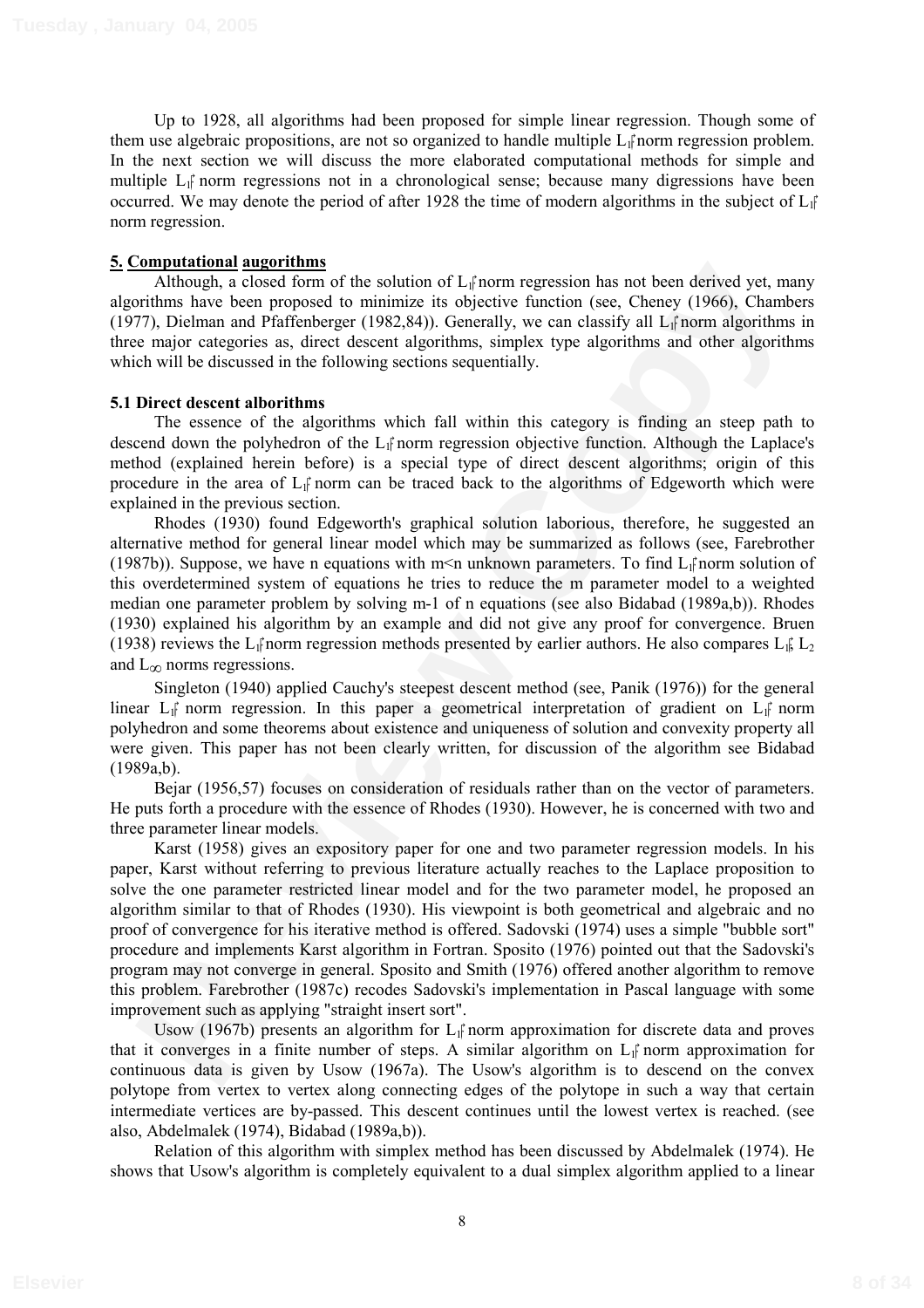Up to 1928, all algorithms had been proposed for simple linear regression. Though some of them use algebraic propositions, are not so organized to handle multiple $L_1$ norm regression problem. In the next section we will discuss the more elaborated computational methods for simple and multiple $L_1$ norm regressions not in a chronological sense; because many digressions have been occurred. We may denote the period of after 1928 the time of modern algorithms in the subject of $L_1$ norm regression.

## 5. Computational augorithms

Although, a closed form of the solution of $L_1$ norm regression has not been derived yet, many algorithms have been proposed to minimize its objective function (see, Cheney (1966), Chambers (1977), Dielman and Pfaffenberger (1982,84)). Generally, we can classify all $L_1$ norm algorithms in three major categories as, direct descent algorithms, simplex type algorithms and other algorithms which will be discussed in the following sections sequentially.

### 5.1 Direct descent alborithms

The essence of the algorithms which fall within this category is finding an steep path to descend down the polyhedron of the $L_1$ norm regression objective function. Although the Laplace's method (explained herein before) is a special type of direct descent algorithms; origin of this procedure in the area of $L_1$ norm can be traced back to the algorithms of Edgeworth which were explained in the previous section.

Rhodes (1930) found Edgeworth's graphical solution laborious, therefore, he suggested an alternative method for general linear model which may be summarized as follows (see, Farebrother (1987b)). Suppose, we have n equations with $m<n$ unknown parameters. To find $L_1$ norm solution of this overdetermined system of equations he tries to reduce the m parameter model to a weighted median one parameter problem by solving m-1 of n equations (see also Bidabad (1989a,b)). Rhodes (1930) explained his algorithm by an example and did not give any proof for convergence. Bruen (1938) reviews the $L_1$ norm regression methods presented by earlier authors. He also compares $L_1$, $L_2$ and $L_\infty$ norms regressions.

Singleton (1940) applied Cauchy's steepest descent method (see, Panik (1976)) for the general linear $L_1$ norm regression. In this paper a geometrical interpretation of gradient on $L_1$ norm polyhedron and some theorems about existence and uniqueness of solution and convexity property all were given. This paper has not been clearly written, for discussion of the algorithm see Bidabad (1989a,b).

Bejar (1956,57) focuses on consideration of residuals rather than on the vector of parameters. He puts forth a procedure with the essence of Rhodes (1930). However, he is concerned with two and three parameter linear models.

Karst (1958) gives an expository paper for one and two parameter regression models. In his paper, Karst without referring to previous literature actually reaches to the Laplace proposition to solve the one parameter restricted linear model and for the two parameter model, he proposed an algorithm similar to that of Rhodes (1930). His viewpoint is both geometrical and algebraic and no proof of convergence for his iterative method is offered. Sadovski (1974) uses a simple "bubble sort" procedure and implements Karst algorithm in Fortran. Sposito (1976) pointed out that the Sadovski's program may not converge in general. Sposito and Smith (1976) offered another algorithm to remove this problem. Farebrother (1987c) recodes Sadovski's implementation in Pascal language with some improvement such as applying "straight insert sort".

Usow (1967b) presents an algorithm for $L_1$ norm approximation for discrete data and proves that it converges in a finite number of steps. A similar algorithm on $L_1$ norm approximation for continuous data is given by Usow (1967a). The Usow's algorithm is to descend on the convex polytope from vertex to vertex along connecting edges of the polytope in such a way that certain intermediate vertices are by-passed. This descent continues until the lowest vertex is reached. (see also, Abdelmalek (1974), Bidabad (1989a,b)).

Relation of this algorithm with simplex method has been discussed by Abdelmalek (1974). He shows that Usow's algorithm is completely equivalent to a dual simplex algorithm applied to a linear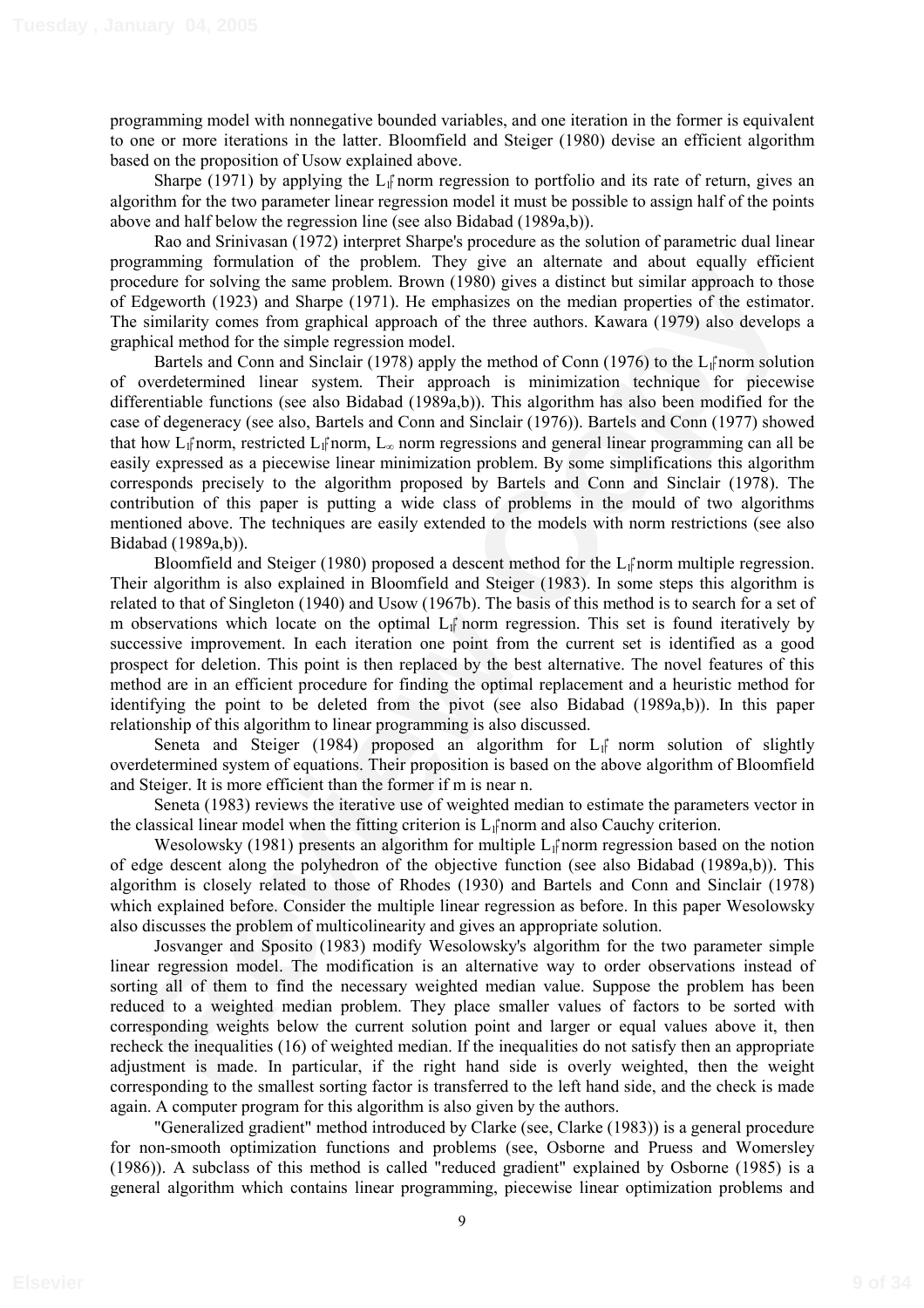programming model with nonnegative bounded variables, and one iteration in the former is equivalent to one or more iterations in the latter. Bloomfield and Steiger (1980) devise an efficient algorithm based on the proposition of Usow explained above.

Sharpe (1971) by applying the $L_1$ norm regression to portfolio and its rate of return, gives an algorithm for the two parameter linear regression model it must be possible to assign half of the points above and half below the regression line (see also Bidabad (1989a,b)).

Rao and Srinivasan (1972) interpret Sharpe's procedure as the solution of parametric dual linear programming formulation of the problem. They give an alternate and about equally efficient procedure for solving the same problem. Brown (1980) gives a distinct but similar approach to those of Edgeworth (1923) and Sharpe (1971). He emphasizes on the median properties of the estimator. The similarity comes from graphical approach of the three authors. Kawara (1979) also develops a graphical method for the simple regression model.

Bartels and Conn and Sinclair (1978) apply the method of Conn (1976) to the $L_1$ norm solution of overdetermined linear system. Their approach is minimization technique for piecewise differentiable functions (see also Bidabad (1989a,b)). This algorithm has also been modified for the case of degeneracy (see also, Bartels and Conn and Sinclair (1976)). Bartels and Conn (1977) showed that how $L_1$ norm, restricted $L_1$ norm, $L_\infty$ norm regressions and general linear programming can all be easily expressed as a piecewise linear minimization problem. By some simplifications this algorithm corresponds precisely to the algorithm proposed by Bartels and Conn and Sinclair (1978). The contribution of this paper is putting a wide class of problems in the mould of two algorithms mentioned above. The techniques are easily extended to the models with norm restrictions (see also Bidabad (1989a,b)).

Bloomfield and Steiger (1980) proposed a descent method for the $L_1$ norm multiple regression. Their algorithm is also explained in Bloomfield and Steiger (1983). In some steps this algorithm is related to that of Singleton (1940) and Usow (1967b). The basis of this method is to search for a set of m observations which locate on the optimal $L_1$ norm regression. This set is found iteratively by successive improvement. In each iteration one point from the current set is identified as a good prospect for deletion. This point is then replaced by the best alternative. The novel features of this method are in an efficient procedure for finding the optimal replacement and a heuristic method for identifying the point to be deleted from the pivot (see also Bidabad (1989a,b)). In this paper relationship of this algorithm to linear programming is also discussed.

Seneta and Steiger (1984) proposed an algorithm for $L_1$ norm solution of slightly overdetermined system of equations. Their proposition is based on the above algorithm of Bloomfield and Steiger. It is more efficient than the former if m is near n.

Seneta (1983) reviews the iterative use of weighted median to estimate the parameters vector in the classical linear model when the fitting criterion is $L_1$ norm and also Cauchy criterion.

Wesolowsky (1981) presents an algorithm for multiple $L_1$ norm regression based on the notion of edge descent along the polyhedron of the objective function (see also Bidabad (1989a,b)). This algorithm is closely related to those of Rhodes (1930) and Bartels and Conn and Sinclair (1978) which explained before. Consider the multiple linear regression as before. In this paper Wesolowsky also discusses the problem of multicolinearity and gives an appropriate solution.

Josvanger and Sposito (1983) modify Wesolowsky's algorithm for the two parameter simple linear regression model. The modification is an alternative way to order observations instead of sorting all of them to find the necessary weighted median value. Suppose the problem has been reduced to a weighted median problem. They place smaller values of factors to be sorted with corresponding weights below the current solution point and larger or equal values above it, then recheck the inequalities (16) of weighted median. If the inequalities do not satisfy then an appropriate adjustment is made. In particular, if the right hand side is overly weighted, then the weight corresponding to the smallest sorting factor is transferred to the left hand side, and the check is made again. A computer program for this algorithm is also given by the authors.

"Generalized gradient" method introduced by Clarke (see, Clarke (1983)) is a general procedure for non-smooth optimization functions and problems (see, Osborne and Pruess and Womersley (1986)). A subclass of this method is called "reduced gradient" explained by Osborne (1985) is a general algorithm which contains linear programming, piecewise linear optimization problems and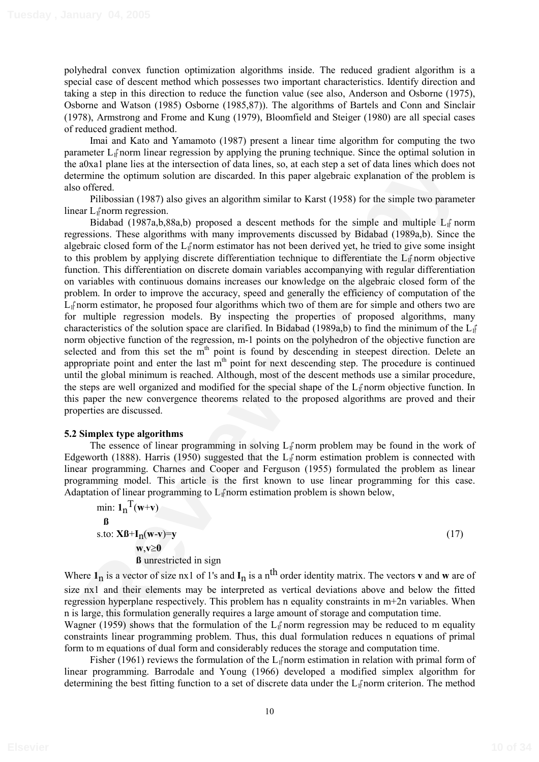polyhedral convex function optimization algorithms inside. The reduced gradient algorithm is a special case of descent method which possesses two important characteristics. Identify direction and taking a step in this direction to reduce the function value (see also, Anderson and Osborne (1975), Osborne and Watson (1985) Osborne (1985,87)). The algorithms of Bartels and Conn and Sinclair (1978), Armstrong and Frome and Kung (1979), Bloomfield and Steiger (1980) are all special cases of reduced gradient method.

Imai and Kato and Yamamoto (1987) present a linear time algorithm for computing the two parameter $L_1$ norm linear regression by applying the pruning technique. Since the optimal solution in the a0xa1 plane lies at the intersection of data lines, so, at each step a set of data lines which does not determine the optimum solution are discarded. In this paper algebraic explanation of the problem is also offered.

Pilibossian (1987) also gives an algorithm similar to Karst (1958) for the simple two parameter linear $L_1$ norm regression.

Bidabad (1987a,b,88a,b) proposed a descent methods for the simple and multiple $L_1$ norm regressions. These algorithms with many improvements discussed by Bidabad (1989a,b). Since the algebraic closed form of the $L_1$ norm estimator has not been derived yet, he tried to give some insight to this problem by applying discrete differentiation technique to differentiate the $L_1$ norm objective function. This differentiation on discrete domain variables accompanying with regular differentiation on variables with continuous domains increases our knowledge on the algebraic closed form of the problem. In order to improve the accuracy, speed and generally the efficiency of computation of the $L_1$ norm estimator, he proposed four algorithms which two of them are for simple and others two are for multiple regression models. By inspecting the properties of proposed algorithms, many characteristics of the solution space are clarified. In Bidabad (1989a,b) to find the minimum of the $L_1$ norm objective function of the regression, m-1 points on the polyhedron of the objective function are selected and from this set the $m^{th}$ point is found by descending in steepest direction. Delete an appropriate point and enter the last $m^{th}$ point for next descending step. The procedure is continued until the global minimum is reached. Although, most of the descent methods use a similar procedure, the steps are well organized and modified for the special shape of the $L_1$ norm objective function. In this paper the new convergence theorems related to the proposed algorithms are proved and their properties are discussed.

### 5.2 Simplex type algorithms

The essence of linear programming in solving $L_1$ norm problem may be found in the work of Edgeworth (1888). Harris (1950) suggested that the $L_1$ norm estimation problem is connected with linear programming. Charnes and Cooper and Ferguson (1955) formulated the problem as linear programming model. This article is the first known to use linear programming for this case. Adaptation of linear programming to $L_1$ norm estimation problem is shown below,

$$
\begin{aligned}
&\min_{\boldsymbol{\beta}}: \mathbf{1}_n^T(\mathbf{w}+\mathbf{v}) \\
&\text{s.to: } \mathbf{X}\boldsymbol{\beta}+\mathbf{I}_n(\mathbf{w}-\mathbf{v})=\mathbf{y} \\
&\qquad\quad \mathbf{w},\mathbf{v}\geq\mathbf{0} \\
&\qquad\quad \boldsymbol{\beta} \text{ unrestricted in sign}
\end{aligned}
\tag{17}
$$

Where $\mathbf{1}_n$ is a vector of size nx1 of 1's and $\mathbf{I}_n$ is a $n^{th}$ order identity matrix. The vectors $\mathbf{v}$ and $\mathbf{w}$ are of size nx1 and their elements may be interpreted as vertical deviations above and below the fitted regression hyperplane respectively. This problem has n equality constraints in m+2n variables. When n is large, this formulation generally requires a large amount of storage and computation time.

Wagner (1959) shows that the formulation of the $L_1$ norm regression may be reduced to m equality constraints linear programming problem. Thus, this dual formulation reduces n equations of primal form to m equations of dual form and considerably reduces the storage and computation time.

Fisher (1961) reviews the formulation of the $L_1$ norm estimation in relation with primal form of linear programming. Barrodale and Young (1966) developed a modified simplex algorithm for determining the best fitting function to a set of discrete data under the $L_1$ norm criterion. The method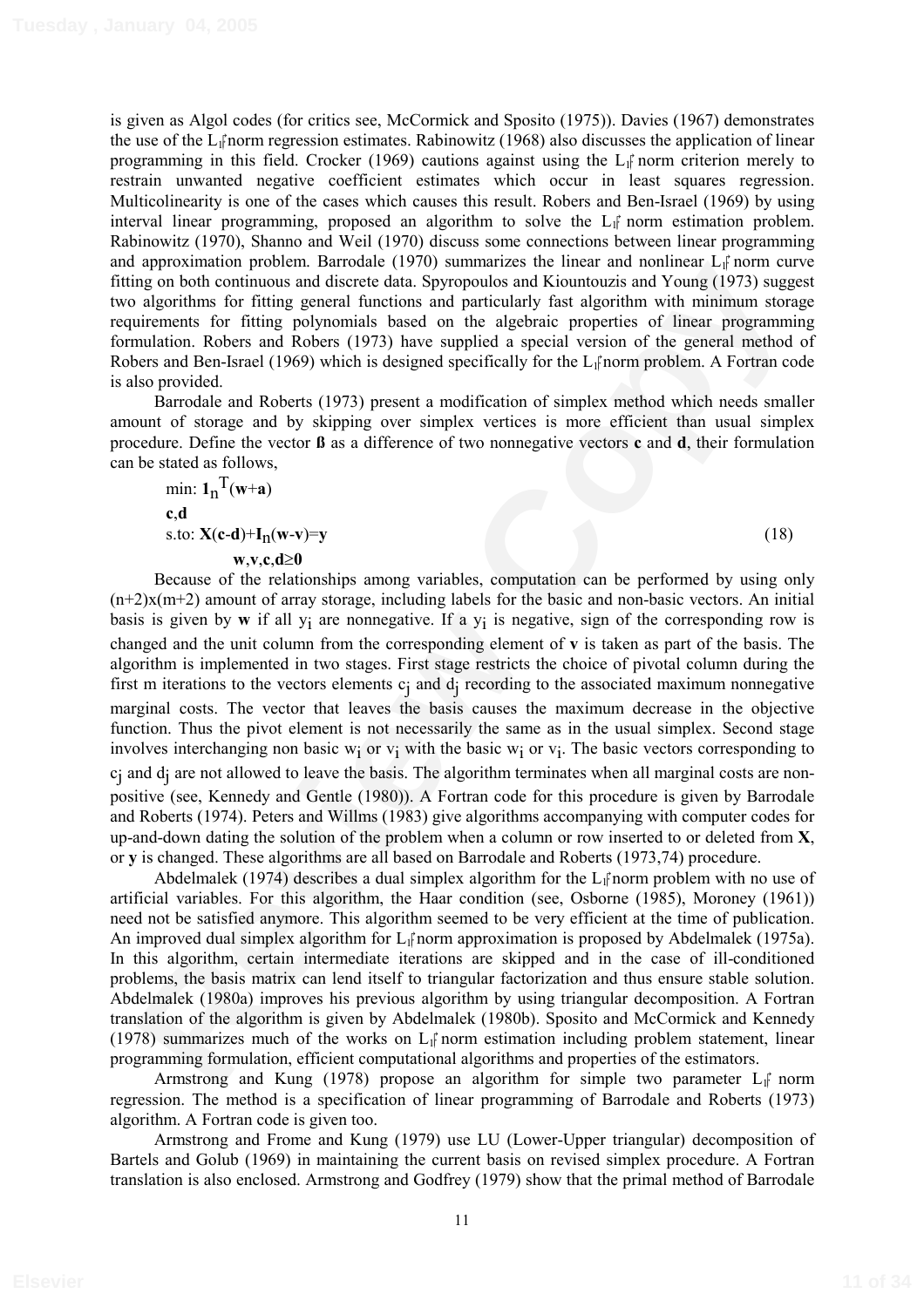is given as Algol codes (for critics see, McCormick and Sposito (1975)). Davies (1967) demonstrates the use of the $L_1$ norm regression estimates. Rabinowitz (1968) also discusses the application of linear programming in this field. Crocker (1969) cautions against using the $L_1$ norm criterion merely to restrain unwanted negative coefficient estimates which occur in least squares regression. Multicolinearity is one of the cases which causes this result. Robers and Ben-Israel (1969) by using interval linear programming, proposed an algorithm to solve the $L_1$ norm estimation problem. Rabinowitz (1970), Shanno and Weil (1970) discuss some connections between linear programming and approximation problem. Barrodale (1970) summarizes the linear and nonlinear $L_1$ norm curve fitting on both continuous and discrete data. Spyropoulos and Kiountouzis and Young (1973) suggest two algorithms for fitting general functions and particularly fast algorithm with minimum storage requirements for fitting polynomials based on the algebraic properties of linear programming formulation. Robers and Robers (1973) have supplied a special version of the general method of Robers and Ben-Israel (1969) which is designed specifically for the $L_1$ norm problem. A Fortran code is also provided.

Barrodale and Roberts (1973) present a modification of simplex method which needs smaller amount of storage and by skipping over simplex vertices is more efficient than usual simplex procedure. Define the vector **ß** as a difference of two nonnegative vectors **c** and **d**, their formulation can be stated as follows,

$$
\begin{aligned}
&\min_{\mathbf{c},\mathbf{d}}: \mathbf{1}_n^T(\mathbf{w}+\mathbf{a}) \\
&\text{s.to: } \mathbf{X}(\mathbf{c}-\mathbf{d})+\mathbf{I}_n(\mathbf{w}-\mathbf{v})=\mathbf{y} \qquad (18) \\
&\qquad \mathbf{w},\mathbf{v},\mathbf{c},\mathbf{d}\geq \mathbf{0}
\end{aligned}
$$

Because of the relationships among variables, computation can be performed by using only $(n+2)x(m+2)$ amount of array storage, including labels for the basic and non-basic vectors. An initial basis is given by **w** if all $y_i$ are nonnegative. If a $y_i$ is negative, sign of the corresponding row is changed and the unit column from the corresponding element of **v** is taken as part of the basis. The algorithm is implemented in two stages. First stage restricts the choice of pivotal column during the first m iterations to the vectors elements $c_j$ and $d_j$ recording to the associated maximum nonnegative marginal costs. The vector that leaves the basis causes the maximum decrease in the objective function. Thus the pivot element is not necessarily the same as in the usual simplex. Second stage involves interchanging non basic $w_i$ or $v_i$ with the basic $w_i$ or $v_i$. The basic vectors corresponding to $c_j$ and $d_j$ are not allowed to leave the basis. The algorithm terminates when all marginal costs are non-positive (see, Kennedy and Gentle (1980)). A Fortran code for this procedure is given by Barrodale and Roberts (1974). Peters and Willms (1983) give algorithms accompanying with computer codes for up-and-down dating the solution of the problem when a column or row inserted to or deleted from **X**, or **y** is changed. These algorithms are all based on Barrodale and Roberts (1973,74) procedure.

Abdelmalek (1974) describes a dual simplex algorithm for the $L_1$ norm problem with no use of artificial variables. For this algorithm, the Haar condition (see, Osborne (1985), Moroney (1961)) need not be satisfied anymore. This algorithm seemed to be very efficient at the time of publication. An improved dual simplex algorithm for $L_1$ norm approximation is proposed by Abdelmalek (1975a). In this algorithm, certain intermediate iterations are skipped and in the case of ill-conditioned problems, the basis matrix can lend itself to triangular factorization and thus ensure stable solution. Abdelmalek (1980a) improves his previous algorithm by using triangular decomposition. A Fortran translation of the algorithm is given by Abdelmalek (1980b). Sposito and McCormick and Kennedy (1978) summarizes much of the works on $L_1$ norm estimation including problem statement, linear programming formulation, efficient computational algorithms and properties of the estimators.

Armstrong and Kung (1978) propose an algorithm for simple two parameter $L_1$ norm regression. The method is a specification of linear programming of Barrodale and Roberts (1973) algorithm. A Fortran code is given too.

Armstrong and Frome and Kung (1979) use LU (Lower-Upper triangular) decomposition of Bartels and Golub (1969) in maintaining the current basis on revised simplex procedure. A Fortran translation is also enclosed. Armstrong and Godfrey (1979) show that the primal method of Barrodale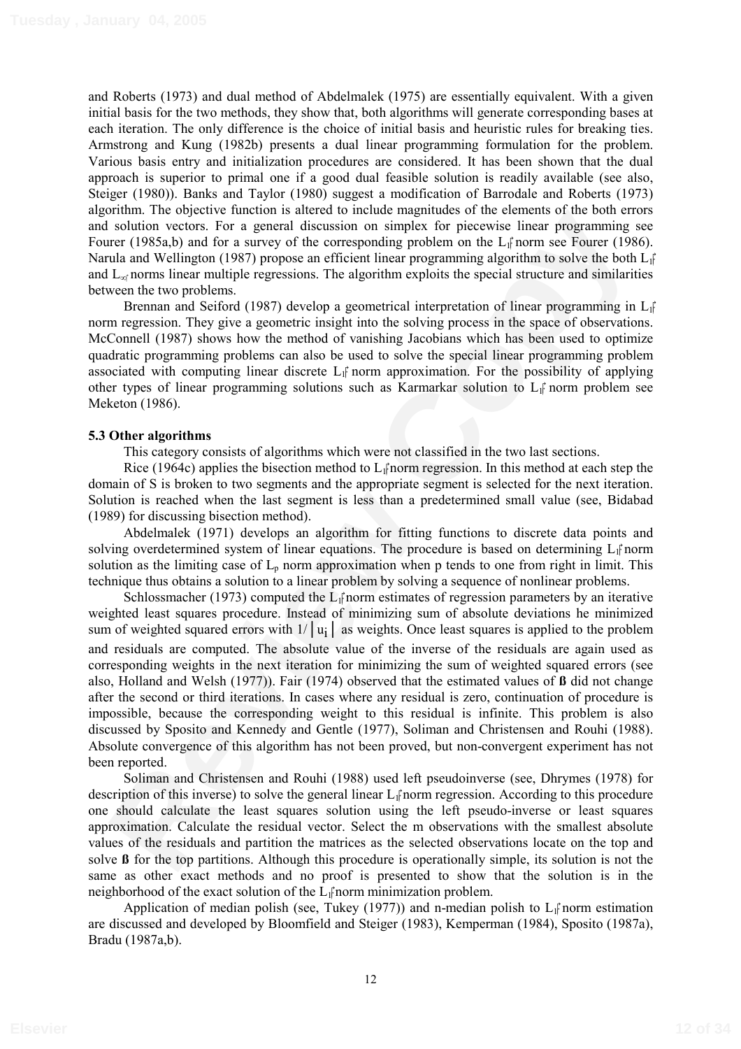and Roberts (1973) and dual method of Abdelmalek (1975) are essentially equivalent. With a given initial basis for the two methods, they show that, both algorithms will generate corresponding bases at each iteration. The only difference is the choice of initial basis and heuristic rules for breaking ties. Armstrong and Kung (1982b) presents a dual linear programming formulation for the problem. Various basis entry and initialization procedures are considered. It has been shown that the dual approach is superior to primal one if a good dual feasible solution is readily available (see also, Steiger (1980)). Banks and Taylor (1980) suggest a modification of Barrodale and Roberts (1973) algorithm. The objective function is altered to include magnitudes of the elements of the both errors and solution vectors. For a general discussion on simplex for piecewise linear programming see Fourer (1985a,b) and for a survey of the corresponding problem on the $L_1$ norm see Fourer (1986). Narula and Wellington (1987) propose an efficient linear programming algorithm to solve the both $L_1$ and $L_\infty$ norms linear multiple regressions. The algorithm exploits the special structure and similarities between the two problems.

Brennan and Seiford (1987) develop a geometrical interpretation of linear programming in $L_1$ norm regression. They give a geometric insight into the solving process in the space of observations. McConnell (1987) shows how the method of vanishing Jacobians which has been used to optimize quadratic programming problems can also be used to solve the special linear programming problem associated with computing linear discrete $L_1$ norm approximation. For the possibility of applying other types of linear programming solutions such as Karmarkar solution to $L_1$ norm problem see Meketon (1986).

### 5.3 Other algorithms

This category consists of algorithms which were not classified in the two last sections.

Rice (1964c) applies the bisection method to $L_1$ norm regression. In this method at each step the domain of S is broken to two segments and the appropriate segment is selected for the next iteration. Solution is reached when the last segment is less than a predetermined small value (see, Bidabad (1989) for discussing bisection method).

Abdelmalek (1971) develops an algorithm for fitting functions to discrete data points and solving overdetermined system of linear equations. The procedure is based on determining $L_1$ norm solution as the limiting case of $L_p$ norm approximation when p tends to one from right in limit. This technique thus obtains a solution to a linear problem by solving a sequence of nonlinear problems.

Schlossmacher (1973) computed the $L_1$ norm estimates of regression parameters by an iterative weighted least squares procedure. Instead of minimizing sum of absolute deviations he minimized sum of weighted squared errors with $1/|u_i|$ as weights. Once least squares is applied to the problem and residuals are computed. The absolute value of the inverse of the residuals are again used as corresponding weights in the next iteration for minimizing the sum of weighted squared errors (see also, Holland and Welsh (1977)). Fair (1974) observed that the estimated values of **ß** did not change after the second or third iterations. In cases where any residual is zero, continuation of procedure is impossible, because the corresponding weight to this residual is infinite. This problem is also discussed by Sposito and Kennedy and Gentle (1977), Soliman and Christensen and Rouhi (1988). Absolute convergence of this algorithm has not been proved, but non-convergent experiment has not been reported.

Soliman and Christensen and Rouhi (1988) used left pseudoinverse (see, Dhrymes (1978) for description of this inverse) to solve the general linear $L_1$ norm regression. According to this procedure one should calculate the least squares solution using the left pseudo-inverse or least squares approximation. Calculate the residual vector. Select the m observations with the smallest absolute values of the residuals and partition the matrices as the selected observations locate on the top and solve **ß** for the top partitions. Although this procedure is operationally simple, its solution is not the same as other exact methods and no proof is presented to show that the solution is in the neighborhood of the exact solution of the $L_1$ norm minimization problem.

Application of median polish (see, Tukey (1977)) and n-median polish to $L_1$ norm estimation are discussed and developed by Bloomfield and Steiger (1983), Kemperman (1984), Sposito (1987a), Bradu (1987a,b).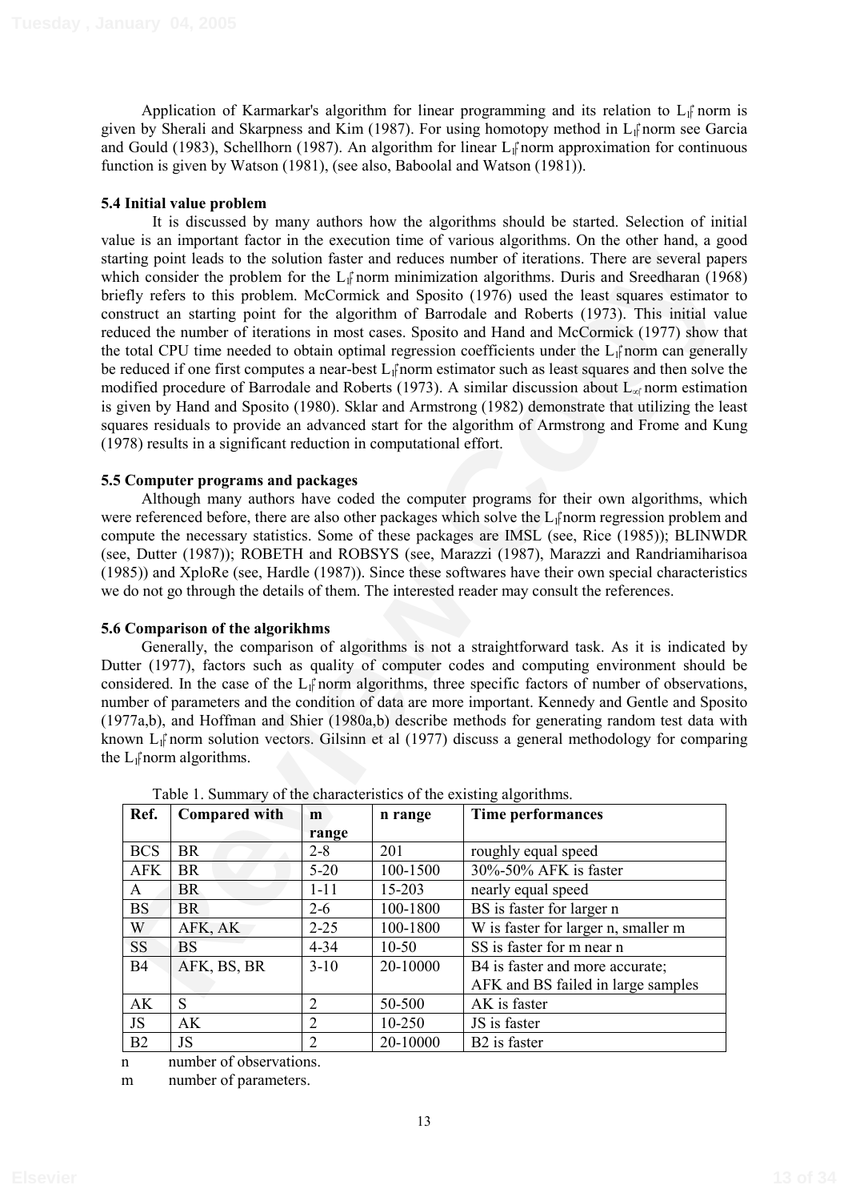Application of Karmarkar's algorithm for linear programming and its relation to $L_1$ norm is given by Sherali and Skarpness and Kim (1987). For using homotopy method in $L_1$ norm see Garcia and Gould (1983), Schellhorn (1987). An algorithm for linear $L_1$ norm approximation for continuous function is given by Watson (1981), (see also, Baboolal and Watson (1981)).

### 5.4 Initial value problem

It is discussed by many authors how the algorithms should be started. Selection of initial value is an important factor in the execution time of various algorithms. On the other hand, a good starting point leads to the solution faster and reduces number of iterations. There are several papers which consider the problem for the $L_1$ norm minimization algorithms. Duris and Sreedharan (1968) briefly refers to this problem. McCormick and Sposito (1976) used the least squares estimator to construct an starting point for the algorithm of Barrodale and Roberts (1973). This initial value reduced the number of iterations in most cases. Sposito and Hand and McCormick (1977) show that the total CPU time needed to obtain optimal regression coefficients under the $L_1$ norm can generally be reduced if one first computes a near-best $L_1$ norm estimator such as least squares and then solve the modified procedure of Barrodale and Roberts (1973). A similar discussion about $L_\infty$ norm estimation is given by Hand and Sposito (1980). Sklar and Armstrong (1982) demonstrate that utilizing the least squares residuals to provide an advanced start for the algorithm of Armstrong and Frome and Kung (1978) results in a significant reduction in computational effort.

### 5.5 Computer programs and packages

Although many authors have coded the computer programs for their own algorithms, which were referenced before, there are also other packages which solve the $L_1$ norm regression problem and compute the necessary statistics. Some of these packages are IMSL (see, Rice (1985)); BLINWDR (see, Dutter (1987)); ROBETH and ROBSYS (see, Marazzi (1987), Marazzi and Randriamiharisoa (1985)) and XploRe (see, Hardle (1987)). Since these softwares have their own special characteristics we do not go through the details of them. The interested reader may consult the references.

### 5.6 Comparison of the algorikhms

Generally, the comparison of algorithms is not a straightforward task. As it is indicated by Dutter (1977), factors such as quality of computer codes and computing environment should be considered. In the case of the $L_1$ norm algorithms, three specific factors of number of observations, number of parameters and the condition of data are more important. Kennedy and Gentle and Sposito (1977a,b), and Hoffman and Shier (1980a,b) describe methods for generating random test data with known $L_1$ norm solution vectors. Gilsinn et al (1977) discuss a general methodology for comparing the $L_1$ norm algorithms.

Table 1. Summary of the characteristics of the existing algorithms.

| Ref. | Compared with | m range | n range | Time performances |
|---|---|---|---|---|
| BCS | BR | 2-8 | 201 | roughly equal speed |
| AFK | BR | 5-20 | 100-1500 | 30%-50% AFK is faster |
| A | BR | 1-11 | 15-203 | nearly equal speed |
| BS | BR | 2-6 | 100-1800 | BS is faster for larger n |
| W | AFK, AK | 2-25 | 100-1800 | W is faster for larger n, smaller m |
| SS | BS | 4-34 | 10-50 | SS is faster for m near n |
| B4 | AFK, BS, BR | 3-10 | 20-10000 | B4 is faster and more accurate; AFK and BS failed in large samples |
| AK | S | 2 | 50-500 | AK is faster |
| JS | AK | 2 | 10-250 | JS is faster |
| B2 | JS | 2 | 20-10000 | B2 is faster |

n number of observations.

m number of parameters.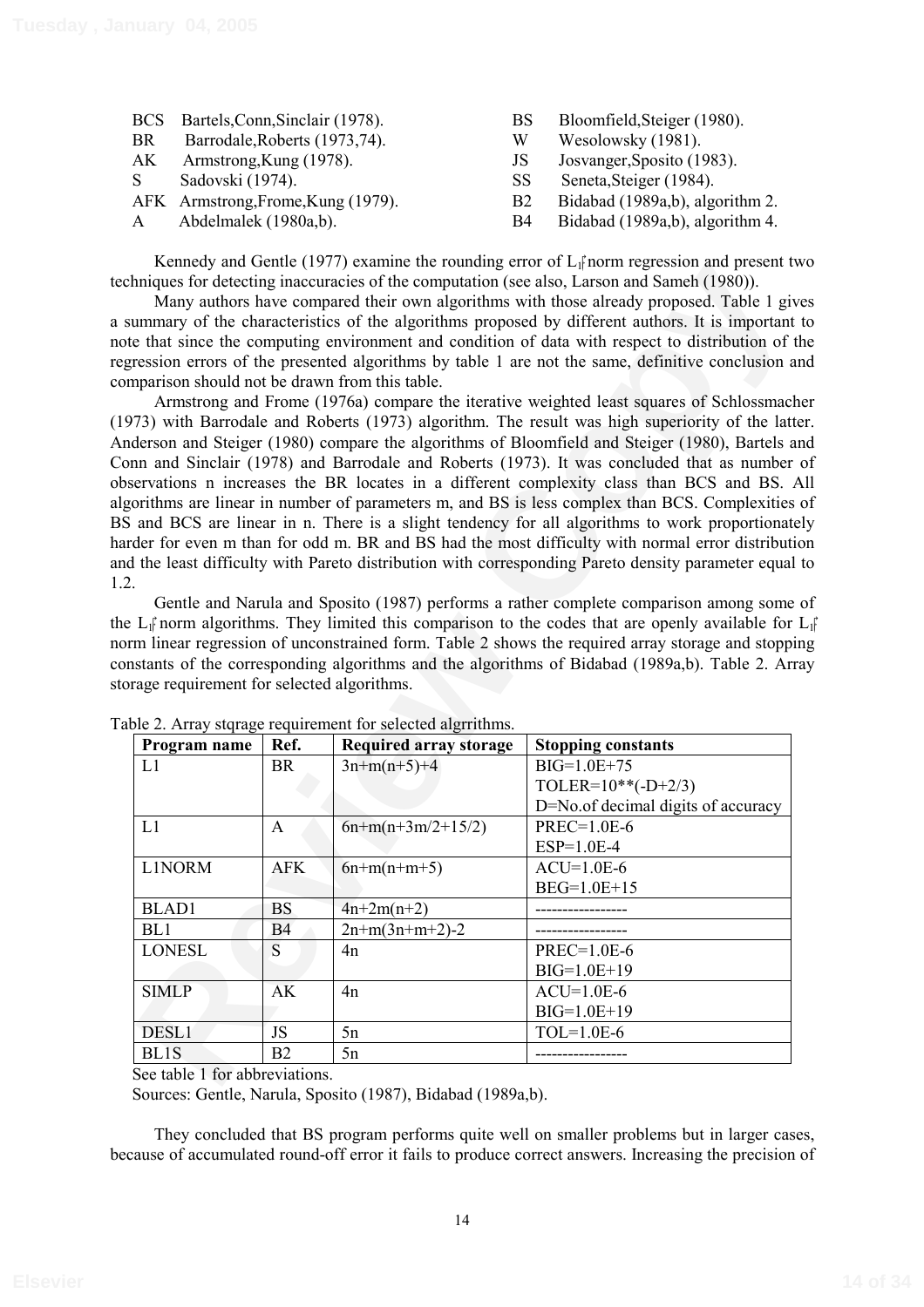| | | | |
|---|---|---|---|
| BCS | Bartels,Conn,Sinclair (1978). | BS | Bloomfield,Steiger (1980). |
| BR | Barrodale,Roberts (1973,74). | W | Wesolowsky (1981). |
| AK | Armstrong,Kung (1978). | JS | Josvanger,Sposito (1983). |
| S | Sadovski (1974). | SS | Seneta,Steiger (1984). |
| AFK | Armstrong,Frome,Kung (1979). | B2 | Bidabad (1989a,b), algorithm 2. |
| A | Abdelmalek (1980a,b). | B4 | Bidabad (1989a,b), algorithm 4. |

Kennedy and Gentle (1977) examine the rounding error of $L_1$ norm regression and present two techniques for detecting inaccuracies of the computation (see also, Larson and Sameh (1980)).

Many authors have compared their own algorithms with those already proposed. Table 1 gives a summary of the characteristics of the algorithms proposed by different authors. It is important to note that since the computing environment and condition of data with respect to distribution of the regression errors of the presented algorithms by table 1 are not the same, definitive conclusion and comparison should not be drawn from this table.

Armstrong and Frome (1976a) compare the iterative weighted least squares of Schlossmacher (1973) with Barrodale and Roberts (1973) algorithm. The result was high superiority of the latter. Anderson and Steiger (1980) compare the algorithms of Bloomfield and Steiger (1980), Bartels and Conn and Sinclair (1978) and Barrodale and Roberts (1973). It was concluded that as number of observations n increases the BR locates in a different complexity class than BCS and BS. All algorithms are linear in number of parameters m, and BS is less complex than BCS. Complexities of BS and BCS are linear in n. There is a slight tendency for all algorithms to work proportionately harder for even m than for odd m. BR and BS had the most difficulty with normal error distribution and the least difficulty with Pareto distribution with corresponding Pareto density parameter equal to 1.2.

Gentle and Narula and Sposito (1987) performs a rather complete comparison among some of the $L_1$ norm algorithms. They limited this comparison to the codes that are openly available for $L_1$ norm linear regression of unconstrained form. Table 2 shows the required array storage and stopping constants of the corresponding algorithms and the algorithms of Bidabad (1989a,b). Table 2. Array storage requirement for selected algorithms.

Table 2. Array stqrage requirement for selected algrrithms.

| Program name | Ref. | Required array storage | Stopping constants |
|---|---|---|---|
| L1 | BR | 3n+m(n+5)+4 | BIG=1.0E+75<br>TOLER=10**(-D+2/3)<br>D=No.of decimal digits of accuracy |
| L1 | A | 6n+m(n+3m/2+15/2) | PREC=1.0E-6<br>ESP=1.0E-4 |
| L1NORM | AFK | 6n+m(n+m+5) | ACU=1.0E-6<br>BEG=1.0E+15 |
| BLAD1 | BS | 4n+2m(n+2) | ----------------- |
| BL1 | B4 | 2n+m(3n+m+2)-2 | ----------------- |
| LONESL | S | 4n | PREC=1.0E-6<br>BIG=1.0E+19 |
| SIMLP | AK | 4n | ACU=1.0E-6<br>BIG=1.0E+19 |
| DESL1 | JS | 5n | TOL=1.0E-6 |
| BL1S | B2 | 5n | ----------------- |

See table 1 for abbreviations.
Sources: Gentle, Narula, Sposito (1987), Bidabad (1989a,b).

They concluded that BS program performs quite well on smaller problems but in larger cases, because of accumulated round-off error it fails to produce correct answers. Increasing the precision of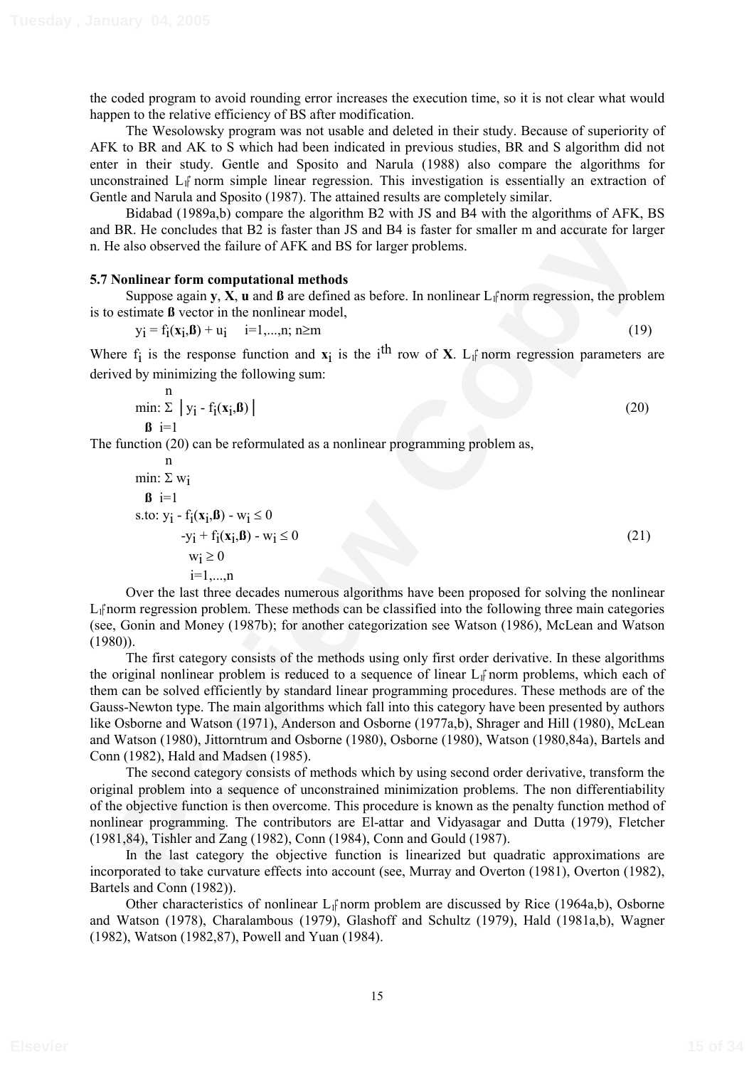the coded program to avoid rounding error increases the execution time, so it is not clear what would happen to the relative efficiency of BS after modification.

The Wesolowsky program was not usable and deleted in their study. Because of superiority of AFK to BR and AK to S which had been indicated in previous studies, BR and S algorithm did not enter in their study. Gentle and Sposito and Narula (1988) also compare the algorithms for unconstrained $L_1$ norm simple linear regression. This investigation is essentially an extraction of Gentle and Narula and Sposito (1987). The attained results are completely similar.

Bidabad (1989a,b) compare the algorithm B2 with JS and B4 with the algorithms of AFK, BS and BR. He concludes that B2 is faster than JS and B4 is faster for smaller m and accurate for larger n. He also observed the failure of AFK and BS for larger problems.

### 5.7 Nonlinear form computational methods

Suppose again **y**, **X**, **u** and **ß** are defined as before. In nonlinear $L_1$ norm regression, the problem is to estimate **ß** vector in the nonlinear model,

$$y_i = f_i(\mathbf{x}_i,\boldsymbol{\beta}) + u_i \qquad i=1,...,n;\ n\geq m \tag{19}$$

Where $f_i$ is the response function and $\mathbf{x}_i$ is the $i^{th}$ row of **X**. $L_1$ norm regression parameters are derived by minimizing the following sum:

$$\min_{\boldsymbol{\beta}}: \sum_{i=1}^{n} \left| y_i - f_i(\mathbf{x}_i,\boldsymbol{\beta}) \right| \tag{20}$$

The function (20) can be reformulated as a nonlinear programming problem as,

$$\begin{aligned} \min_{\boldsymbol{\beta}}: & \sum_{i=1}^{n} w_i \\ \text{s.to: } & y_i - f_i(\mathbf{x}_i,\boldsymbol{\beta}) - w_i \leq 0 \\ & -y_i + f_i(\mathbf{x}_i,\boldsymbol{\beta}) - w_i \leq 0 \\ & w_i \geq 0 \\ & i=1,...,n \end{aligned} \tag{21}$$

Over the last three decades numerous algorithms have been proposed for solving the nonlinear $L_1$ norm regression problem. These methods can be classified into the following three main categories (see, Gonin and Money (1987b); for another categorization see Watson (1986), McLean and Watson (1980)).

The first category consists of the methods using only first order derivative. In these algorithms the original nonlinear problem is reduced to a sequence of linear $L_1$ norm problems, which each of them can be solved efficiently by standard linear programming procedures. These methods are of the Gauss-Newton type. The main algorithms which fall into this category have been presented by authors like Osborne and Watson (1971), Anderson and Osborne (1977a,b), Shrager and Hill (1980), McLean and Watson (1980), Jittorntrum and Osborne (1980), Osborne (1980), Watson (1980,84a), Bartels and Conn (1982), Hald and Madsen (1985).

The second category consists of methods which by using second order derivative, transform the original problem into a sequence of unconstrained minimization problems. The non differentiability of the objective function is then overcome. This procedure is known as the penalty function method of nonlinear programming. The contributors are El-attar and Vidyasagar and Dutta (1979), Fletcher (1981,84), Tishler and Zang (1982), Conn (1984), Conn and Gould (1987).

In the last category the objective function is linearized but quadratic approximations are incorporated to take curvature effects into account (see, Murray and Overton (1981), Overton (1982), Bartels and Conn (1982)).

Other characteristics of nonlinear $L_1$ norm problem are discussed by Rice (1964a,b), Osborne and Watson (1978), Charalambous (1979), Glashoff and Schultz (1979), Hald (1981a,b), Wagner (1982), Watson (1982,87), Powell and Yuan (1984).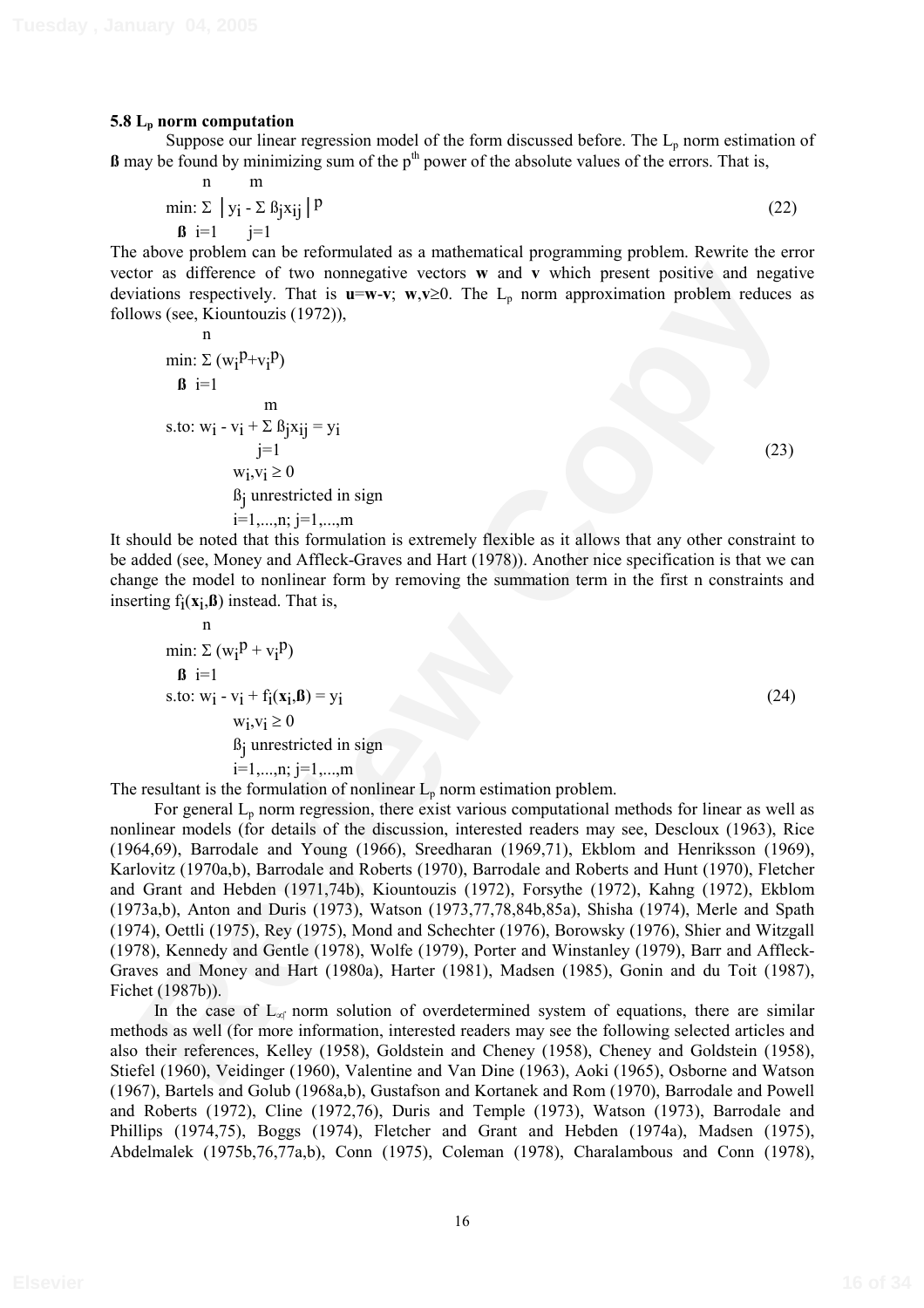### 5.8 $L_p$ norm computation

Suppose our linear regression model of the form discussed before. The $L_p$ norm estimation of **ß** may be found by minimizing sum of the $p^{th}$ power of the absolute values of the errors. That is,

$$\min_{\boldsymbol{\beta}}: \sum_{i=1}^{n} \left| y_i - \sum_{j=1}^{m} \beta_j x_{ij} \right|^p \tag{22}$$

The above problem can be reformulated as a mathematical programming problem. Rewrite the error vector as difference of two nonnegative vectors **w** and **v** which present positive and negative deviations respectively. That is $\mathbf{u}=\mathbf{w}-\mathbf{v}$; $\mathbf{w},\mathbf{v}\geq 0$. The $L_p$ norm approximation problem reduces as follows (see, Kiountouzis (1972)),

$$\begin{aligned}
\min_{\boldsymbol{\beta}}: & \sum_{i=1}^{n} (w_i^p + v_i^p) \\
\text{s.to: } & w_i - v_i + \sum_{j=1}^{m} \beta_j x_{ij} = y_i \\
& w_i, v_i \geq 0 \\
& \beta_j \text{ unrestricted in sign} \\
& i=1,\ldots,n;\ j=1,\ldots,m
\end{aligned} \tag{23}$$

It should be noted that this formulation is extremely flexible as it allows that any other constraint to be added (see, Money and Affleck-Graves and Hart (1978)). Another nice specification is that we can change the model to nonlinear form by removing the summation term in the first n constraints and inserting $f_i(\mathbf{x}_i,\boldsymbol{\beta})$ instead. That is,

$$\begin{aligned}
\min_{\boldsymbol{\beta}}: & \sum_{i=1}^{n} (w_i^p + v_i^p) \\
\text{s.to: } & w_i - v_i + f_i(\mathbf{x}_i,\boldsymbol{\beta}) = y_i \\
& w_i, v_i \geq 0 \\
& \beta_j \text{ unrestricted in sign} \\
& i=1,\ldots,n;\ j=1,\ldots,m
\end{aligned} \tag{24}$$

The resultant is the formulation of nonlinear $L_p$ norm estimation problem.

For general $L_p$ norm regression, there exist various computational methods for linear as well as nonlinear models (for details of the discussion, interested readers may see, Descloux (1963), Rice (1964,69), Barrodale and Young (1966), Sreedharan (1969,71), Ekblom and Henriksson (1969), Karlovitz (1970a,b), Barrodale and Roberts (1970), Barrodale and Roberts and Hunt (1970), Fletcher and Grant and Hebden (1971,74b), Kiountouzis (1972), Forsythe (1972), Kahng (1972), Ekblom (1973a,b), Anton and Duris (1973), Watson (1973,77,78,84b,85a), Shisha (1974), Merle and Spath (1974), Oettli (1975), Rey (1975), Mond and Schechter (1976), Borowsky (1976), Shier and Witzgall (1978), Kennedy and Gentle (1978), Wolfe (1979), Porter and Winstanley (1979), Barr and Affleck-Graves and Money and Hart (1980a), Harter (1981), Madsen (1985), Gonin and du Toit (1987), Fichet (1987b)).

In the case of $L_\infty$ norm solution of overdetermined system of equations, there are similar methods as well (for more information, interested readers may see the following selected articles and also their references, Kelley (1958), Goldstein and Cheney (1958), Cheney and Goldstein (1958), Stiefel (1960), Veidinger (1960), Valentine and Van Dine (1963), Aoki (1965), Osborne and Watson (1967), Bartels and Golub (1968a,b), Gustafson and Kortanek and Rom (1970), Barrodale and Powell and Roberts (1972), Cline (1972,76), Duris and Temple (1973), Watson (1973), Barrodale and Phillips (1974,75), Boggs (1974), Fletcher and Grant and Hebden (1974a), Madsen (1975), Abdelmalek (1975b,76,77a,b), Conn (1975), Coleman (1978), Charalambous and Conn (1978),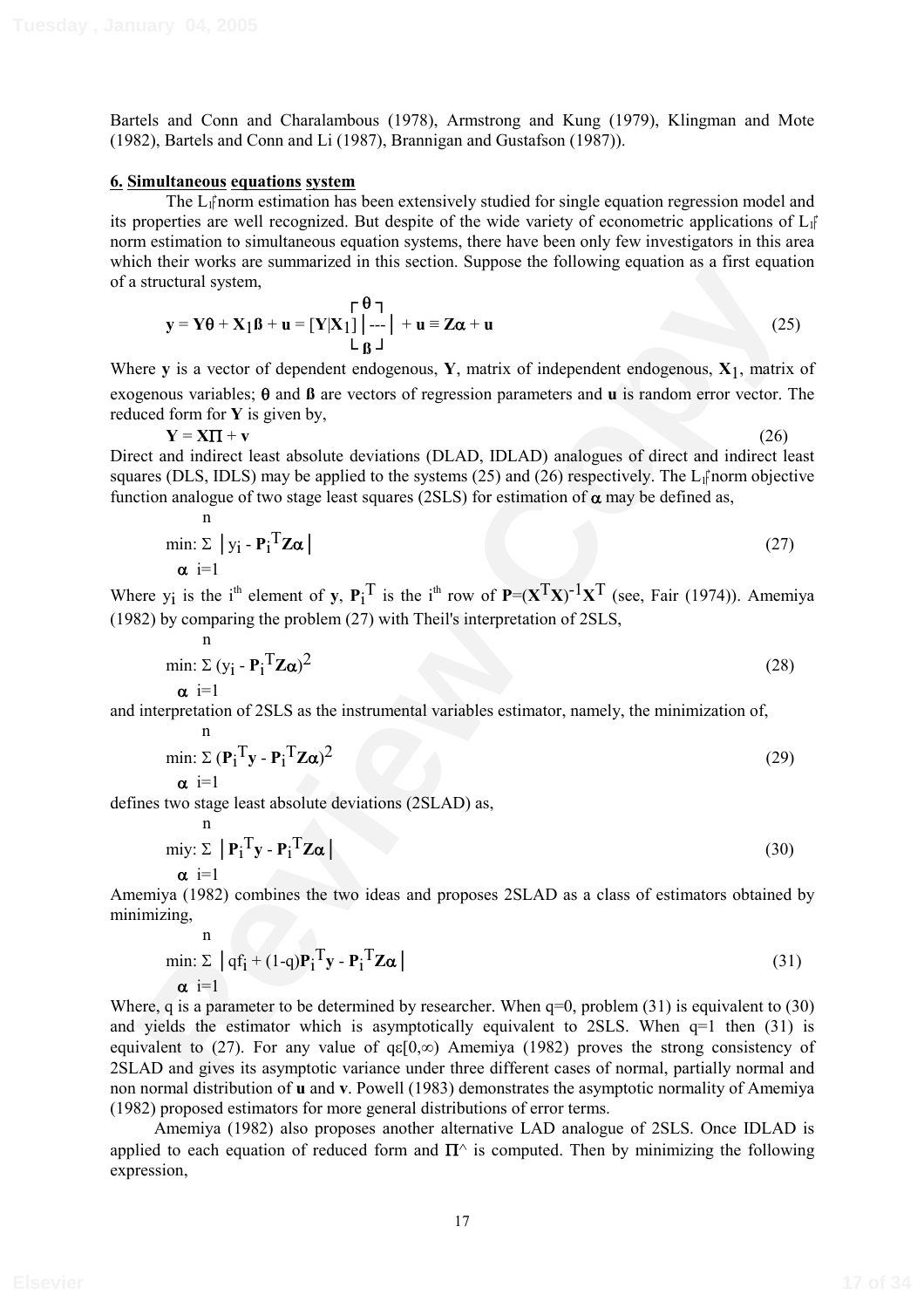Bartels and Conn and Charalambous (1978), Armstrong and Kung (1979), Klingman and Mote (1982), Bartels and Conn and Li (1987), Brannigan and Gustafson (1987)).

## 6. Simultaneous equations system

The $L_1$-norm estimation has been extensively studied for single equation regression model and its properties are well recognized. But despite of the wide variety of econometric applications of $L_1$-norm estimation to simultaneous equation systems, there have been only few investigators in this area which their works are summarized in this section. Suppose the following equation as a first equation of a structural system,

$$\mathbf{y} = \mathbf{Y}\theta + \mathbf{X}_1\mathbf{ß} + \mathbf{u} = [\mathbf{Y}|\mathbf{X}_1]\begin{bmatrix}\theta \\ --- \\ \mathbf{ß}\end{bmatrix} + \mathbf{u} \equiv \mathbf{Z}\alpha + \mathbf{u} \tag{25}$$

Where $\mathbf{y}$ is a vector of dependent endogenous, $\mathbf{Y}$, matrix of independent endogenous, $\mathbf{X}_1$, matrix of exogenous variables; $\theta$ and $\mathbf{ß}$ are vectors of regression parameters and $\mathbf{u}$ is random error vector. The reduced form for $\mathbf{Y}$ is given by,

$$\mathbf{Y} = \mathbf{X}\Pi + \mathbf{v} \tag{26}$$

Direct and indirect least absolute deviations (DLAD, IDLAD) analogues of direct and indirect least squares (DLS, IDLS) may be applied to the systems (25) and (26) respectively. The $L_1$-norm objective function analogue of two stage least squares (2SLS) for estimation of $\alpha$ may be defined as,

$$\min_{\alpha}: \sum_{i=1}^{n} \left| y_i - \mathbf{P}_i^T\mathbf{Z}\alpha \right| \tag{27}$$

Where $y_i$ is the i^th^ element of $\mathbf{y}$, $\mathbf{P}_i^T$ is the i^th^ row of $\mathbf{P}=(\mathbf{X}^T\mathbf{X})^{-1}\mathbf{X}^T$ (see, Fair (1974)). Amemiya (1982) by comparing the problem (27) with Theil's interpretation of 2SLS,

$$\min_{\alpha}: \sum_{i=1}^{n} (y_i - \mathbf{P}_i^T\mathbf{Z}\alpha)^2 \tag{28}$$

and interpretation of 2SLS as the instrumental variables estimator, namely, the minimization of,

$$\min_{\alpha}: \sum_{i=1}^{n} (\mathbf{P}_i^T\mathbf{y} - \mathbf{P}_i^T\mathbf{Z}\alpha)^2 \tag{29}$$

defines two stage least absolute deviations (2SLAD) as,

$$\text{miy}_{\alpha}: \sum_{i=1}^{n} \left| \mathbf{P}_i^T\mathbf{y} - \mathbf{P}_i^T\mathbf{Z}\alpha \right| \tag{30}$$

Amemiya (1982) combines the two ideas and proposes 2SLAD as a class of estimators obtained by minimizing,

$$\min_{\alpha}: \sum_{i=1}^{n} \left| qf_i + (1-q)\mathbf{P}_i^T\mathbf{y} - \mathbf{P}_i^T\mathbf{Z}\alpha \right| \tag{31}$$

Where, q is a parameter to be determined by researcher. When q=0, problem (31) is equivalent to (30) and yields the estimator which is asymptotically equivalent to 2SLS. When q=1 then (31) is equivalent to (27). For any value of $q\varepsilon[0,\infty)$ Amemiya (1982) proves the strong consistency of 2SLAD and gives its asymptotic variance under three different cases of normal, partially normal and non normal distribution of $\mathbf{u}$ and $\mathbf{v}$. Powell (1983) demonstrates the asymptotic normality of Amemiya (1982) proposed estimators for more general distributions of error terms.

Amemiya (1982) also proposes another alternative LAD analogue of 2SLS. Once IDLAD is applied to each equation of reduced form and $\Pi$^ is computed. Then by minimizing the following expression,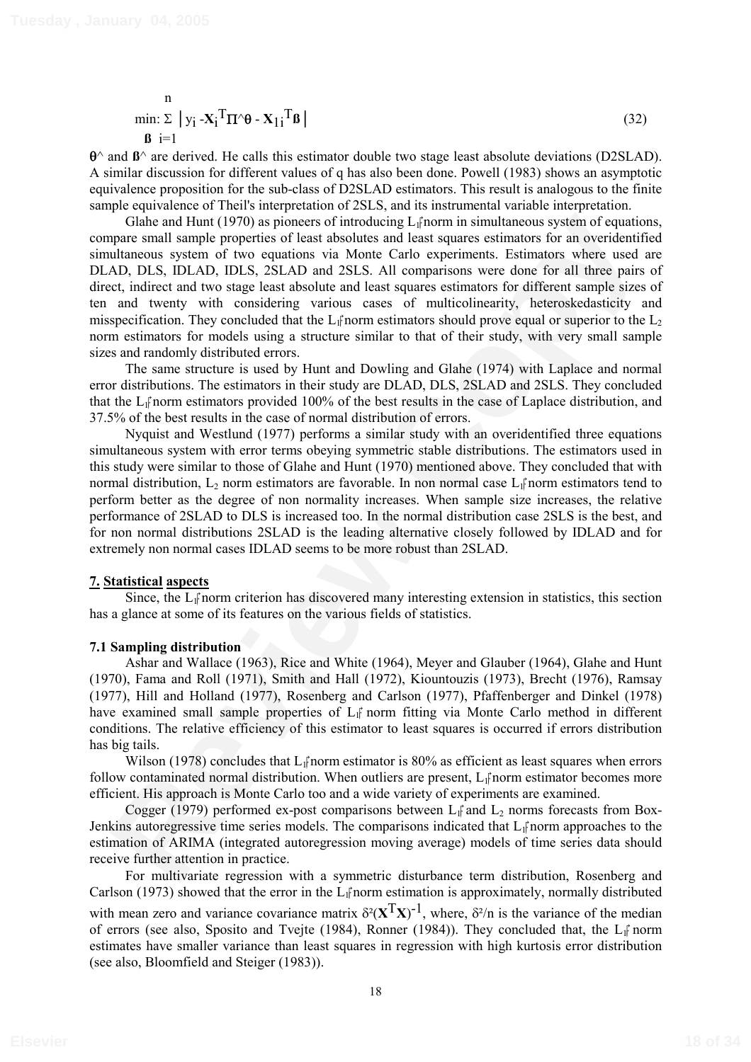$$\min_{\beta} \sum_{i=1}^{n} \left| y_i - \mathbf{X}_i^T \Pi^\wedge \theta - \mathbf{X}_{1i}^T \boldsymbol{\beta} \right| \tag{32}$$

$\theta^\wedge$ and $\beta^\wedge$ are derived. He calls this estimator double two stage least absolute deviations (D2SLAD). A similar discussion for different values of q has also been done. Powell (1983) shows an asymptotic equivalence proposition for the sub-class of D2SLAD estimators. This result is analogous to the finite sample equivalence of Theil's interpretation of 2SLS, and its instrumental variable interpretation.

Glahe and Hunt (1970) as pioneers of introducing $L_1$-norm in simultaneous system of equations, compare small sample properties of least absolutes and least squares estimators for an overidentified simultaneous system of two equations via Monte Carlo experiments. Estimators where used are DLAD, DLS, IDLAD, IDLS, 2SLAD and 2SLS. All comparisons were done for all three pairs of direct, indirect and two stage least absolute and least squares estimators for different sample sizes of ten and twenty with considering various cases of multicolinearity, heteroskedasticity and misspecification. They concluded that the $L_1$-norm estimators should prove equal or superior to the $L_2$ norm estimators for models using a structure similar to that of their study, with very small sample sizes and randomly distributed errors.

The same structure is used by Hunt and Dowling and Glahe (1974) with Laplace and normal error distributions. The estimators in their study are DLAD, DLS, 2SLAD and 2SLS. They concluded that the $L_1$-norm estimators provided 100% of the best results in the case of Laplace distribution, and 37.5% of the best results in the case of normal distribution of errors.

Nyquist and Westlund (1977) performs a similar study with an overidentified three equations simultaneous system with error terms obeying symmetric stable distributions. The estimators used in this study were similar to those of Glahe and Hunt (1970) mentioned above. They concluded that with normal distribution, $L_2$ norm estimators are favorable. In non normal case $L_1$-norm estimators tend to perform better as the degree of non normality increases. When sample size increases, the relative performance of 2SLAD to DLS is increased too. In the normal distribution case 2SLS is the best, and for non normal distributions 2SLAD is the leading alternative closely followed by IDLAD and for extremely non normal cases IDLAD seems to be more robust than 2SLAD.

## 7. Statistical aspects

Since, the $L_1$-norm criterion has discovered many interesting extension in statistics, this section has a glance at some of its features on the various fields of statistics.

### 7.1 Sampling distribution

Ashar and Wallace (1963), Rice and White (1964), Meyer and Glauber (1964), Glahe and Hunt (1970), Fama and Roll (1971), Smith and Hall (1972), Kiountouzis (1973), Brecht (1976), Ramsay (1977), Hill and Holland (1977), Rosenberg and Carlson (1977), Pfaffenberger and Dinkel (1978) have examined small sample properties of $L_1$-norm fitting via Monte Carlo method in different conditions. The relative efficiency of this estimator to least squares is occurred if errors distribution has big tails.

Wilson (1978) concludes that $L_1$-norm estimator is 80% as efficient as least squares when errors follow contaminated normal distribution. When outliers are present, $L_1$-norm estimator becomes more efficient. His approach is Monte Carlo too and a wide variety of experiments are examined.

Cogger (1979) performed ex-post comparisons between $L_1$ and $L_2$ norms forecasts from Box-Jenkins autoregressive time series models. The comparisons indicated that $L_1$-norm approaches to the estimation of ARIMA (integrated autoregression moving average) models of time series data should receive further attention in practice.

For multivariate regression with a symmetric disturbance term distribution, Rosenberg and Carlson (1973) showed that the error in the $L_1$-norm estimation is approximately, normally distributed with mean zero and variance covariance matrix $\delta^2(\mathbf{X}^T\mathbf{X})^{-1}$, where, $\delta^2/n$ is the variance of the median of errors (see also, Sposito and Tvejte (1984), Ronner (1984)). They concluded that, the $L_1$-norm estimates have smaller variance than least squares in regression with high kurtosis error distribution (see also, Bloomfield and Steiger (1983)).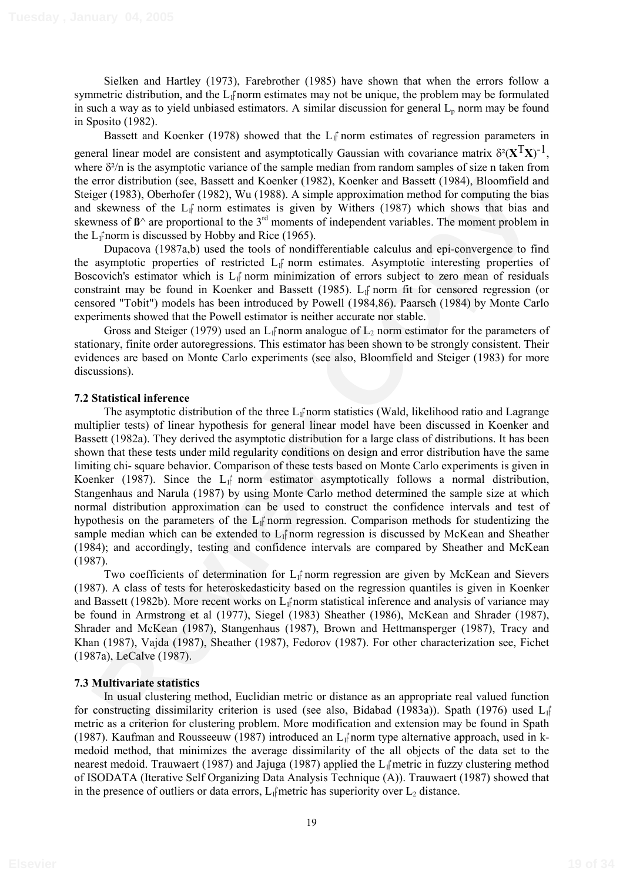Sielken and Hartley (1973), Farebrother (1985) have shown that when the errors follow a symmetric distribution, and the $L_1$ norm estimates may not be unique, the problem may be formulated in such a way as to yield unbiased estimators. A similar discussion for general $L_p$ norm may be found in Sposito (1982).

Bassett and Koenker (1978) showed that the $L_1$ norm estimates of regression parameters in general linear model are consistent and asymptotically Gaussian with covariance matrix $\delta^2(\mathbf{X}^T\mathbf{X})^{-1}$, where $\delta^2/n$ is the asymptotic variance of the sample median from random samples of size n taken from the error distribution (see, Bassett and Koenker (1982), Koenker and Bassett (1984), Bloomfield and Steiger (1983), Oberhofer (1982), Wu (1988). A simple approximation method for computing the bias and skewness of the $L_1$ norm estimates is given by Withers (1987) which shows that bias and skewness of $\hat{\boldsymbol{\beta}}$ are proportional to the 3rd moments of independent variables. The moment problem in the $L_1$ norm is discussed by Hobby and Rice (1965).

Dupacova (1987a,b) used the tools of nondifferentiable calculus and epi-convergence to find the asymptotic properties of restricted $L_1$ norm estimates. Asymptotic interesting properties of Boscovich's estimator which is $L_1$ norm minimization of errors subject to zero mean of residuals constraint may be found in Koenker and Bassett (1985). $L_1$ norm fit for censored regression (or censored "Tobit") models has been introduced by Powell (1984,86). Paarsch (1984) by Monte Carlo experiments showed that the Powell estimator is neither accurate nor stable.

Gross and Steiger (1979) used an $L_1$ norm analogue of $L_2$ norm estimator for the parameters of stationary, finite order autoregressions. This estimator has been shown to be strongly consistent. Their evidences are based on Monte Carlo experiments (see also, Bloomfield and Steiger (1983) for more discussions).

### 7.2 Statistical inference

The asymptotic distribution of the three $L_1$ norm statistics (Wald, likelihood ratio and Lagrange multiplier tests) of linear hypothesis for general linear model have been discussed in Koenker and Bassett (1982a). They derived the asymptotic distribution for a large class of distributions. It has been shown that these tests under mild regularity conditions on design and error distribution have the same limiting chi- square behavior. Comparison of these tests based on Monte Carlo experiments is given in Koenker (1987). Since the $L_1$ norm estimator asymptotically follows a normal distribution, Stangenhaus and Narula (1987) by using Monte Carlo method determined the sample size at which normal distribution approximation can be used to construct the confidence intervals and test of hypothesis on the parameters of the $L_1$ norm regression. Comparison methods for studentizing the sample median which can be extended to $L_1$ norm regression is discussed by McKean and Sheather (1984); and accordingly, testing and confidence intervals are compared by Sheather and McKean (1987).

Two coefficients of determination for $L_1$ norm regression are given by McKean and Sievers (1987). A class of tests for heteroskedasticity based on the regression quantiles is given in Koenker and Bassett (1982b). More recent works on $L_1$ norm statistical inference and analysis of variance may be found in Armstrong et al (1977), Siegel (1983) Sheather (1986), McKean and Shrader (1987), Shrader and McKean (1987), Stangenhaus (1987), Brown and Hettmansperger (1987), Tracy and Khan (1987), Vajda (1987), Sheather (1987), Fedorov (1987). For other characterization see, Fichet (1987a), LeCalve (1987).

### 7.3 Multivariate statistics

In usual clustering method, Euclidian metric or distance as an appropriate real valued function for constructing dissimilarity criterion is used (see also, Bidabad (1983a)). Spath (1976) used $L_1$ metric as a criterion for clustering problem. More modification and extension may be found in Spath (1987). Kaufman and Rousseeuw (1987) introduced an $L_1$ norm type alternative approach, used in k-medoid method, that minimizes the average dissimilarity of the all objects of the data set to the nearest medoid. Trauwaert (1987) and Jajuga (1987) applied the $L_1$ metric in fuzzy clustering method of ISODATA (Iterative Self Organizing Data Analysis Technique (A)). Trauwaert (1987) showed that in the presence of outliers or data errors, $L_1$ metric has superiority over $L_2$ distance.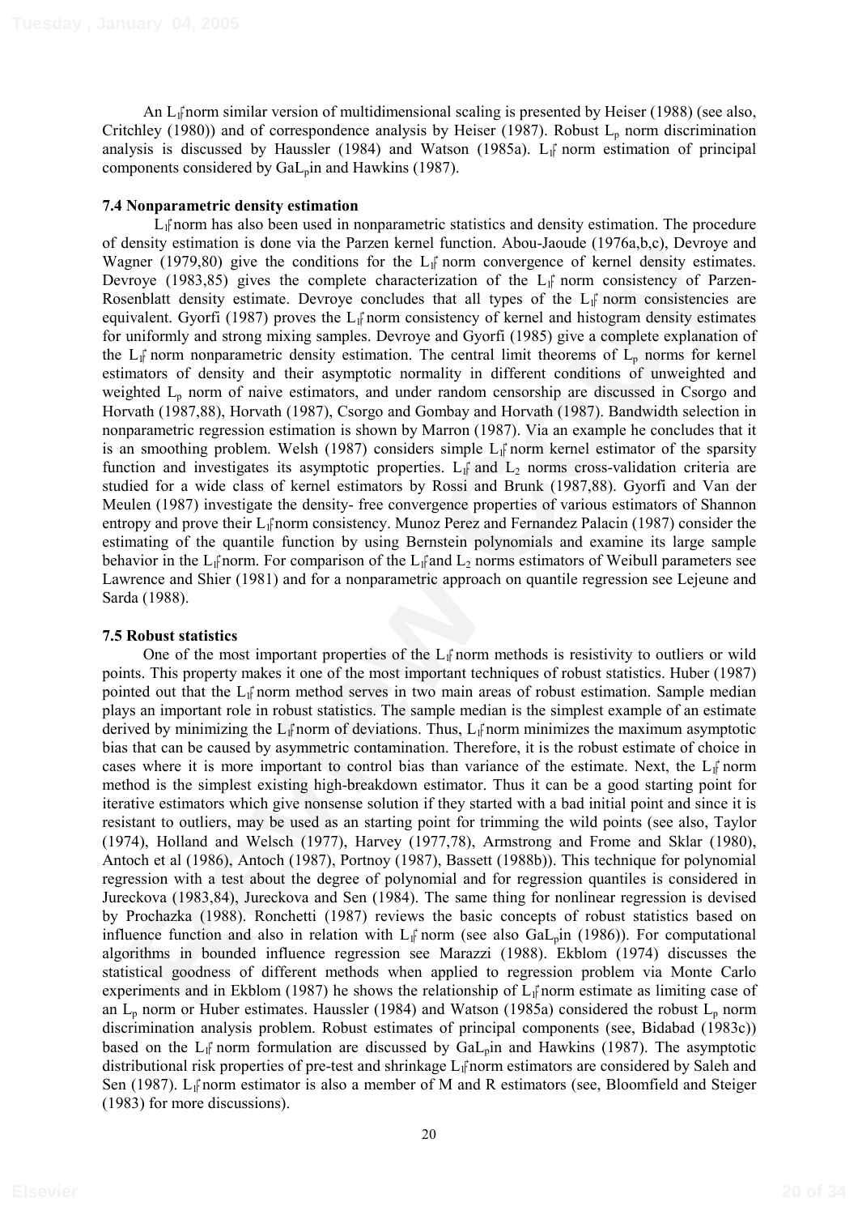An $L_1$ norm similar version of multidimensional scaling is presented by Heiser (1988) (see also, Critchley (1980)) and of correspondence analysis by Heiser (1987). Robust $L_p$ norm discrimination analysis is discussed by Haussler (1984) and Watson (1985a). $L_1$ norm estimation of principal components considered by Ga$L_p$in and Hawkins (1987).

### 7.4 Nonparametric density estimation

$L_1$ norm has also been used in nonparametric statistics and density estimation. The procedure of density estimation is done via the Parzen kernel function. Abou-Jaoude (1976a,b,c), Devroye and Wagner (1979,80) give the conditions for the $L_1$ norm convergence of kernel density estimates. Devroye (1983,85) gives the complete characterization of the $L_1$ norm consistency of Parzen-Rosenblatt density estimate. Devroye concludes that all types of the $L_1$ norm consistencies are equivalent. Gyorfi (1987) proves the $L_1$ norm consistency of kernel and histogram density estimates for uniformly and strong mixing samples. Devroye and Gyorfi (1985) give a complete explanation of the $L_1$ norm nonparametric density estimation. The central limit theorems of $L_p$ norms for kernel estimators of density and their asymptotic normality in different conditions of unweighted and weighted $L_p$ norm of naive estimators, and under random censorship are discussed in Csorgo and Horvath (1987,88), Horvath (1987), Csorgo and Gombay and Horvath (1987). Bandwidth selection in nonparametric regression estimation is shown by Marron (1987). Via an example he concludes that it is an smoothing problem. Welsh (1987) considers simple $L_1$ norm kernel estimator of the sparsity function and investigates its asymptotic properties. $L_1$ and $L_2$ norms cross-validation criteria are studied for a wide class of kernel estimators by Rossi and Brunk (1987,88). Gyorfi and Van der Meulen (1987) investigate the density- free convergence properties of various estimators of Shannon entropy and prove their $L_1$ norm consistency. Munoz Perez and Fernandez Palacin (1987) consider the estimating of the quantile function by using Bernstein polynomials and examine its large sample behavior in the $L_1$ norm. For comparison of the $L_1$ and $L_2$ norms estimators of Weibull parameters see Lawrence and Shier (1981) and for a nonparametric approach on quantile regression see Lejeune and Sarda (1988).

### 7.5 Robust statistics

One of the most important properties of the $L_1$ norm methods is resistivity to outliers or wild points. This property makes it one of the most important techniques of robust statistics. Huber (1987) pointed out that the $L_1$ norm method serves in two main areas of robust estimation. Sample median plays an important role in robust statistics. The sample median is the simplest example of an estimate derived by minimizing the $L_1$ norm of deviations. Thus, $L_1$ norm minimizes the maximum asymptotic bias that can be caused by asymmetric contamination. Therefore, it is the robust estimate of choice in cases where it is more important to control bias than variance of the estimate. Next, the $L_1$ norm method is the simplest existing high-breakdown estimator. Thus it can be a good starting point for iterative estimators which give nonsense solution if they started with a bad initial point and since it is resistant to outliers, may be used as an starting point for trimming the wild points (see also, Taylor (1974), Holland and Welsch (1977), Harvey (1977,78), Armstrong and Frome and Sklar (1980), Antoch et al (1986), Antoch (1987), Portnoy (1987), Bassett (1988b)). This technique for polynomial regression with a test about the degree of polynomial and for regression quantiles is considered in Jureckova (1983,84), Jureckova and Sen (1984). The same thing for nonlinear regression is devised by Prochazka (1988). Ronchetti (1987) reviews the basic concepts of robust statistics based on influence function and also in relation with $L_1$ norm (see also Ga$L_p$in (1986)). For computational algorithms in bounded influence regression see Marazzi (1988). Ekblom (1974) discusses the statistical goodness of different methods when applied to regression problem via Monte Carlo experiments and in Ekblom (1987) he shows the relationship of $L_1$ norm estimate as limiting case of an $L_p$ norm or Huber estimates. Haussler (1984) and Watson (1985a) considered the robust $L_p$ norm discrimination analysis problem. Robust estimates of principal components (see, Bidabad (1983c)) based on the $L_1$ norm formulation are discussed by Ga$L_p$in and Hawkins (1987). The asymptotic distributional risk properties of pre-test and shrinkage $L_1$ norm estimators are considered by Saleh and Sen (1987). $L_1$ norm estimator is also a member of M and R estimators (see, Bloomfield and Steiger (1983) for more discussions).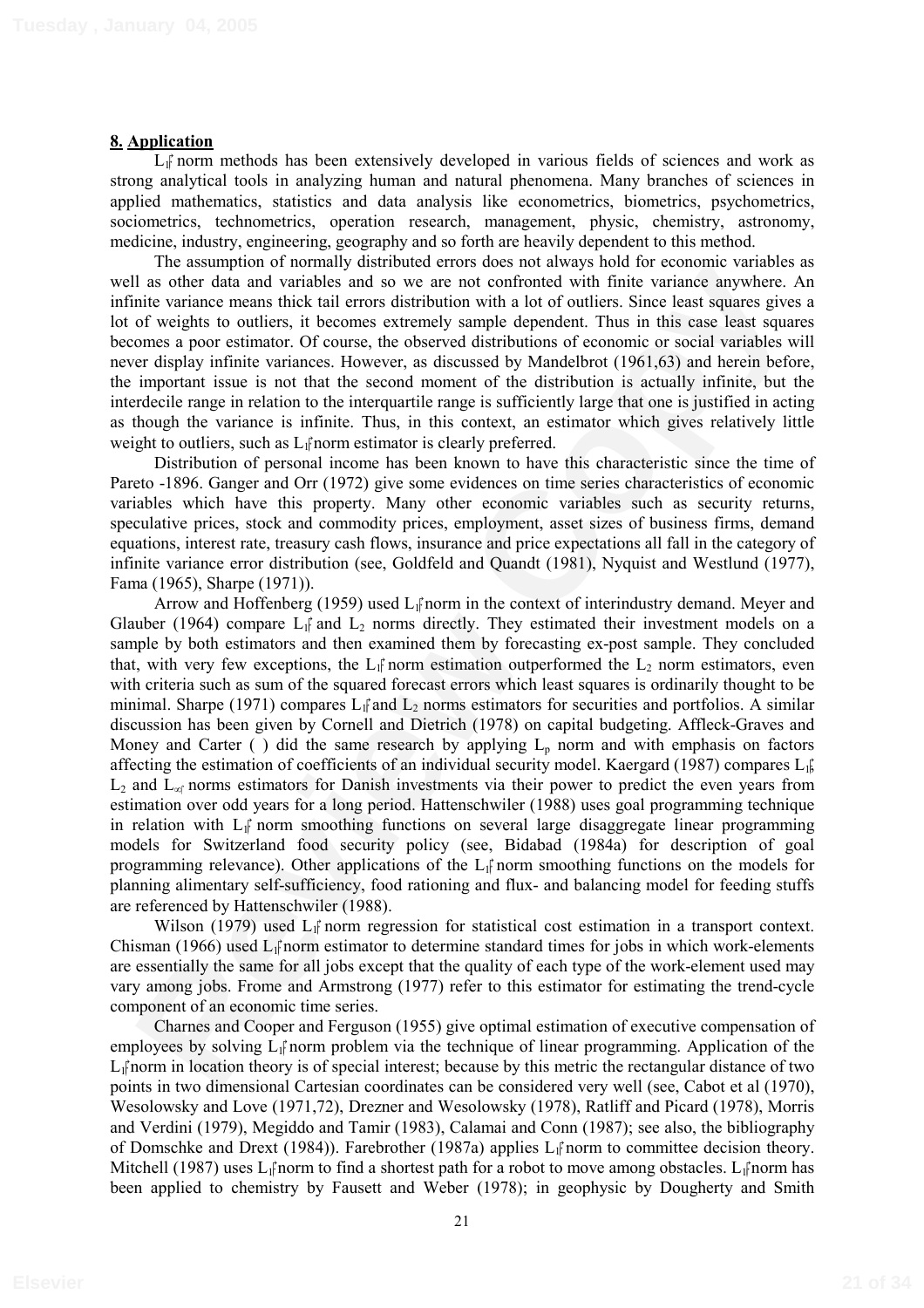## 8. Application

$L_1$ norm methods has been extensively developed in various fields of sciences and work as strong analytical tools in analyzing human and natural phenomena. Many branches of sciences in applied mathematics, statistics and data analysis like econometrics, biometrics, psychometrics, sociometrics, technometrics, operation research, management, physic, chemistry, astronomy, medicine, industry, engineering, geography and so forth are heavily dependent to this method.

The assumption of normally distributed errors does not always hold for economic variables as well as other data and variables and so we are not confronted with finite variance anywhere. An infinite variance means thick tail errors distribution with a lot of outliers. Since least squares gives a lot of weights to outliers, it becomes extremely sample dependent. Thus in this case least squares becomes a poor estimator. Of course, the observed distributions of economic or social variables will never display infinite variances. However, as discussed by Mandelbrot (1961,63) and herein before, the important issue is not that the second moment of the distribution is actually infinite, but the interdecile range in relation to the interquartile range is sufficiently large that one is justified in acting as though the variance is infinite. Thus, in this context, an estimator which gives relatively little weight to outliers, such as $L_1$ norm estimator is clearly preferred.

Distribution of personal income has been known to have this characteristic since the time of Pareto -1896. Ganger and Orr (1972) give some evidences on time series characteristics of economic variables which have this property. Many other economic variables such as security returns, speculative prices, stock and commodity prices, employment, asset sizes of business firms, demand equations, interest rate, treasury cash flows, insurance and price expectations all fall in the category of infinite variance error distribution (see, Goldfeld and Quandt (1981), Nyquist and Westlund (1977), Fama (1965), Sharpe (1971)).

Arrow and Hoffenberg (1959) used $L_1$ norm in the context of interindustry demand. Meyer and Glauber (1964) compare $L_1$ and $L_2$ norms directly. They estimated their investment models on a sample by both estimators and then examined them by forecasting ex-post sample. They concluded that, with very few exceptions, the $L_1$ norm estimation outperformed the $L_2$ norm estimators, even with criteria such as sum of the squared forecast errors which least squares is ordinarily thought to be minimal. Sharpe (1971) compares $L_1$ and $L_2$ norms estimators for securities and portfolios. A similar discussion has been given by Cornell and Dietrich (1978) on capital budgeting. Affleck-Graves and Money and Carter ( ) did the same research by applying $L_p$ norm and with emphasis on factors affecting the estimation of coefficients of an individual security model. Kaergard (1987) compares $L_1$, $L_2$ and $L_\infty$ norms estimators for Danish investments via their power to predict the even years from estimation over odd years for a long period. Hattenschwiler (1988) uses goal programming technique in relation with $L_1$ norm smoothing functions on several large disaggregate linear programming models for Switzerland food security policy (see, Bidabad (1984a) for description of goal programming relevance). Other applications of the $L_1$ norm smoothing functions on the models for planning alimentary self-sufficiency, food rationing and flux- and balancing model for feeding stuffs are referenced by Hattenschwiler (1988).

Wilson (1979) used $L_1$ norm regression for statistical cost estimation in a transport context. Chisman (1966) used $L_1$ norm estimator to determine standard times for jobs in which work-elements are essentially the same for all jobs except that the quality of each type of the work-element used may vary among jobs. Frome and Armstrong (1977) refer to this estimator for estimating the trend-cycle component of an economic time series.

Charnes and Cooper and Ferguson (1955) give optimal estimation of executive compensation of employees by solving $L_1$ norm problem via the technique of linear programming. Application of the $L_1$ norm in location theory is of special interest; because by this metric the rectangular distance of two points in two dimensional Cartesian coordinates can be considered very well (see, Cabot et al (1970), Wesolowsky and Love (1971,72), Drezner and Wesolowsky (1978), Ratliff and Picard (1978), Morris and Verdini (1979), Megiddo and Tamir (1983), Calamai and Conn (1987); see also, the bibliography of Domschke and Drext (1984)). Farebrother (1987a) applies $L_1$ norm to committee decision theory. Mitchell (1987) uses $L_1$ norm to find a shortest path for a robot to move among obstacles. $L_1$ norm has been applied to chemistry by Fausett and Weber (1978); in geophysic by Dougherty and Smith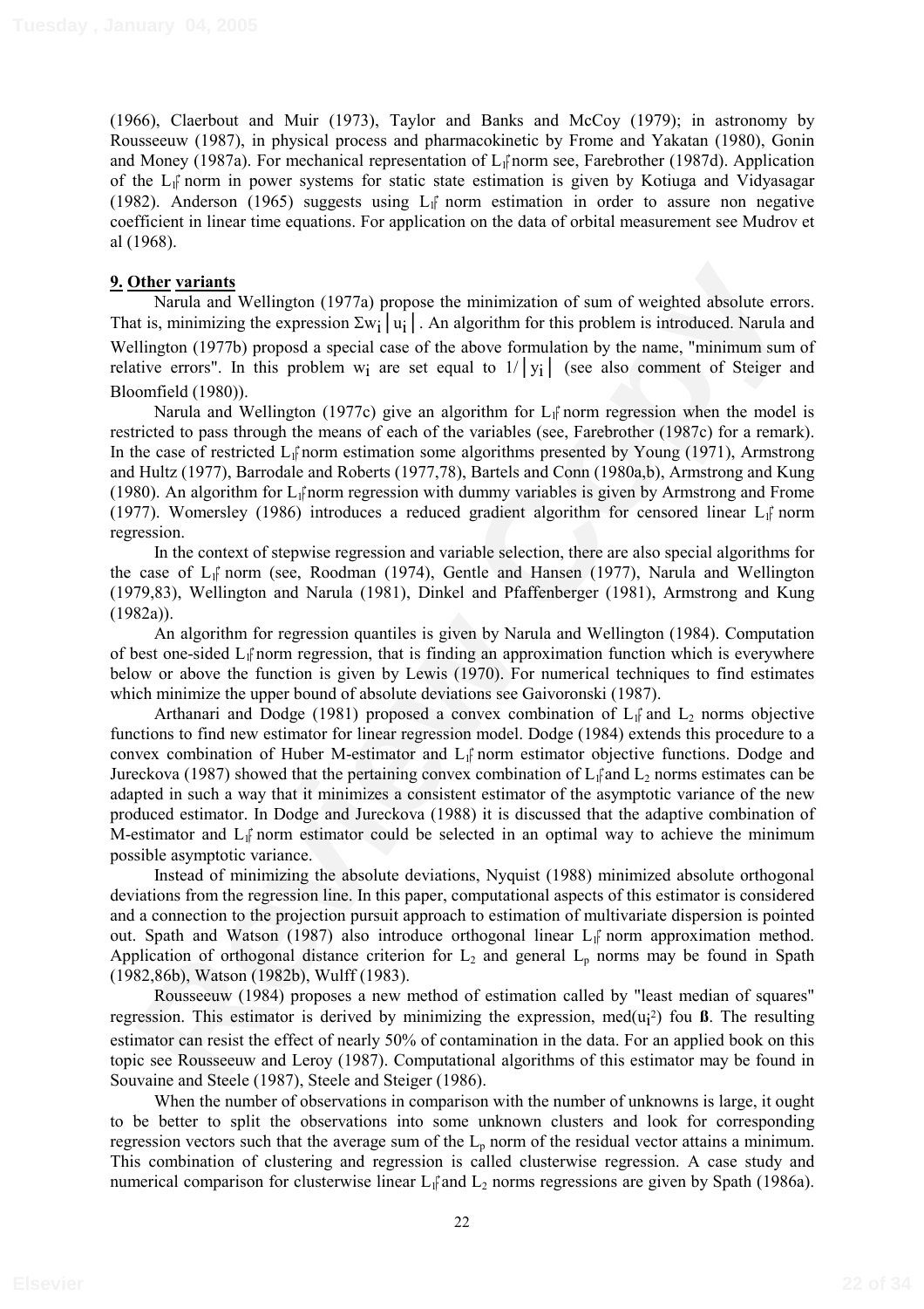(1966), Claerbout and Muir (1973), Taylor and Banks and McCoy (1979); in astronomy by Rousseeuw (1987), in physical process and pharmacokinetic by Frome and Yakatan (1980), Gonin and Money (1987a). For mechanical representation of $L_1$ norm see, Farebrother (1987d). Application of the $L_1$ norm in power systems for static state estimation is given by Kotiuga and Vidyasagar (1982). Anderson (1965) suggests using $L_1$ norm estimation in order to assure non negative coefficient in linear time equations. For application on the data of orbital measurement see Mudrov et al (1968).

## 9. Other variants

Narula and Wellington (1977a) propose the minimization of sum of weighted absolute errors. That is, minimizing the expression $\Sigma w_i |u_i|$. An algorithm for this problem is introduced. Narula and Wellington (1977b) proposd a special case of the above formulation by the name, "minimum sum of relative errors". In this problem $w_i$ are set equal to $1/|y_i|$ (see also comment of Steiger and Bloomfield (1980)).

Narula and Wellington (1977c) give an algorithm for $L_1$ norm regression when the model is restricted to pass through the means of each of the variables (see, Farebrother (1987c) for a remark). In the case of restricted $L_1$ norm estimation some algorithms presented by Young (1971), Armstrong and Hultz (1977), Barrodale and Roberts (1977,78), Bartels and Conn (1980a,b), Armstrong and Kung (1980). An algorithm for $L_1$ norm regression with dummy variables is given by Armstrong and Frome (1977). Womersley (1986) introduces a reduced gradient algorithm for censored linear $L_1$ norm regression.

In the context of stepwise regression and variable selection, there are also special algorithms for the case of $L_1$ norm (see, Roodman (1974), Gentle and Hansen (1977), Narula and Wellington (1979,83), Wellington and Narula (1981), Dinkel and Pfaffenberger (1981), Armstrong and Kung (1982a)).

An algorithm for regression quantiles is given by Narula and Wellington (1984). Computation of best one-sided $L_1$ norm regression, that is finding an approximation function which is everywhere below or above the function is given by Lewis (1970). For numerical techniques to find estimates which minimize the upper bound of absolute deviations see Gaivoronski (1987).

Arthanari and Dodge (1981) proposed a convex combination of $L_1$ and $L_2$ norms objective functions to find new estimator for linear regression model. Dodge (1984) extends this procedure to a convex combination of Huber M-estimator and $L_1$ norm estimator objective functions. Dodge and Jureckova (1987) showed that the pertaining convex combination of $L_1$ and $L_2$ norms estimates can be adapted in such a way that it minimizes a consistent estimator of the asymptotic variance of the new produced estimator. In Dodge and Jureckova (1988) it is discussed that the adaptive combination of M-estimator and $L_1$ norm estimator could be selected in an optimal way to achieve the minimum possible asymptotic variance.

Instead of minimizing the absolute deviations, Nyquist (1988) minimized absolute orthogonal deviations from the regression line. In this paper, computational aspects of this estimator is considered and a connection to the projection pursuit approach to estimation of multivariate dispersion is pointed out. Spath and Watson (1987) also introduce orthogonal linear $L_1$ norm approximation method. Application of orthogonal distance criterion for $L_2$ and general $L_p$ norms may be found in Spath (1982,86b), Watson (1982b), Wulff (1983).

Rousseeuw (1984) proposes a new method of estimation called by "least median of squares" regression. This estimator is derived by minimizing the expression, $\text{med}(u_i^2)$ fou **ß**. The resulting estimator can resist the effect of nearly 50% of contamination in the data. For an applied book on this topic see Rousseeuw and Leroy (1987). Computational algorithms of this estimator may be found in Souvaine and Steele (1987), Steele and Steiger (1986).

When the number of observations in comparison with the number of unknowns is large, it ought to be better to split the observations into some unknown clusters and look for corresponding regression vectors such that the average sum of the $L_p$ norm of the residual vector attains a minimum. This combination of clustering and regression is called clusterwise regression. A case study and numerical comparison for clusterwise linear $L_1$ and $L_2$ norms regressions are given by Spath (1986a).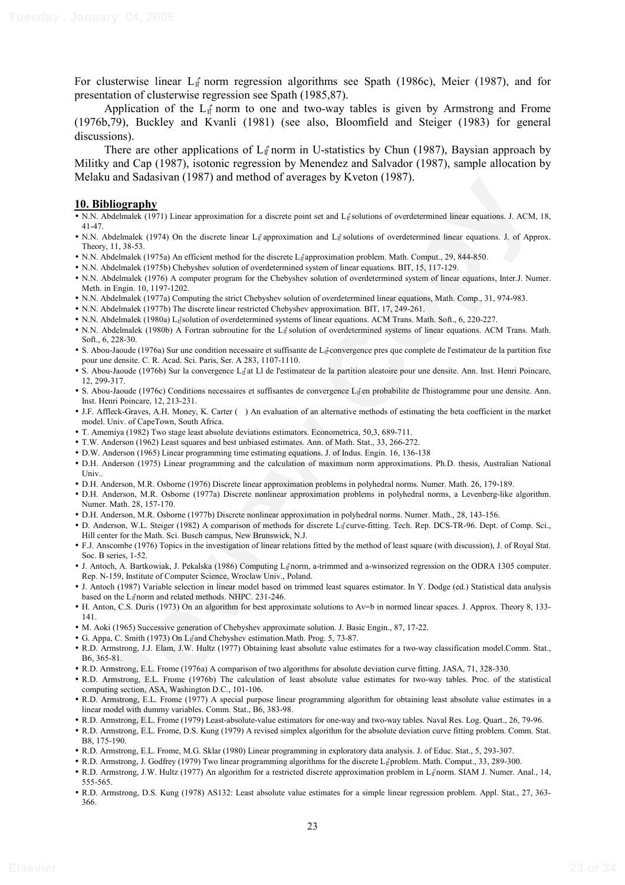For clusterwise linear $L_1$ norm regression algorithms see Spath (1986c), Meier (1987), and for presentation of clusterwise regression see Spath (1985,87).

Application of the $L_1$ norm to one and two-way tables is given by Armstrong and Frome (1976b,79), Buckley and Kvanli (1981) (see also, Bloomfield and Steiger (1983) for general discussions).

There are other applications of $L_1$ norm in U-statistics by Chun (1987), Baysian approach by Militky and Cap (1987), isotonic regression by Menendez and Salvador (1987), sample allocation by Melaku and Sadasivan (1987) and method of averages by Kveton (1987).

## 10. Bibliography

- N.N. Abdelmalek (1971) Linear approximation for a discrete point set and $L_1$ solutions of overdetermined linear equations. J. ACM, 18, 41-47.
- N.N. Abdelmalek (1974) On the discrete linear $L_1$ approximation and $L_1$ solutions of overdetermined linear equations. J. of Approx. Theory, 11, 38-53.
- N.N. Abdelmalek (1975a) An efficient method for the discrete $L_1$ approximation problem. Math. Comput., 29, 844-850.
- N.N. Abdelmalek (1975b) Chebyshev solution of overdetermined system of linear equations. BIT, 15, 117-129.
- N.N. Abdelmalek (1976) A computer program for the Chebyshev solution of overdetermined system of linear equations, Inter.J. Numer. Meth. in Engin. 10, 1197-1202.
- N.N. Abdelmalek (1977a) Computing the strict Chebyshev solution of overdetermined linear equations, Math. Comp., 31, 974-983.
- N.N. Abdelmalek (1977b) The discrete linear restricted Chebyshev approximation. BIT, 17, 249-261.
- N.N. Abdelmalek (1980a) $L_1$ solution of overdetermined systems of linear equations. ACM Trans. Math. Soft., 6, 220-227.
- N.N. Abdelmalek (1980b) A Fortran subroutine for the $L_1$ solution of overdetermined systems of linear equations. ACM Trans. Math. Soft., 6, 228-30.
- S. Abou-Jaoude (1976a) Sur une condition necessaire et suffisante de $L_1$-convergence pres que complete de l'estimateur de la partition fixe pour une densite. C. R. Acad. Sci. Paris, Ser. A 283, 1107-1110.
- S. Abou-Jaoude (1976b) Sur la convergence $L_1$ at Ll de l'estimateur de la partition aleatoire pour une densite. Ann. Inst. Henri Poincare, 12, 299-317.
- S. Abou-Jaoude (1976c) Conditions necessaires et suffisantes de convergence $L_1$ en probabilite de l'histogramme pour une densite. Ann. Inst. Henri Poincare, 12, 213-231.
- J.F. Affleck-Graves, A.H. Money, K. Carter ( ) An evaluation of an alternative methods of estimating the beta coefficient in the market model. Univ. of CapeTown, South Africa.
- T. Amemiya (1982) Two stage least absolute deviations estimators. Econometrica, 50,3, 689-711.
- T.W. Anderson (1962) Least squares and best unbiased estimates. Ann. of Math. Stat., 33, 266-272.
- D.W. Anderson (1965) Linear programming time estimating equations. J. of Indus. Engin. 16, 136-138
- D.H. Anderson (1975) Linear programming and the calculation of maximum norm approximations. Ph.D. thesis, Australian National Univ..
- D.H. Anderson, M.R. Osborne (1976) Discrete linear approximation problems in polyhedral norms. Numer. Math. 26, 179-189.
- D.H. Anderson, M.R. Osborne (1977a) Discrete nonlinear approximation problems in polyhedral norms, a Levenberg-like algorithm. Numer. Math. 28, 157-170.
- D.H. Anderson, M.R. Osborne (1977b) Discrete nonlinear approximation in polyhedral norms. Numer. Math., 28, 143-156.
- D. Anderson, W.L. Steiger (1982) A comparison of methods for discrete $L_1$ curve-fitting. Tech. Rep. DCS-TR-96. Dept. of Comp. Sci., Hill center for the Math. Sci. Busch campus, New Brunswick, N.J.
- F.J. Anscombe (1976) Topics in the investigation of linear relations fitted by the method of least square (with discussion), J. of Royal Stat. Soc. B series, 1-52.
- J. Antoch, A. Bartkowiak, J. Pekalska (1986) Computing $L_1$ norm, a-trimmed and a-winsorized regression on the ODRA 1305 computer. Rep. N-159, Institute of Computer Science, Wroclaw Univ., Poland.
- J. Antoch (1987) Variable selection in linear model based on trimmed least squares estimator. In Y. Dodge (ed.) Statistical data analysis based on the $L_1$ norm and related methods. NHPC. 231-246.
- H. Anton, C.S. Duris (1973) On an algorithm for best approximate solutions to Av=b in normed linear spaces. J. Approx. Theory 8, 133-141.
- M. Aoki (1965) Successive generation of Chebyshev approximate solution. J. Basic Engin., 87, 17-22.
- G. Appa, C. Smith (1973) On $L_1$ and Chebyshev estimation.Math. Prog. 5, 73-87.
- R.D. Armstrong, J.J. Elam, J.W. Hultz (1977) Obtaining least absolute value estimates for a two-way classification model.Comm. Stat., B6, 365-81.
- R.D. Armstrong, E.L. Frome (1976a) A comparison of two algorithms for absolute deviation curve fitting. JASA, 71, 328-330.
- R.D. Armstrong, E.L. Frome (1976b) The calculation of least absolute value estimates for two-way tables. Proc. of the statistical computing section, ASA, Washington D.C., 101-106.
- R.D. Armstrong, E.L. Frome (1977) A special purpose linear programming algorithm for obtaining least absolute value estimates in a linear model with dummy variables. Comm. Stat., B6, 383-98.
- R.D. Armstrong, E.L. Frome (1979) Least-absolute-value estimators for one-way and two-way tables. Naval Res. Log. Quart., 26, 79-96.
- R.D. Armstrong, E.L. Frome, D.S. Kung (1979) A revised simplex algorithm for the absolute deviation curve fitting problem. Comm. Stat. B8, 175-190.
- R.D. Armstrong, E.L. Frome, M.G. Sklar (1980) Linear programming in exploratory data analysis. J. of Educ. Stat., 5, 293-307.
- R.D. Armstrong, J. Godfrey (1979) Two linear programming algorithms for the discrete $L_1$ problem. Math. Comput., 33, 289-300.
- R.D. Armstrong, J.W. Hultz (1977) An algorithm for a restricted discrete approximation problem in $L_1$ norm. SIAM J. Numer. Anal., 14, 555-565.
- R.D. Armstrong, D.S. Kung (1978) AS132: Least absolute value estimates for a simple linear regression problem. Appl. Stat., 27, 363-366.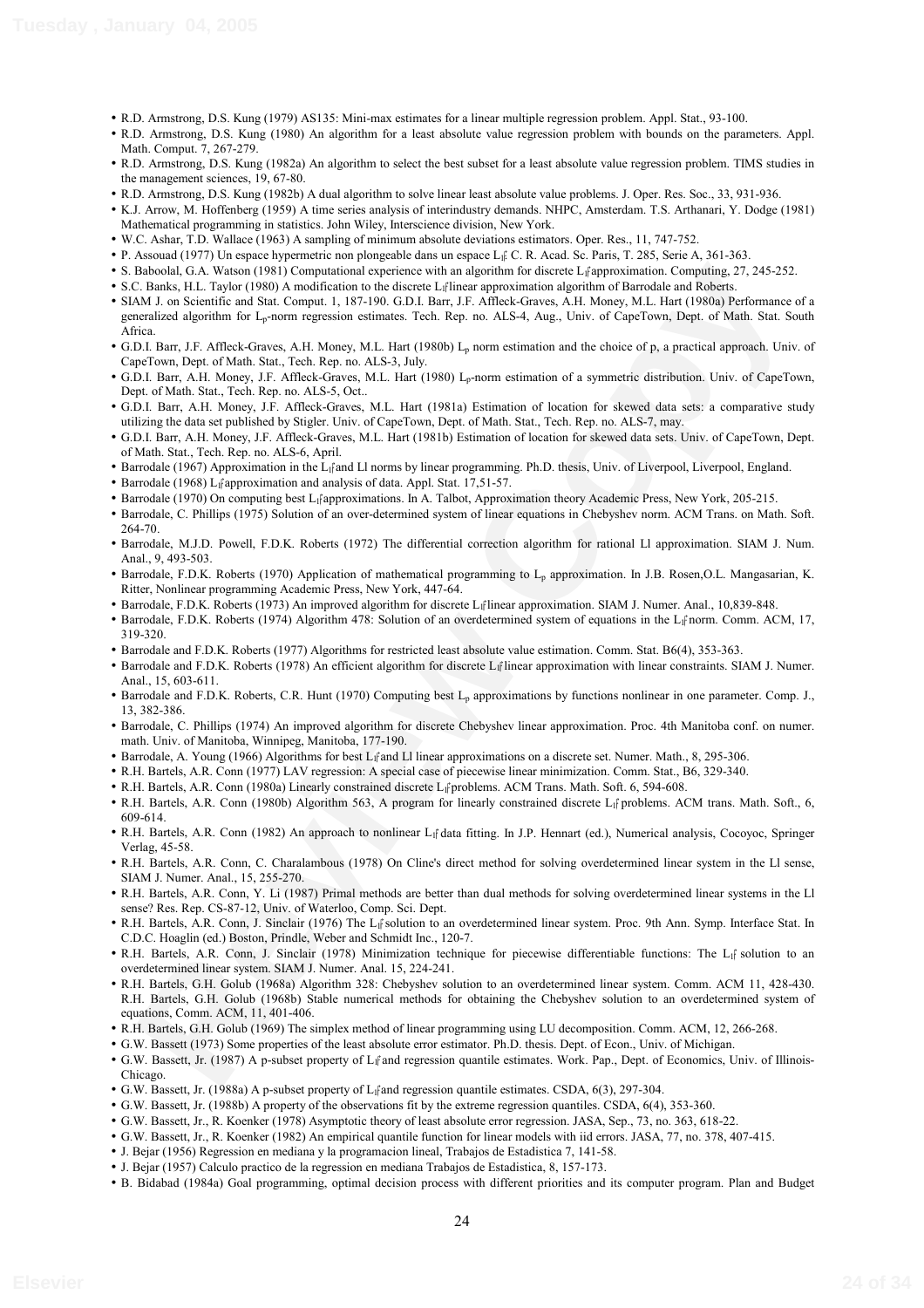- R.D. Armstrong, D.S. Kung (1979) AS135: Mini-max estimates for a linear multiple regression problem. Appl. Stat., 93-100.
- R.D. Armstrong, D.S. Kung (1980) An algorithm for a least absolute value regression problem with bounds on the parameters. Appl. Math. Comput. 7, 267-279.
- R.D. Armstrong, D.S. Kung (1982a) An algorithm to select the best subset for a least absolute value regression problem. TIMS studies in the management sciences, 19, 67-80.
- R.D. Armstrong, D.S. Kung (1982b) A dual algorithm to solve linear least absolute value problems. J. Oper. Res. Soc., 33, 931-936.
- K.J. Arrow, M. Hoffenberg (1959) A time series analysis of interindustry demands. NHPC, Amsterdam. T.S. Arthanari, Y. Dodge (1981) Mathematical programming in statistics. John Wiley, Interscience division, New York.
- W.C. Ashar, T.D. Wallace (1963) A sampling of minimum absolute deviations estimators. Oper. Res., 11, 747-752.
- P. Assouad (1977) Un espace hypermetric non plongeable dans un espace $L_1$. C. R. Acad. Sc. Paris, T. 285, Serie A, 361-363.
- S. Baboolal, G.A. Watson (1981) Computational experience with an algorithm for discrete $L_1$ approximation. Computing, 27, 245-252.
- S.C. Banks, H.L. Taylor (1980) A modification to the discrete $L_1$ linear approximation algorithm of Barrodale and Roberts.
- SIAM J. on Scientific and Stat. Comput. 1, 187-190. G.D.I. Barr, J.F. Affleck-Graves, A.H. Money, M.L. Hart (1980a) Performance of a generalized algorithm for $L_p$-norm regression estimates. Tech. Rep. no. ALS-4, Aug., Univ. of CapeTown, Dept. of Math. Stat. South Africa.
- G.D.I. Barr, J.F. Affleck-Graves, A.H. Money, M.L. Hart (1980b) $L_p$ norm estimation and the choice of p, a practical approach. Univ. of CapeTown, Dept. of Math. Stat., Tech. Rep. no. ALS-3, July.
- G.D.I. Barr, A.H. Money, J.F. Affleck-Graves, M.L. Hart (1980) $L_p$-norm estimation of a symmetric distribution. Univ. of CapeTown, Dept. of Math. Stat., Tech. Rep. no. ALS-5, Oct..
- G.D.I. Barr, A.H. Money, J.F. Affleck-Graves, M.L. Hart (1981a) Estimation of location for skewed data sets: a comparative study utilizing the data set published by Stigler. Univ. of CapeTown, Dept. of Math. Stat., Tech. Rep. no. ALS-7, may.
- G.D.I. Barr, A.H. Money, J.F. Affleck-Graves, M.L. Hart (1981b) Estimation of location for skewed data sets. Univ. of CapeTown, Dept. of Math. Stat., Tech. Rep. no. ALS-6, April.
- Barrodale (1967) Approximation in the $L_1$ and Ll norms by linear programming. Ph.D. thesis, Univ. of Liverpool, Liverpool, England.
- Barrodale (1968) $L_1$ approximation and analysis of data. Appl. Stat. 17,51-57.
- Barrodale (1970) On computing best $L_1$ approximations. In A. Talbot, Approximation theory Academic Press, New York, 205-215.
- Barrodale, C. Phillips (1975) Solution of an over-determined system of linear equations in Chebyshev norm. ACM Trans. on Math. Soft. 264-70.
- Barrodale, M.J.D. Powell, F.D.K. Roberts (1972) The differential correction algorithm for rational Ll approximation. SIAM J. Num. Anal., 9, 493-503.
- Barrodale, F.D.K. Roberts (1970) Application of mathematical programming to $L_p$ approximation. In J.B. Rosen,O.L. Mangasarian, K. Ritter, Nonlinear programming Academic Press, New York, 447-64.
- Barrodale, F.D.K. Roberts (1973) An improved algorithm for discrete $L_1$ linear approximation. SIAM J. Numer. Anal., 10,839-848.
- Barrodale, F.D.K. Roberts (1974) Algorithm 478: Solution of an overdetermined system of equations in the $L_1$ norm. Comm. ACM, 17, 319-320.
- Barrodale and F.D.K. Roberts (1977) Algorithms for restricted least absolute value estimation. Comm. Stat. B6(4), 353-363.
- Barrodale and F.D.K. Roberts (1978) An efficient algorithm for discrete $L_1$ linear approximation with linear constraints. SIAM J. Numer. Anal., 15, 603-611.
- Barrodale and F.D.K. Roberts, C.R. Hunt (1970) Computing best $L_p$ approximations by functions nonlinear in one parameter. Comp. J., 13, 382-386.
- Barrodale, C. Phillips (1974) An improved algorithm for discrete Chebyshev linear approximation. Proc. 4th Manitoba conf. on numer. math. Univ. of Manitoba, Winnipeg, Manitoba, 177-190.
- Barrodale, A. Young (1966) Algorithms for best $L_1$ and Ll linear approximations on a discrete set. Numer. Math., 8, 295-306.
- R.H. Bartels, A.R. Conn (1977) LAV regression: A special case of piecewise linear minimization. Comm. Stat., B6, 329-340.
- R.H. Bartels, A.R. Conn (1980a) Linearly constrained discrete $L_1$ problems. ACM Trans. Math. Soft. 6, 594-608.
- R.H. Bartels, A.R. Conn (1980b) Algorithm 563, A program for linearly constrained discrete $L_1$ problems. ACM trans. Math. Soft., 6, 609-614.
- R.H. Bartels, A.R. Conn (1982) An approach to nonlinear $L_1$ data fitting. In J.P. Hennart (ed.), Numerical analysis, Cocoyoc, Springer Verlag, 45-58.
- R.H. Bartels, A.R. Conn, C. Charalambous (1978) On Cline's direct method for solving overdetermined linear system in the Ll sense, SIAM J. Numer. Anal., 15, 255-270.
- R.H. Bartels, A.R. Conn, Y. Li (1987) Primal methods are better than dual methods for solving overdetermined linear systems in the Ll sense? Res. Rep. CS-87-12, Univ. of Waterloo, Comp. Sci. Dept.
- R.H. Bartels, A.R. Conn, J. Sinclair (1976) The $L_1$ solution to an overdetermined linear system. Proc. 9th Ann. Symp. Interface Stat. In C.D.C. Hoaglin (ed.) Boston, Prindle, Weber and Schmidt Inc., 120-7.
- R.H. Bartels, A.R. Conn, J. Sinclair (1978) Minimization technique for piecewise differentiable functions: The $L_1$ solution to an overdetermined linear system. SIAM J. Numer. Anal. 15, 224-241.
- R.H. Bartels, G.H. Golub (1968a) Algorithm 328: Chebyshev solution to an overdetermined linear system. Comm. ACM 11, 428-430. R.H. Bartels, G.H. Golub (1968b) Stable numerical methods for obtaining the Chebyshev solution to an overdetermined system of equations, Comm. ACM, 11, 401-406.
- R.H. Bartels, G.H. Golub (1969) The simplex method of linear programming using LU decomposition. Comm. ACM, 12, 266-268.
- G.W. Bassett (1973) Some properties of the least absolute error estimator. Ph.D. thesis. Dept. of Econ., Univ. of Michigan.
- G.W. Bassett, Jr. (1987) A p-subset property of $L_1$ and regression quantile estimates. Work. Pap., Dept. of Economics, Univ. of Illinois-Chicago.
- G.W. Bassett, Jr. (1988a) A p-subset property of $L_1$ and regression quantile estimates. CSDA, 6(3), 297-304.
- G.W. Bassett, Jr. (1988b) A property of the observations fit by the extreme regression quantiles. CSDA, 6(4), 353-360.
- G.W. Bassett, Jr., R. Koenker (1978) Asymptotic theory of least absolute error regression. JASA, Sep., 73, no. 363, 618-22.
- G.W. Bassett, Jr., R. Koenker (1982) An empirical quantile function for linear models with iid errors. JASA, 77, no. 378, 407-415.
- J. Bejar (1956) Regression en mediana y la programacion lineal, Trabajos de Estadistica 7, 141-58.
- J. Bejar (1957) Calculo practico de la regression en mediana Trabajos de Estadistica, 8, 157-173.
- B. Bidabad (1984a) Goal programming, optimal decision process with different priorities and its computer program. Plan and Budget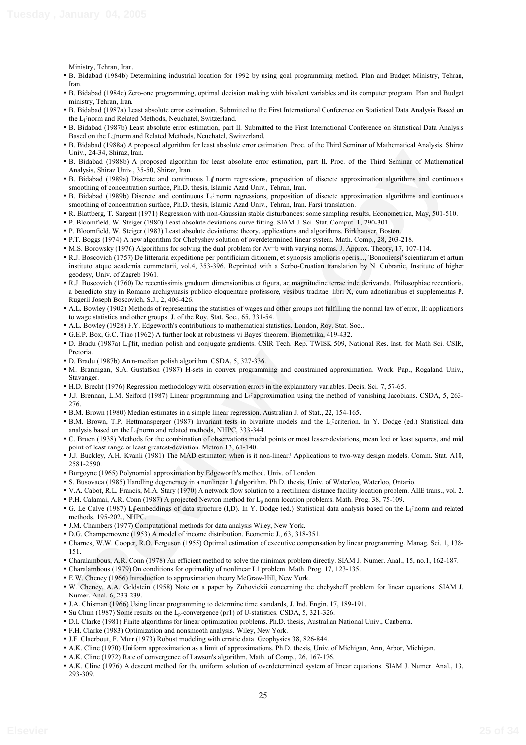Ministry, Tehran, Iran.

- B. Bidabad (1984b) Determining industrial location for 1992 by using goal programming method. Plan and Budget Ministry, Tehran, Iran.
- B. Bidabad (1984c) Zero-one programming, optimal decision making with bivalent variables and its computer program. Plan and Budget ministry, Tehran, Iran.
- B. Bidabad (1987a) Least absolute error estimation. Submitted to the First International Conference on Statistical Data Analysis Based on the $L_1$ norm and Related Methods, Neuchatel, Switzerland.
- B. Bidabad (1987b) Least absolute error estimation, part II. Submitted to the First International Conference on Statistical Data Analysis Based on the $L_1$ norm and Related Methods, Neuchatel, Switzerland.
- B. Bidabad (1988a) A proposed algorithm for least absolute error estimation. Proc. of the Third Seminar of Mathematical Analysis. Shiraz Univ., 24-34, Shiraz, Iran.
- B. Bidabad (1988b) A proposed algorithm for least absolute error estimation, part II. Proc. of the Third Seminar of Mathematical Analysis, Shiraz Univ., 35-50, Shiraz, Iran.
- B. Bidabad (1989a) Discrete and continuous $L_1$ norm regressions, proposition of discrete approximation algorithms and continuous smoothing of concentration surface, Ph.D. thesis, Islamic Azad Univ., Tehran, Iran.
- B. Bidabad (1989b) Discrete and continuous $L_1$ norm regressions, proposition of discrete approximation algorithms and continuous smoothing of concentration surface, Ph.D. thesis, Islamic Azad Univ., Tehran, Iran. Farsi translation.
- R. Blattberg, T. Sargent (1971) Regression with non-Gaussian stable disturbances: some sampling results, Econometrica, May, 501-510.
- P. Bloomfield, W. Steiger (1980) Least absolute deviations curve fitting. SIAM J. Sci. Stat. Comput. 1, 290-301.
- P. Bloomfield, W. Steiger (1983) Least absolute deviations: theory, applications and algorithms. Birkhauser, Boston.
- P.T. Boggs (1974) A new algorithm for Chebyshev solution of overdetermined linear system. Math. Comp., 28, 203-218.
- M.S. Borowsky (1976) Algorithms for solving the dual problem for Av=b with varying norms. J. Approx. Theory, 17, 107-114.
- R.J. Boscovich (1757) De litteraria expeditione per pontificiam ditionem, et synopsis amplioris operis..., 'Bononiensi' scientiarum et artum instituto atque academia commetarii, vol.4, 353-396. Reprinted with a Serbo-Croatian translation by N. Cubranic, Institute of higher geodesy, Univ. of Zagreb 1961.
- R.J. Boscovich (1760) De recentissimis graduum dimensionibus et figura, ac magnitudine terrae inde derivanda. Philosophiae recentioris, a benedicto stay in Romano archigynasis publico eloquentare professore, vesibus traditae, libri X, cum adnotianibus et supplementas P. Rugerii Joseph Boscovich, S.J., 2, 406-426.
- A.L. Bowley (1902) Methods of representing the statistics of wages and other groups not fulfilling the normal law of error, II: applications to wage statistics and other groups. J. of the Roy. Stat. Soc., 65, 331-54.
- A.L. Bowley (1928) F.Y. Edgeworth's contributions to mathematical statistics. London, Roy. Stat. Soc..
- G.E.P. Box, G.C. Tiao (1962) A further look at robustness vi Bayes' theorem. Biometrika, 419-432.
- D. Bradu (1987a) $L_1$ fit, median polish and conjugate gradients. CSIR Tech. Rep. TWISK 509, National Res. Inst. for Math Sci. CSIR, Pretoria.
- D. Bradu (1987b) An n-median polish algorithm. CSDA, 5, 327-336.
- M. Brannigan, S.A. Gustafson (1987) H-sets in convex programming and constrained approximation. Work. Pap., Rogaland Univ., Stavanger.
- H.D. Brecht (1976) Regression methodology with observation errors in the explanatory variables. Decis. Sci. 7, 57-65.
- J.J. Brennan, L.M. Seiford (1987) Linear programming and $L_1$ approximation using the method of vanishing Jacobians. CSDA, 5, 263-276.
- B.M. Brown (1980) Median estimates in a simple linear regression. Australian J. of Stat., 22, 154-165.
- B.M. Brown, T.P. Hettmansperger (1987) Invariant tests in bivariate models and the $L_1$ criterion. In Y. Dodge (ed.) Statistical data analysis based on the $L_1$ norm and related methods, NHPC, 333-344.
- C. Bruen (1938) Methods for the combination of observations modal points or most lesser-deviations, mean loci or least squares, and mid point of least range or least greatest-deviation. Metron 13, 61-140.
- J.J. Buckley, A.H. Kvanli (1981) The MAD estimator: when is it non-linear? Applications to two-way design models. Comm. Stat. A10, 2581-2590.
- Burgoyne (1965) Polynomial approximation by Edgeworth's method. Univ. of London.
- S. Busovaca (1985) Handling degeneracy in a nonlinear $L_1$ algorithm. Ph.D. thesis, Univ. of Waterloo, Waterloo, Ontario.
- V.A. Cabot, R.L. Francis, M.A. Stary (1970) A network flow solution to a rectilinear distance facility location problem. AIIE trans., vol. 2.
- P.H. Calamai, A.R. Conn (1987) A projected Newton method for $L_p$ norm location problems. Math. Prog. 38, 75-109.
- G. Le Calve (1987) $L_1$ embeddings of data structure (I,D). In Y. Dodge (ed.) Statistical data analysis based on the $L_1$ norm and related methods. 195-202., NHPC.
- J.M. Chambers (1977) Computational methods for data analysis Wiley, New York.
- D.G. Champernowne (1953) A model of income distribution. Economic J., 63, 318-351.
- Charnes, W.W. Cooper, R.O. Ferguson (1955) Optimal estimation of executive compensation by linear programming. Manag. Sci. 1, 138-151.
- Charalambous, A.R. Conn (1978) An efficient method to solve the minimax problem directly. SIAM J. Numer. Anal., 15, no.1, 162-187.
- Charalambous (1979) On conditions for optimality of nonlinear L1 problem. Math. Prog. 17, 123-135.
- E.W. Cheney (1966) Introduction to approximation theory McGraw-Hill, New York.
- W. Cheney, A.A. Goldstein (1958) Note on a paper by Zuhovickii concerning the chebysheff problem for linear equations. SIAM J. Numer. Anal. 6, 233-239.
- J.A. Chisman (1966) Using linear programming to determine time standards, J. Ind. Engin. 17, 189-191.
- Su Chun (1987) Some results on the $L_p$-convergence (pr1) of U-statistics. CSDA, 5, 321-326.
- D.I. Clarke (1981) Finite algorithms for linear optimization problems. Ph.D. thesis, Australian National Univ., Canberra.
- F.H. Clarke (1983) Optimization and nonsmooth analysis. Wiley, New York.
- J.F. Claerbout, F. Muir (1973) Robust modeling with erratic data. Geophysics 38, 826-844.
- A.K. Cline (1970) Uniform approximation as a limit of approximations. Ph.D. thesis, Univ. of Michigan, Ann, Arbor, Michigan.
- A.K. Cline (1972) Rate of convergence of Lawson's algorithm, Math. of Comp., 26, 167-176.
- A.K. Cline (1976) A descent method for the uniform solution of overdetermined system of linear equations. SIAM J. Numer. Anal., 13, 293-309.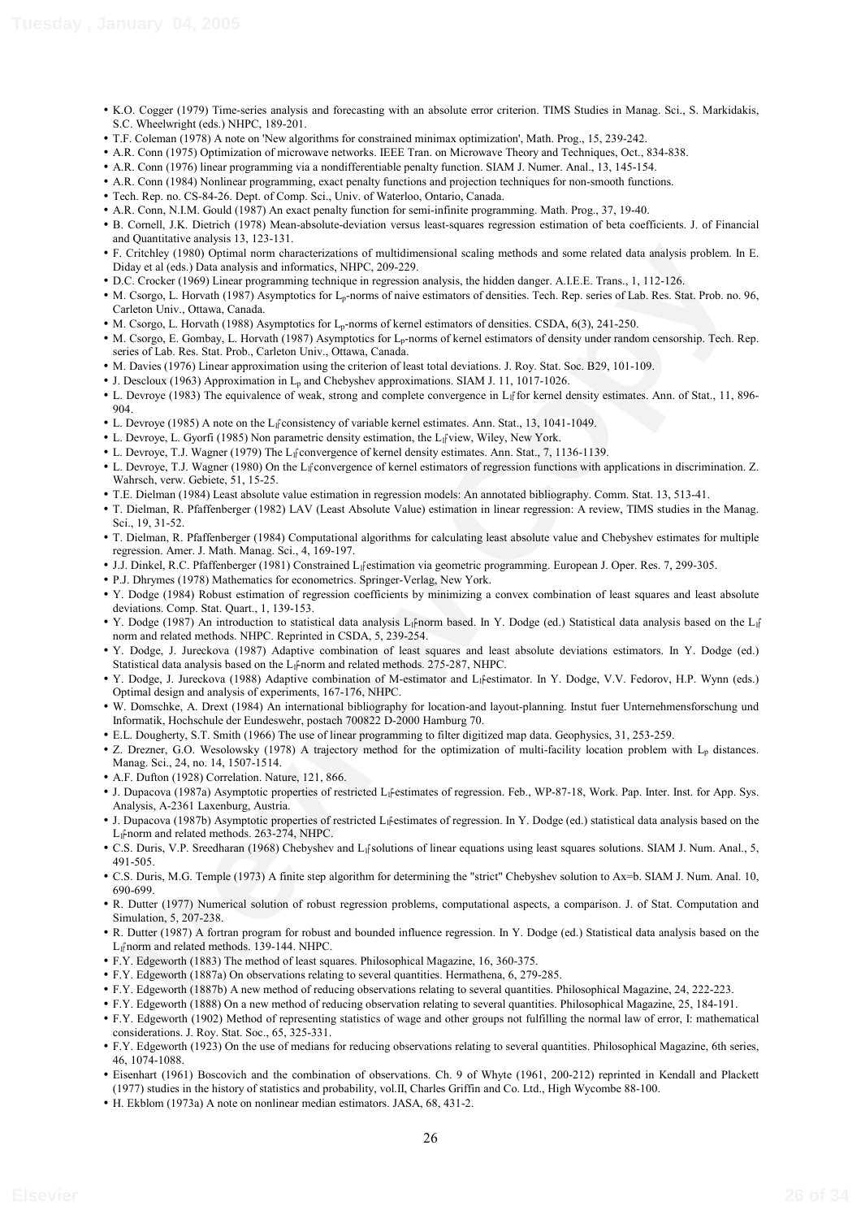- K.O. Cogger (1979) Time-series analysis and forecasting with an absolute error criterion. TIMS Studies in Manag. Sci., S. Markidakis, S.C. Wheelwright (eds.) NHPC, 189-201.
- T.F. Coleman (1978) A note on 'New algorithms for constrained minimax optimization', Math. Prog., 15, 239-242.
- A.R. Conn (1975) Optimization of microwave networks. IEEE Tran. on Microwave Theory and Techniques, Oct., 834-838.
- A.R. Conn (1976) linear programming via a nondifferentiable penalty function. SIAM J. Numer. Anal., 13, 145-154.
- A.R. Conn (1984) Nonlinear programming, exact penalty functions and projection techniques for non-smooth functions.
- Tech. Rep. no. CS-84-26. Dept. of Comp. Sci., Univ. of Waterloo, Ontario, Canada.
- A.R. Conn, N.I.M. Gould (1987) An exact penalty function for semi-infinite programming. Math. Prog., 37, 19-40.
- B. Cornell, J.K. Dietrich (1978) Mean-absolute-deviation versus least-squares regression estimation of beta coefficients. J. of Financial and Quantitative analysis 13, 123-131.
- F. Critchley (1980) Optimal norm characterizations of multidimensional scaling methods and some related data analysis problem. In E. Diday et al (eds.) Data analysis and informatics, NHPC, 209-229.
- D.C. Crocker (1969) Linear programming technique in regression analysis, the hidden danger. A.I.E.E. Trans., 1, 112-126.
- M. Csorgo, L. Horvath (1987) Asymptotics for $L_p$-norms of naive estimators of densities. Tech. Rep. series of Lab. Res. Stat. Prob. no. 96, Carleton Univ., Ottawa, Canada.
- M. Csorgo, L. Horvath (1988) Asymptotics for $L_p$-norms of kernel estimators of densities. CSDA, 6(3), 241-250.
- M. Csorgo, E. Gombay, L. Horvath (1987) Asymptotics for $L_p$-norms of kernel estimators of density under random censorship. Tech. Rep. series of Lab. Res. Stat. Prob., Carleton Univ., Ottawa, Canada.
- M. Davies (1976) Linear approximation using the criterion of least total deviations. J. Roy. Stat. Soc. B29, 101-109.
- J. Descloux (1963) Approximation in $L_p$ and Chebyshev approximations. SIAM J. 11, 1017-1026.
- L. Devroye (1983) The equivalence of weak, strong and complete convergence in $L_1$ for kernel density estimates. Ann. of Stat., 11, 896-904.
- L. Devroye (1985) A note on the $L_1$ consistency of variable kernel estimates. Ann. Stat., 13, 1041-1049.
- L. Devroye, L. Gyorfi (1985) Non parametric density estimation, the $L_1$ view, Wiley, New York.
- L. Devroye, T.J. Wagner (1979) The $L_1$ convergence of kernel density estimates. Ann. Stat., 7, 1136-1139.
- L. Devroye, T.J. Wagner (1980) On the $L_1$ convergence of kernel estimators of regression functions with applications in discrimination. Z. Wahrsch, verw. Gebiete, 51, 15-25.
- T.E. Dielman (1984) Least absolute value estimation in regression models: An annotated bibliography. Comm. Stat. 13, 513-41.
- T. Dielman, R. Pfaffenberger (1982) LAV (Least Absolute Value) estimation in linear regression: A review, TIMS studies in the Manag. Sci., 19, 31-52.
- T. Dielman, R. Pfaffenberger (1984) Computational algorithms for calculating least absolute value and Chebyshev estimates for multiple regression. Amer. J. Math. Manag. Sci., 4, 169-197.
- J.J. Dinkel, R.C. Pfaffenberger (1981) Constrained $L_1$ estimation via geometric programming. European J. Oper. Res. 7, 299-305.
- P.J. Dhrymes (1978) Mathematics for econometrics. Springer-Verlag, New York.
- Y. Dodge (1984) Robust estimation of regression coefficients by minimizing a convex combination of least squares and least absolute deviations. Comp. Stat. Quart., 1, 139-153.
- Y. Dodge (1987) An introduction to statistical data analysis $L_1$-norm based. In Y. Dodge (ed.) Statistical data analysis based on the $L_1$ norm and related methods. NHPC. Reprinted in CSDA, 5, 239-254.
- Y. Dodge, J. Jureckova (1987) Adaptive combination of least squares and least absolute deviations estimators. In Y. Dodge (ed.) Statistical data analysis based on the $L_1$-norm and related methods. 275-287, NHPC.
- Y. Dodge, J. Jureckova (1988) Adaptive combination of M-estimator and $L_1$-estimator. In Y. Dodge, V.V. Fedorov, H.P. Wynn (eds.) Optimal design and analysis of experiments, 167-176, NHPC.
- W. Domschke, A. Drext (1984) An international bibliography for location-and layout-planning. Instut fuer Unternehmensforschung und Informatik, Hochschule der Eundeswehr, postach 700822 D-2000 Hamburg 70.
- E.L. Dougherty, S.T. Smith (1966) The use of linear programming to filter digitized map data. Geophysics, 31, 253-259.
- Z. Drezner, G.O. Wesolowsky (1978) A trajectory method for the optimization of multi-facility location problem with $L_p$ distances. Manag. Sci., 24, no. 14, 1507-1514.
- A.F. Dufton (1928) Correlation. Nature, 121, 866.
- J. Dupacova (1987a) Asymptotic properties of restricted $L_1$-estimates of regression. Feb., WP-87-18, Work. Pap. Inter. Inst. for App. Sys. Analysis, A-2361 Laxenburg, Austria.
- J. Dupacova (1987b) Asymptotic properties of restricted $L_1$-estimates of regression. In Y. Dodge (ed.) statistical data analysis based on the $L_1$-norm and related methods. 263-274, NHPC.
- C.S. Duris, V.P. Sreedharan (1968) Chebyshev and $L_1$ solutions of linear equations using least squares solutions. SIAM J. Num. Anal., 5, 491-505.
- C.S. Duris, M.G. Temple (1973) A finite step algorithm for determining the "strict" Chebyshev solution to Ax=b. SIAM J. Num. Anal. 10, 690-699.
- R. Dutter (1977) Numerical solution of robust regression problems, computational aspects, a comparison. J. of Stat. Computation and Simulation, 5, 207-238.
- R. Dutter (1987) A fortran program for robust and bounded influence regression. In Y. Dodge (ed.) Statistical data analysis based on the $L_1$ norm and related methods. 139-144. NHPC.
- F.Y. Edgeworth (1883) The method of least squares. Philosophical Magazine, 16, 360-375.
- F.Y. Edgeworth (1887a) On observations relating to several quantities. Hermathena, 6, 279-285.
- F.Y. Edgeworth (1887b) A new method of reducing observations relating to several quantities. Philosophical Magazine, 24, 222-223.
- F.Y. Edgeworth (1888) On a new method of reducing observation relating to several quantities. Philosophical Magazine, 25, 184-191.
- F.Y. Edgeworth (1902) Method of representing statistics of wage and other groups not fulfilling the normal law of error, I: mathematical considerations. J. Roy. Stat. Soc., 65, 325-331.
- F.Y. Edgeworth (1923) On the use of medians for reducing observations relating to several quantities. Philosophical Magazine, 6th series, 46, 1074-1088.
- Eisenhart (1961) Boscovich and the combination of observations. Ch. 9 of Whyte (1961, 200-212) reprinted in Kendall and Plackett (1977) studies in the history of statistics and probability, vol.II, Charles Griffin and Co. Ltd., High Wycombe 88-100.
- H. Ekblom (1973a) A note on nonlinear median estimators. JASA, 68, 431-2.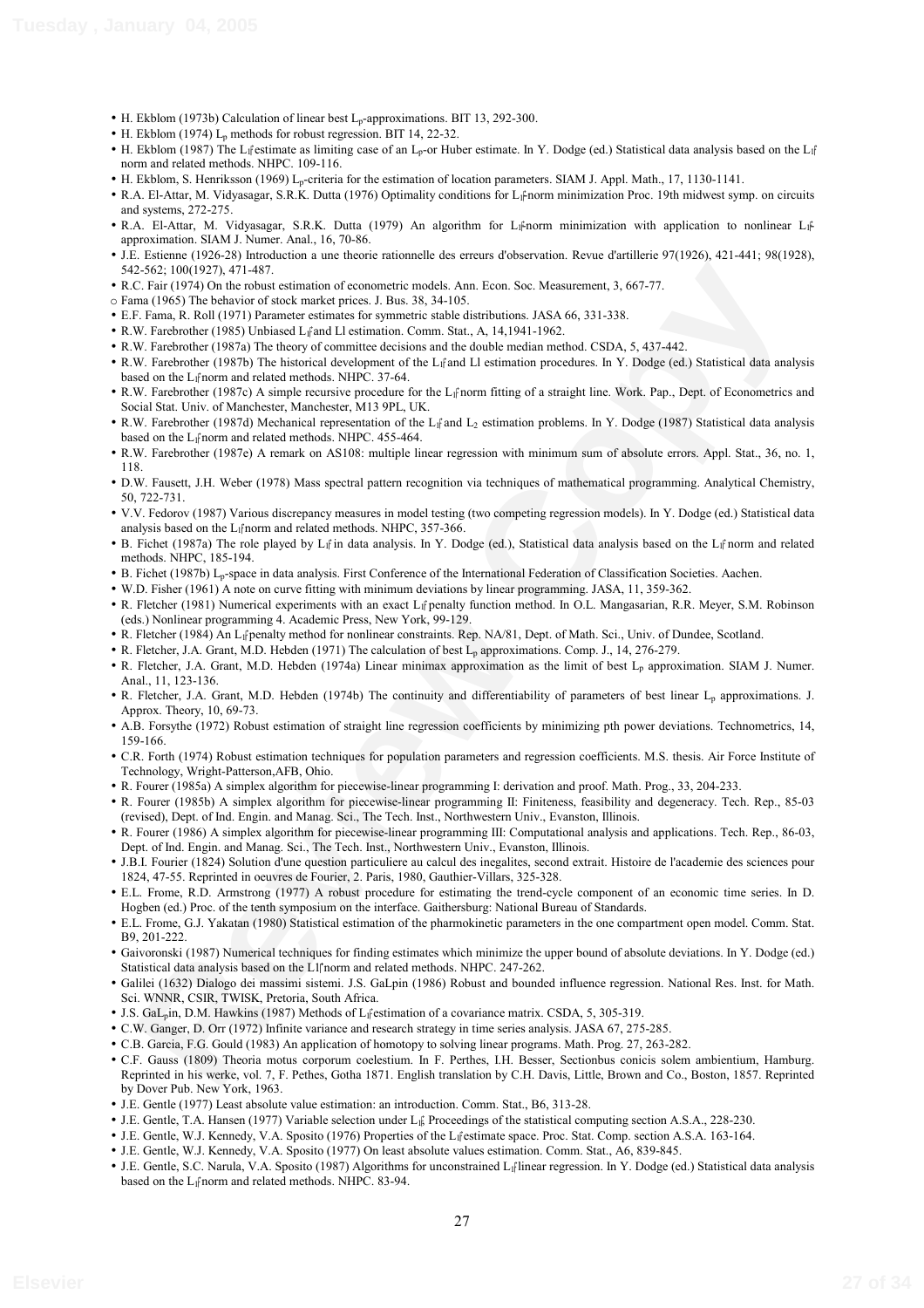- H. Ekblom (1973b) Calculation of linear best $L_p$-approximations. BIT 13, 292-300.
- H. Ekblom (1974) $L_p$ methods for robust regression. BIT 14, 22-32.
- H. Ekblom (1987) The $L_1$ estimate as limiting case of an $L_p$-or Huber estimate. In Y. Dodge (ed.) Statistical data analysis based on the $L_1$ norm and related methods. NHPC. 109-116.
- H. Ekblom, S. Henriksson (1969) $L_p$-criteria for the estimation of location parameters. SIAM J. Appl. Math., 17, 1130-1141.
- R.A. El-Attar, M. Vidyasagar, S.R.K. Dutta (1976) Optimality conditions for $L_1$-norm minimization Proc. 19th midwest symp. on circuits and systems, 272-275.
- R.A. El-Attar, M. Vidyasagar, S.R.K. Dutta (1979) An algorithm for $L_1$-norm minimization with application to nonlinear $L_1$-approximation. SIAM J. Numer. Anal., 16, 70-86.
- J.E. Estienne (1926-28) Introduction a une theorie rationnelle des erreurs d'observation. Revue d'artillerie 97(1926), 421-441; 98(1928), 542-562; 100(1927), 471-487.
- R.C. Fair (1974) On the robust estimation of econometric models. Ann. Econ. Soc. Measurement, 3, 667-77.
- Fama (1965) The behavior of stock market prices. J. Bus. 38, 34-105.
- E.F. Fama, R. Roll (1971) Parameter estimates for symmetric stable distributions. JASA 66, 331-338.
- R.W. Farebrother (1985) Unbiased $L_1$ and Ll estimation. Comm. Stat., A, 14,1941-1962.
- R.W. Farebrother (1987a) The theory of committee decisions and the double median method. CSDA, 5, 437-442.
- R.W. Farebrother (1987b) The historical development of the $L_1$ and Ll estimation procedures. In Y. Dodge (ed.) Statistical data analysis based on the $L_1$ norm and related methods. NHPC. 37-64.
- R.W. Farebrother (1987c) A simple recursive procedure for the $L_1$ norm fitting of a straight line. Work. Pap., Dept. of Econometrics and Social Stat. Univ. of Manchester, Manchester, M13 9PL, UK.
- R.W. Farebrother (1987d) Mechanical representation of the $L_1$ and $L_2$ estimation problems. In Y. Dodge (1987) Statistical data analysis based on the $L_1$ norm and related methods. NHPC. 455-464.
- R.W. Farebrother (1987e) A remark on AS108: multiple linear regression with minimum sum of absolute errors. Appl. Stat., 36, no. 1, 118.
- D.W. Fausett, J.H. Weber (1978) Mass spectral pattern recognition via techniques of mathematical programming. Analytical Chemistry, 50, 722-731.
- V.V. Fedorov (1987) Various discrepancy measures in model testing (two competing regression models). In Y. Dodge (ed.) Statistical data analysis based on the $L_1$ norm and related methods. NHPC, 357-366.
- B. Fichet (1987a) The role played by $L_1$ in data analysis. In Y. Dodge (ed.), Statistical data analysis based on the $L_1$ norm and related methods. NHPC, 185-194.
- B. Fichet (1987b) $L_p$-space in data analysis. First Conference of the International Federation of Classification Societies. Aachen.
- W.D. Fisher (1961) A note on curve fitting with minimum deviations by linear programming. JASA, 11, 359-362.
- R. Fletcher (1981) Numerical experiments with an exact $L_1$ penalty function method. In O.L. Mangasarian, R.R. Meyer, S.M. Robinson (eds.) Nonlinear programming 4. Academic Press, New York, 99-129.
- R. Fletcher (1984) An $L_1$ penalty method for nonlinear constraints. Rep. NA/81, Dept. of Math. Sci., Univ. of Dundee, Scotland.
- R. Fletcher, J.A. Grant, M.D. Hebden (1971) The calculation of best $L_p$ approximations. Comp. J., 14, 276-279.
- R. Fletcher, J.A. Grant, M.D. Hebden (1974a) Linear minimax approximation as the limit of best $L_p$ approximation. SIAM J. Numer. Anal., 11, 123-136.
- R. Fletcher, J.A. Grant, M.D. Hebden (1974b) The continuity and differentiability of parameters of best linear $L_p$ approximations. J. Approx. Theory, 10, 69-73.
- A.B. Forsythe (1972) Robust estimation of straight line regression coefficients by minimizing pth power deviations. Technometrics, 14, 159-166.
- C.R. Forth (1974) Robust estimation techniques for population parameters and regression coefficients. M.S. thesis. Air Force Institute of Technology, Wright-Patterson,AFB, Ohio.
- R. Fourer (1985a) A simplex algorithm for piecewise-linear programming I: derivation and proof. Math. Prog., 33, 204-233.
- R. Fourer (1985b) A simplex algorithm for piecewise-linear programming II: Finiteness, feasibility and degeneracy. Tech. Rep., 85-03 (revised), Dept. of Ind. Engin. and Manag. Sci., The Tech. Inst., Northwestern Univ., Evanston, Illinois.
- R. Fourer (1986) A simplex algorithm for piecewise-linear programming III: Computational analysis and applications. Tech. Rep., 86-03, Dept. of Ind. Engin. and Manag. Sci., The Tech. Inst., Northwestern Univ., Evanston, Illinois.
- J.B.I. Fourier (1824) Solution d'une question particuliere au calcul des inegalites, second extrait. Histoire de l'academie des sciences pour 1824, 47-55. Reprinted in oeuvres de Fourier, 2. Paris, 1980, Gauthier-Villars, 325-328.
- E.L. Frome, R.D. Armstrong (1977) A robust procedure for estimating the trend-cycle component of an economic time series. In D. Hogben (ed.) Proc. of the tenth symposium on the interface. Gaithersburg: National Bureau of Standards.
- E.L. Frome, G.J. Yakatan (1980) Statistical estimation of the pharmokinetic parameters in the one compartment open model. Comm. Stat. B9, 201-222.
- Gaivoronski (1987) Numerical techniques for finding estimates which minimize the upper bound of absolute deviations. In Y. Dodge (ed.) Statistical data analysis based on the L1 norm and related methods. NHPC. 247-262.
- Galilei (1632) Dialogo dei massimi sistemi. J.S. GaLpin (1986) Robust and bounded influence regression. National Res. Inst. for Math. Sci. WNNR, CSIR, TWISK, Pretoria, South Africa.
- J.S. $GaL_p$in, D.M. Hawkins (1987) Methods of $L_1$ estimation of a covariance matrix. CSDA, 5, 305-319.
- C.W. Ganger, D. Orr (1972) Infinite variance and research strategy in time series analysis. JASA 67, 275-285.
- C.B. Garcia, F.G. Gould (1983) An application of homotopy to solving linear programs. Math. Prog. 27, 263-282.
- C.F. Gauss (1809) Theoria motus corporum coelestium. In F. Perthes, I.H. Besser, Sectionbus conicis solem ambientium, Hamburg. Reprinted in his werke, vol. 7, F. Pethes, Gotha 1871. English translation by C.H. Davis, Little, Brown and Co., Boston, 1857. Reprinted by Dover Pub. New York, 1963.
- J.E. Gentle (1977) Least absolute value estimation: an introduction. Comm. Stat., B6, 313-28.
- J.E. Gentle, T.A. Hansen (1977) Variable selection under $L_1$. Proceedings of the statistical computing section A.S.A., 228-230.
- J.E. Gentle, W.J. Kennedy, V.A. Sposito (1976) Properties of the $L_1$ estimate space. Proc. Stat. Comp. section A.S.A. 163-164.
- J.E. Gentle, W.J. Kennedy, V.A. Sposito (1977) On least absolute values estimation. Comm. Stat., A6, 839-845.
- J.E. Gentle, S.C. Narula, V.A. Sposito (1987) Algorithms for unconstrained $L_1$ linear regression. In Y. Dodge (ed.) Statistical data analysis based on the $L_1$ norm and related methods. NHPC. 83-94.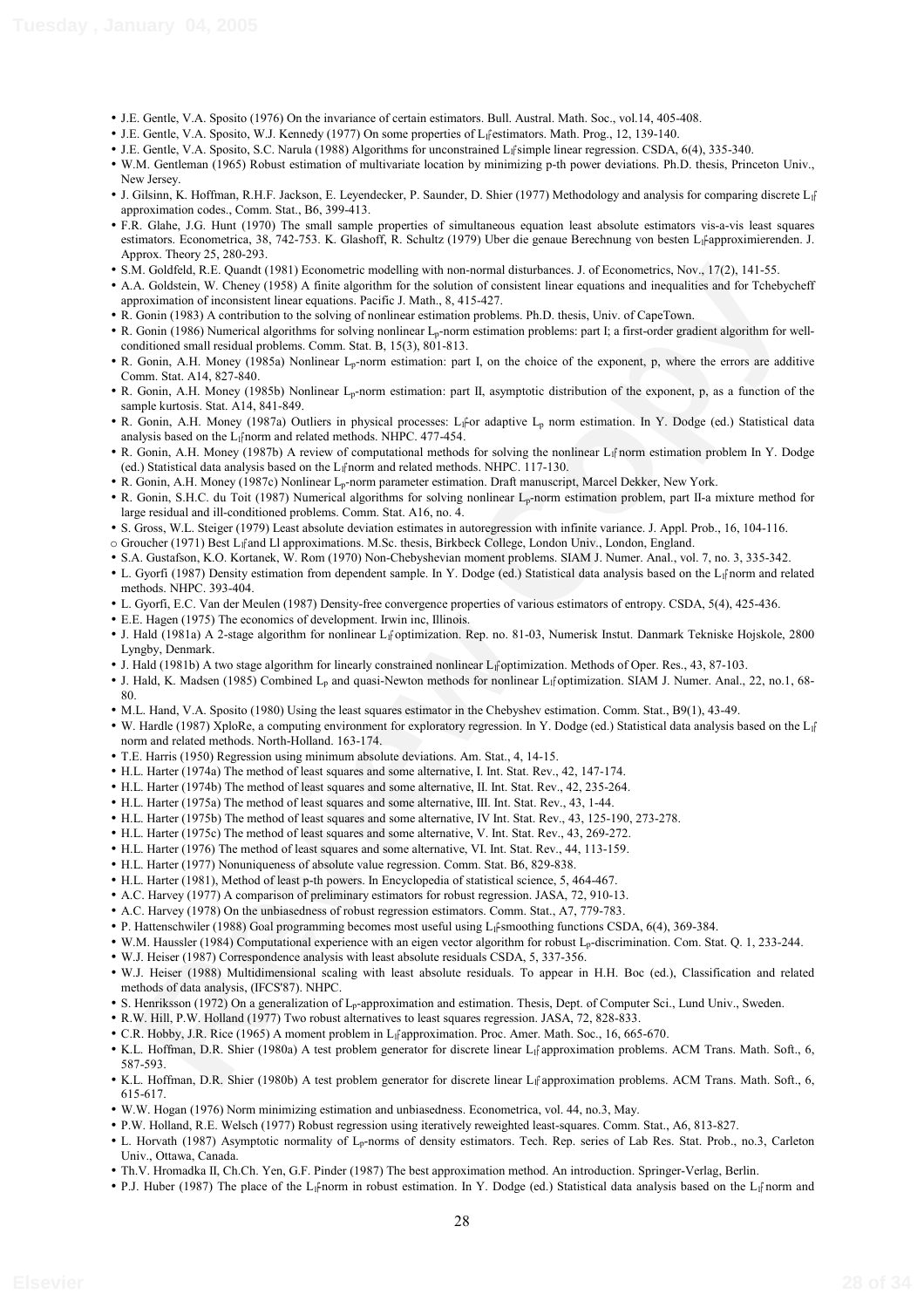- J.E. Gentle, V.A. Sposito (1976) On the invariance of certain estimators. Bull. Austral. Math. Soc., vol.14, 405-408.
- J.E. Gentle, V.A. Sposito, W.J. Kennedy (1977) On some properties of $L_1$-estimators. Math. Prog., 12, 139-140.
- J.E. Gentle, V.A. Sposito, S.C. Narula (1988) Algorithms for unconstrained $L_1$ simple linear regression. CSDA, 6(4), 335-340.
- W.M. Gentleman (1965) Robust estimation of multivariate location by minimizing p-th power deviations. Ph.D. thesis, Princeton Univ., New Jersey.
- J. Gilsinn, K. Hoffman, R.H.F. Jackson, E. Leyendecker, P. Saunder, D. Shier (1977) Methodology and analysis for comparing discrete $L_1$ approximation codes., Comm. Stat., B6, 399-413.
- F.R. Glahe, J.G. Hunt (1970) The small sample properties of simultaneous equation least absolute estimators vis-a-vis least squares estimators. Econometrica, 38, 742-753. K. Glashoff, R. Schultz (1979) Uber die genaue Berechnung von besten $L_1$-approximierenden. J. Approx. Theory 25, 280-293.
- S.M. Goldfeld, R.E. Quandt (1981) Econometric modelling with non-normal disturbances. J. of Econometrics, Nov., 17(2), 141-55.
- A.A. Goldstein, W. Cheney (1958) A finite algorithm for the solution of consistent linear equations and inequalities and for Tchebycheff approximation of inconsistent linear equations. Pacific J. Math., 8, 415-427.
- R. Gonin (1983) A contribution to the solving of nonlinear estimation problems. Ph.D. thesis, Univ. of CapeTown.
- R. Gonin (1986) Numerical algorithms for solving nonlinear $L_p$-norm estimation problems: part I; a first-order gradient algorithm for well-conditioned small residual problems. Comm. Stat. B, 15(3), 801-813.
- R. Gonin, A.H. Money (1985a) Nonlinear $L_p$-norm estimation: part I, on the choice of the exponent, p, where the errors are additive Comm. Stat. A14, 827-840.
- R. Gonin, A.H. Money (1985b) Nonlinear $L_p$-norm estimation: part II, asymptotic distribution of the exponent, p, as a function of the sample kurtosis. Stat. A14, 841-849.
- R. Gonin, A.H. Money (1987a) Outliers in physical processes: $L_1$- or adaptive $L_p$ norm estimation. In Y. Dodge (ed.) Statistical data analysis based on the $L_1$ norm and related methods. NHPC. 477-454.
- R. Gonin, A.H. Money (1987b) A review of computational methods for solving the nonlinear $L_1$ norm estimation problem In Y. Dodge (ed.) Statistical data analysis based on the $L_1$ norm and related methods. NHPC. 117-130.
- R. Gonin, A.H. Money (1987c) Nonlinear $L_p$-norm parameter estimation. Draft manuscript, Marcel Dekker, New York.
- R. Gonin, S.H.C. du Toit (1987) Numerical algorithms for solving nonlinear $L_p$-norm estimation problem, part II-a mixture method for large residual and ill-conditioned problems. Comm. Stat. A16, no. 4.
- S. Gross, W.L. Steiger (1979) Least absolute deviation estimates in autoregression with infinite variance. J. Appl. Prob., 16, 104-116.
- o Groucher (1971) Best $L_1$ and Ll approximations. M.Sc. thesis, Birkbeck College, London Univ., London, England.
- S.A. Gustafson, K.O. Kortanek, W. Rom (1970) Non-Chebyshevian moment problems. SIAM J. Numer. Anal., vol. 7, no. 3, 335-342.
- L. Gyorfi (1987) Density estimation from dependent sample. In Y. Dodge (ed.) Statistical data analysis based on the $L_1$ norm and related methods. NHPC. 393-404.
- L. Gyorfi, E.C. Van der Meulen (1987) Density-free convergence properties of various estimators of entropy. CSDA, 5(4), 425-436.
- E.E. Hagen (1975) The economics of development. Irwin inc, Illinois.
- J. Hald (1981a) A 2-stage algorithm for nonlinear $L_1$ optimization. Rep. no. 81-03, Numerisk Instut. Danmark Tekniske Hojskole, 2800 Lyngby, Denmark.
- J. Hald (1981b) A two stage algorithm for linearly constrained nonlinear $L_1$ optimization. Methods of Oper. Res., 43, 87-103.
- J. Hald, K. Madsen (1985) Combined $L_p$ and quasi-Newton methods for nonlinear $L_1$ optimization. SIAM J. Numer. Anal., 22, no.1, 68-80.
- M.L. Hand, V.A. Sposito (1980) Using the least squares estimator in the Chebyshev estimation. Comm. Stat., B9(1), 43-49.
- W. Hardle (1987) XploRe, a computing environment for exploratory regression. In Y. Dodge (ed.) Statistical data analysis based on the $L_1$ norm and related methods. North-Holland. 163-174.
- T.E. Harris (1950) Regression using minimum absolute deviations. Am. Stat., 4, 14-15.
- H.L. Harter (1974a) The method of least squares and some alternative, I. Int. Stat. Rev., 42, 147-174.
- H.L. Harter (1974b) The method of least squares and some alternative, II. Int. Stat. Rev., 42, 235-264.
- H.L. Harter (1975a) The method of least squares and some alternative, III. Int. Stat. Rev., 43, 1-44.
- H.L. Harter (1975b) The method of least squares and some alternative, IV Int. Stat. Rev., 43, 125-190, 273-278.
- H.L. Harter (1975c) The method of least squares and some alternative, V. Int. Stat. Rev., 43, 269-272.
- H.L. Harter (1976) The method of least squares and some alternative, VI. Int. Stat. Rev., 44, 113-159.
- H.L. Harter (1977) Nonuniqueness of absolute value regression. Comm. Stat. B6, 829-838.
- H.L. Harter (1981), Method of least p-th powers. In Encyclopedia of statistical science, 5, 464-467.
- A.C. Harvey (1977) A comparison of preliminary estimators for robust regression. JASA, 72, 910-13.
- A.C. Harvey (1978) On the unbiasedness of robust regression estimators. Comm. Stat., A7, 779-783.
- P. Hattenschwiler (1988) Goal programming becomes most useful using $L_1$-smoothing functions CSDA, 6(4), 369-384.
- W.M. Haussler (1984) Computational experience with an eigen vector algorithm for robust $L_p$-discrimination. Com. Stat. Q. 1, 233-244.
- W.J. Heiser (1987) Correspondence analysis with least absolute residuals CSDA, 5, 337-356.
- W.J. Heiser (1988) Multidimensional scaling with least absolute residuals. To appear in H.H. Boc (ed.), Classification and related methods of data analysis, (IFCS'87). NHPC.
- S. Henriksson (1972) On a generalization of $L_p$-approximation and estimation. Thesis, Dept. of Computer Sci., Lund Univ., Sweden.
- R.W. Hill, P.W. Holland (1977) Two robust alternatives to least squares regression. JASA, 72, 828-833.
- C.R. Hobby, J.R. Rice (1965) A moment problem in $L_1$ approximation. Proc. Amer. Math. Soc., 16, 665-670.
- K.L. Hoffman, D.R. Shier (1980a) A test problem generator for discrete linear $L_1$ approximation problems. ACM Trans. Math. Soft., 6, 587-593.
- K.L. Hoffman, D.R. Shier (1980b) A test problem generator for discrete linear $L_1$ approximation problems. ACM Trans. Math. Soft., 6, 615-617.
- W.W. Hogan (1976) Norm minimizing estimation and unbiasedness. Econometrica, vol. 44, no.3, May.
- P.W. Holland, R.E. Welsch (1977) Robust regression using iteratively reweighted least-squares. Comm. Stat., A6, 813-827.
- L. Horvath (1987) Asymptotic normality of $L_p$-norms of density estimators. Tech. Rep. series of Lab Res. Stat. Prob., no.3, Carleton Univ., Ottawa, Canada.
- Th.V. Hromadka II, Ch.Ch. Yen, G.F. Pinder (1987) The best approximation method. An introduction. Springer-Verlag, Berlin.
- P.J. Huber (1987) The place of the $L_1$-norm in robust estimation. In Y. Dodge (ed.) Statistical data analysis based on the $L_1$ norm and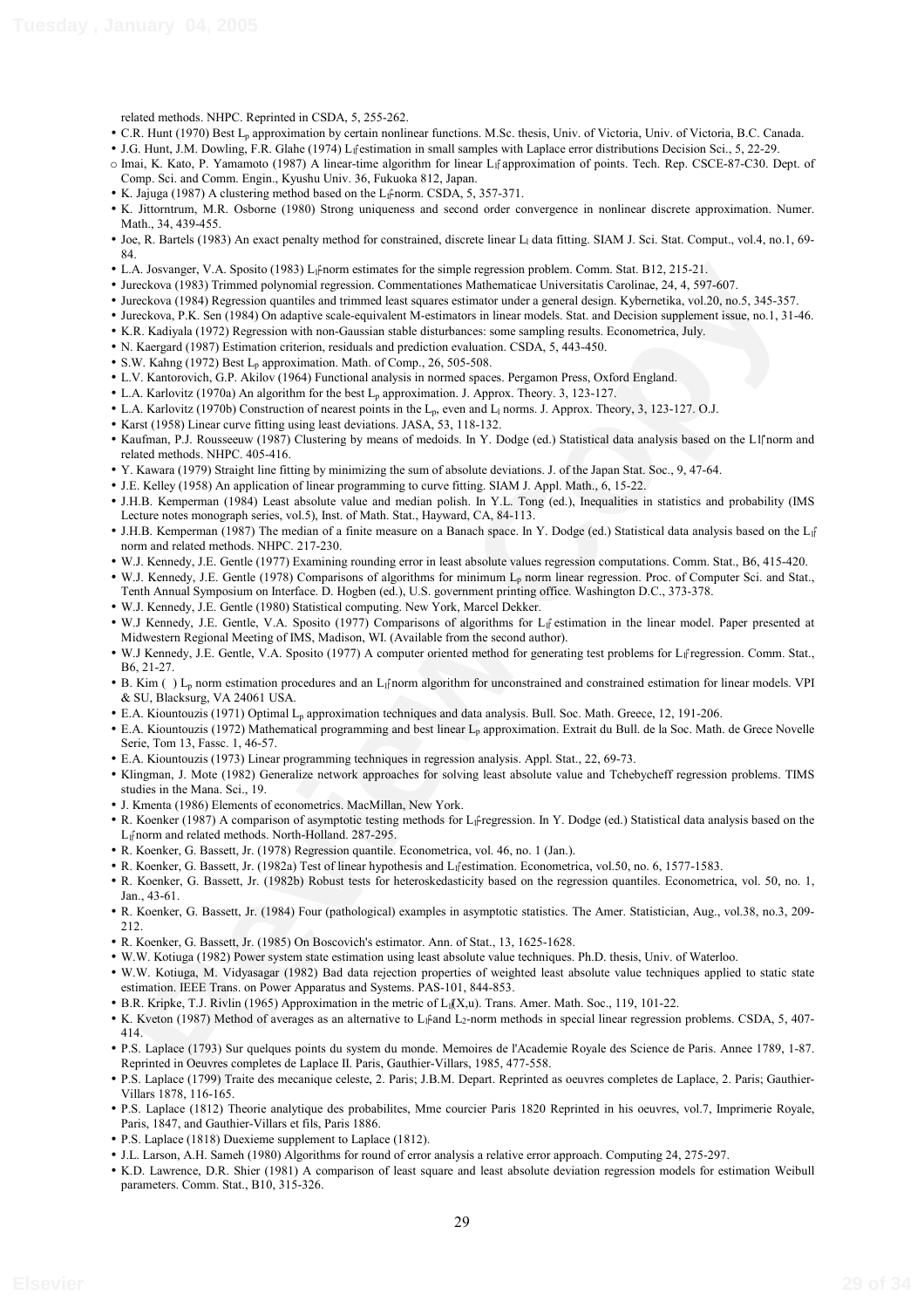related methods. NHPC. Reprinted in CSDA, 5, 255-262.

- C.R. Hunt (1970) Best $L_p$ approximation by certain nonlinear functions. M.Sc. thesis, Univ. of Victoria, Univ. of Victoria, B.C. Canada.
- J.G. Hunt, J.M. Dowling, F.R. Glahe (1974) $L_1$ estimation in small samples with Laplace error distributions Decision Sci., 5, 22-29.
- Imai, K. Kato, P. Yamamoto (1987) A linear-time algorithm for linear $L_1$ approximation of points. Tech. Rep. CSCE-87-C30. Dept. of Comp. Sci. and Comm. Engin., Kyushu Univ. 36, Fukuoka 812, Japan.
- K. Jajuga (1987) A clustering method based on the $L_1$-norm. CSDA, 5, 357-371.
- K. Jittorntrum, M.R. Osborne (1980) Strong uniqueness and second order convergence in nonlinear discrete approximation. Numer. Math., 34, 439-455.
- Joe, R. Bartels (1983) An exact penalty method for constrained, discrete linear $L_\infty$ data fitting. SIAM J. Sci. Stat. Comput., vol.4, no.1, 69-84.
- L.A. Josvanger, V.A. Sposito (1983) $L_1$-norm estimates for the simple regression problem. Comm. Stat. B12, 215-21.
- Jureckova (1983) Trimmed polynomial regression. Commentationes Mathematicae Universitatis Carolinae, 24, 4, 597-607.
- Jureckova (1984) Regression quantiles and trimmed least squares estimator under a general design. Kybernetika, vol.20, no.5, 345-357.
- Jureckova, P.K. Sen (1984) On adaptive scale-equivalent M-estimators in linear models. Stat. and Decision supplement issue, no.1, 31-46.
- K.R. Kadiyala (1972) Regression with non-Gaussian stable disturbances: some sampling results. Econometrica, July.
- N. Kaergard (1987) Estimation criterion, residuals and prediction evaluation. CSDA, 5, 443-450.
- S.W. Kahng (1972) Best $L_p$ approximation. Math. of Comp., 26, 505-508.
- L.V. Kantorovich, G.P. Akilov (1964) Functional analysis in normed spaces. Pergamon Press, Oxford England.
- L.A. Karlovitz (1970a) An algorithm for the best $L_p$ approximation. J. Approx. Theory. 3, 123-127.
- L.A. Karlovitz (1970b) Construction of nearest points in the $L_p$, even and $L_\infty$ norms. J. Approx. Theory, 3, 123-127. O.J.
- Karst (1958) Linear curve fitting using least deviations. JASA, 53, 118-132.
- Kaufman, P.J. Rousseeuw (1987) Clustering by means of medoids. In Y. Dodge (ed.) Statistical data analysis based on the L1-norm and related methods. NHPC. 405-416.
- Y. Kawara (1979) Straight line fitting by minimizing the sum of absolute deviations. J. of the Japan Stat. Soc., 9, 47-64.
- J.E. Kelley (1958) An application of linear programming to curve fitting. SIAM J. Appl. Math., 6, 15-22.
- J.H.B. Kemperman (1984) Least absolute value and median polish. In Y.L. Tong (ed.), Inequalities in statistics and probability (IMS Lecture notes monograph series, vol.5), Inst. of Math. Stat., Hayward, CA, 84-113.
- J.H.B. Kemperman (1987) The median of a finite measure on a Banach space. In Y. Dodge (ed.) Statistical data analysis based on the $L_1$-norm and related methods. NHPC. 217-230.
- W.J. Kennedy, J.E. Gentle (1977) Examining rounding error in least absolute values regression computations. Comm. Stat., B6, 415-420.
- W.J. Kennedy, J.E. Gentle (1978) Comparisons of algorithms for minimum $L_p$ norm linear regression. Proc. of Computer Sci. and Stat., Tenth Annual Symposium on Interface. D. Hogben (ed.), U.S. government printing office. Washington D.C., 373-378.
- W.J. Kennedy, J.E. Gentle (1980) Statistical computing. New York, Marcel Dekker.
- W.J Kennedy, J.E. Gentle, V.A. Sposito (1977) Comparisons of algorithms for $L_1$ estimation in the linear model. Paper presented at Midwestern Regional Meeting of IMS, Madison, WI. (Available from the second author).
- W.J Kennedy, J.E. Gentle, V.A. Sposito (1977) A computer oriented method for generating test problems for $L_1$ regression. Comm. Stat., B6, 21-27.
- B. Kim ( ) $L_p$ norm estimation procedures and an $L_1$ norm algorithm for unconstrained and constrained estimation for linear models. VPI & SU, Blacksurg, VA 24061 USA.
- E.A. Kiountouzis (1971) Optimal $L_p$ approximation techniques and data analysis. Bull. Soc. Math. Greece, 12, 191-206.
- E.A. Kiountouzis (1972) Mathematical programming and best linear $L_p$ approximation. Extrait du Bull. de la Soc. Math. de Grece Novelle Serie, Tom 13, Fassc. 1, 46-57.
- E.A. Kiountouzis (1973) Linear programming techniques in regression analysis. Appl. Stat., 22, 69-73.
- Klingman, J. Mote (1982) Generalize network approaches for solving least absolute value and Tchebycheff regression problems. TIMS studies in the Mana. Sci., 19.
- J. Kmenta (1986) Elements of econometrics. MacMillan, New York.
- R. Koenker (1987) A comparison of asymptotic testing methods for $L_1$-regression. In Y. Dodge (ed.) Statistical data analysis based on the $L_1$-norm and related methods. North-Holland. 287-295.
- R. Koenker, G. Bassett, Jr. (1978) Regression quantile. Econometrica, vol. 46, no. 1 (Jan.).
- R. Koenker, G. Bassett, Jr. (1982a) Test of linear hypothesis and $L_1$ estimation. Econometrica, vol.50, no. 6, 1577-1583.
- R. Koenker, G. Bassett, Jr. (1982b) Robust tests for heteroskedasticity based on the regression quantiles. Econometrica, vol. 50, no. 1, Jan., 43-61.
- R. Koenker, G. Bassett, Jr. (1984) Four (pathological) examples in asymptotic statistics. The Amer. Statistician, Aug., vol.38, no.3, 209-212.
- R. Koenker, G. Bassett, Jr. (1985) On Boscovich's estimator. Ann. of Stat., 13, 1625-1628.
- W.W. Kotiuga (1982) Power system state estimation using least absolute value techniques. Ph.D. thesis, Univ. of Waterloo.
- W.W. Kotiuga, M. Vidyasagar (1982) Bad data rejection properties of weighted least absolute value techniques applied to static state estimation. IEEE Trans. on Power Apparatus and Systems. PAS-101, 844-853.
- B.R. Kripke, T.J. Rivlin (1965) Approximation in the metric of $L_1(X,u)$. Trans. Amer. Math. Soc., 119, 101-22.
- K. Kveton (1987) Method of averages as an alternative to $L_1$- and $L_2$-norm methods in special linear regression problems. CSDA, 5, 407-414.
- P.S. Laplace (1793) Sur quelques points du system du monde. Memoires de l'Academie Royale des Science de Paris. Annee 1789, 1-87. Reprinted in Oeuvres completes de Laplace II. Paris, Gauthier-Villars, 1985, 477-558.
- P.S. Laplace (1799) Traite des mecanique celeste, 2. Paris; J.B.M. Depart. Reprinted as oeuvres completes de Laplace, 2. Paris; Gauthier-Villars 1878, 116-165.
- P.S. Laplace (1812) Theorie analytique des probabilites, Mme courcier Paris 1820 Reprinted in his oeuvres, vol.7, Imprimerie Royale, Paris, 1847, and Gauthier-Villars et fils, Paris 1886.
- P.S. Laplace (1818) Duexieme supplement to Laplace (1812).
- J.L. Larson, A.H. Sameh (1980) Algorithms for round of error analysis a relative error approach. Computing 24, 275-297.
- K.D. Lawrence, D.R. Shier (1981) A comparison of least square and least absolute deviation regression models for estimation Weibull parameters. Comm. Stat., B10, 315-326.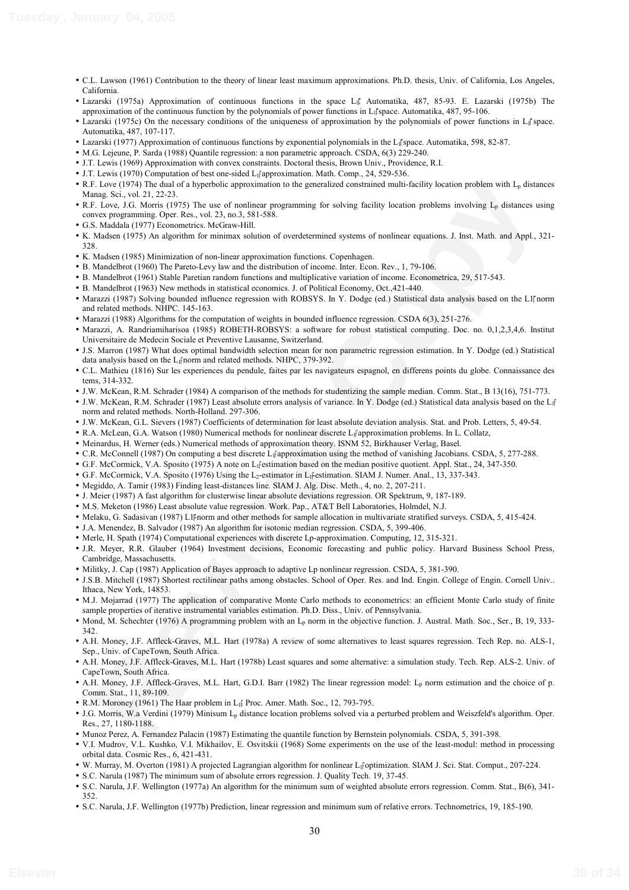- C.L. Lawson (1961) Contribution to the theory of linear least maximum approximations. Ph.D. thesis, Univ. of California, Los Angeles, California.
- Lazarski (1975a) Approximation of continuous functions in the space $L_1$. Automatika, 487, 85-93. E. Lazarski (1975b) The approximation of the continuous function by the polynomials of power functions in $L_1$ space. Automatika, 487, 95-106.
- Lazarski (1975c) On the necessary conditions of the uniqueness of approximation by the polynomials of power functions in $L_1$ space. Automatika, 487, 107-117.
- Lazarski (1977) Approximation of continuous functions by exponential polynomials in the $L_1$ space. Automatika, 598, 82-87.
- M.G. Lejeune, P. Sarda (1988) Quantile regression: a non parametric approach. CSDA, 6(3) 229-240.
- J.T. Lewis (1969) Approximation with convex constraints. Doctoral thesis, Brown Univ., Providence, R.I.
- J.T. Lewis (1970) Computation of best one-sided $L_1$ approximation. Math. Comp., 24, 529-536.
- R.F. Love (1974) The dual of a hyperbolic approximation to the generalized constrained multi-facility location problem with $L_p$ distances Manag. Sci., vol. 21, 22-23.
- R.F. Love, J.G. Morris (1975) The use of nonlinear programming for solving facility location problems involving $L_p$ distances using convex programming. Oper. Res., vol. 23, no.3, 581-588.
- G.S. Maddala (1977) Econometrics. McGraw-Hill.
- K. Madsen (1975) An algorithm for minimax solution of overdetermined systems of nonlinear equations. J. Inst. Math. and Appl., 321-328.
- K. Madsen (1985) Minimization of non-linear approximation functions. Copenhagen.
- B. Mandelbrot (1960) The Pareto-Levy law and the distribution of income. Inter. Econ. Rev., 1, 79-106.
- B. Mandelbrot (1961) Stable Paretian random functions and multiplicative variation of income. Econometrica, 29, 517-543.
- B. Mandelbrot (1963) New methods in statistical economics. J. of Political Economy, Oct.,421-440.
- Marazzi (1987) Solving bounded influence regression with ROBSYS. In Y. Dodge (ed.) Statistical data analysis based on the $L_1$ norm and related methods. NHPC. 145-163.
- Marazzi (1988) Algorithms for the computation of weights in bounded influence regression. CSDA 6(3), 251-276.
- Marazzi, A. Randriamiharisoa (1985) ROBETH-ROBSYS: a software for robust statistical computing. Doc. no. 0,1,2,3,4,6. Institut Universitaire de Medecin Sociale et Preventive Lausanne, Switzerland.
- J.S. Marron (1987) What does optimal bandwidth selection mean for non parametric regression estimation. In Y. Dodge (ed.) Statistical data analysis based on the $L_1$ norm and related methods. NHPC, 379-392.
- C.L. Mathieu (1816) Sur les experiences du pendule, faites par les navigateurs espagnol, en differens points du globe. Connaissance des tems, 314-332.
- J.W. McKean, R.M. Schrader (1984) A comparison of the methods for studentizing the sample median. Comm. Stat., B 13(16), 751-773.
- J.W. McKean, R.M. Schrader (1987) Least absolute errors analysis of variance. In Y. Dodge (ed.) Statistical data analysis based on the $L_1$ norm and related methods. North-Holland. 297-306.
- J.W. McKean, G.L. Sievers (1987) Coefficients of determination for least absolute deviation analysis. Stat. and Prob. Letters, 5, 49-54.
- R.A. McLean, G.A. Watson (1980) Numerical methods for nonlinear discrete $L_1$ approximation problems. In L. Collatz,
- Meinardus, H. Werner (eds.) Numerical methods of approximation theory. ISNM 52, Birkhauser Verlag, Basel.
- C.R. McConnell (1987) On computing a best discrete $L_1$ approximation using the method of vanishing Jacobians. CSDA, 5, 277-288.
- G.F. McCormick, V.A. Sposito (1975) A note on $L_1$ estimation based on the median positive quotient. Appl. Stat., 24, 347-350.
- G.F. McCormick, V.A. Sposito (1976) Using the $L_2$-estimator in $L_1$-estimation. SIAM J. Numer. Anal., 13, 337-343.
- Megiddo, A. Tamir (1983) Finding least-distances line. SIAM J. Alg. Disc. Meth., 4, no. 2, 207-211.
- J. Meier (1987) A fast algorithm for clusterwise linear absolute deviations regression. OR Spektrum, 9, 187-189.
- M.S. Meketon (1986) Least absolute value regression. Work. Pap., AT&T Bell Laboratories, Holmdel, N.J.
- Melaku, G. Sadasivan (1987) $L_1$-norm and other methods for sample allocation in multivariate stratified surveys. CSDA, 5, 415-424.
- J.A. Menendez, B. Salvador (1987) An algorithm for isotonic median regression. CSDA, 5, 399-406.
- Merle, H. Spath (1974) Computational experiences with discrete Lp-approximation. Computing, 12, 315-321.
- J.R. Meyer, R.R. Glauber (1964) Investment decisions, Economic forecasting and public policy. Harvard Business School Press, Cambridge, Massachusetts.
- Militky, J. Cap (1987) Application of Bayes approach to adaptive Lp nonlinear regression. CSDA, 5, 381-390.
- J.S.B. Mitchell (1987) Shortest rectilinear paths among obstacles. School of Oper. Res. and Ind. Engin. College of Engin. Cornell Univ.. Ithaca, New York, 14853.
- M.J. Mojarrad (1977) The application of comparative Monte Carlo methods to econometrics: an efficient Monte Carlo study of finite sample properties of iterative instrumental variables estimation. Ph.D. Diss., Univ. of Pennsylvania.
- Mond, M. Schechter (1976) A programming problem with an $L_p$ norm in the objective function. J. Austral. Math. Soc., Ser., B, 19, 333-342.
- A.H. Money, J.F. Affleck-Graves, M.L. Hart (1978a) A review of some alternatives to least squares regression. Tech Rep. no. ALS-1, Sep., Univ. of CapeTown, South Africa.
- A.H. Money, J.F. Affleck-Graves, M.L. Hart (1978b) Least squares and some alternative: a simulation study. Tech. Rep. ALS-2. Univ. of CapeTown, South Africa.
- A.H. Money, J.F. Affleck-Graves, M.L. Hart, G.D.I. Barr (1982) The linear regression model: $L_p$ norm estimation and the choice of p. Comm. Stat., 11, 89-109.
- R.M. Moroney (1961) The Haar problem in $L_1$. Proc. Amer. Math. Soc., 12, 793-795.
- J.G. Morris, W.a Verdini (1979) Minisum $L_p$ distance location problems solved via a perturbed problem and Weiszfeld's algorithm. Oper. Res., 27, 1180-1188.
- Munoz Perez, A. Fernandez Palacin (1987) Estimating the quantile function by Bernstein polynomials. CSDA, 5, 391-398.
- V.I. Mudrov, V.L. Kushko, V.I. Mikhailov, E. Osvitskii (1968) Some experiments on the use of the least-modul: method in processing orbital data. Cosmic Res., 6, 421-431.
- W. Murray, M. Overton (1981) A projected Lagrangian algorithm for nonlinear $L_1$ optimization. SIAM J. Sci. Stat. Comput., 207-224.
- S.C. Narula (1987) The minimum sum of absolute errors regression. J. Quality Tech. 19, 37-45.
- S.C. Narula, J.F. Wellington (1977a) An algorithm for the minimum sum of weighted absolute errors regression. Comm. Stat., B(6), 341-352.
- S.C. Narula, J.F. Wellington (1977b) Prediction, linear regression and minimum sum of relative errors. Technometrics, 19, 185-190.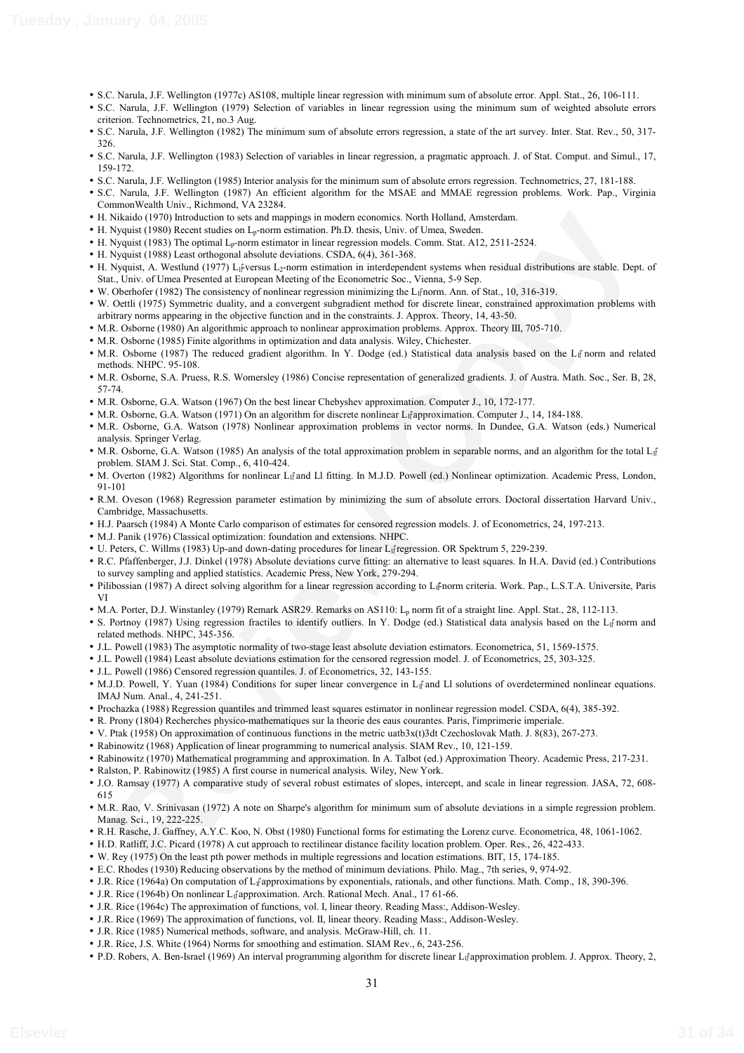- S.C. Narula, J.F. Wellington (1977c) AS108, multiple linear regression with minimum sum of absolute error. Appl. Stat., 26, 106-111.
- S.C. Narula, J.F. Wellington (1979) Selection of variables in linear regression using the minimum sum of weighted absolute errors criterion. Technometrics, 21, no.3 Aug.
- S.C. Narula, J.F. Wellington (1982) The minimum sum of absolute errors regression, a state of the art survey. Inter. Stat. Rev., 50, 317-326.
- S.C. Narula, J.F. Wellington (1983) Selection of variables in linear regression, a pragmatic approach. J. of Stat. Comput. and Simul., 17, 159-172.
- S.C. Narula, J.F. Wellington (1985) Interior analysis for the minimum sum of absolute errors regression. Technometrics, 27, 181-188.
- S.C. Narula, J.F. Wellington (1987) An efficient algorithm for the MSAE and MMAE regression problems. Work. Pap., Virginia CommonWealth Univ., Richmond, VA 23284.
- H. Nikaido (1970) Introduction to sets and mappings in modern economics. North Holland, Amsterdam.
- H. Nyquist (1980) Recent studies on $L_p$-norm estimation. Ph.D. thesis, Univ. of Umea, Sweden.
- H. Nyquist (1983) The optimal $L_p$-norm estimator in linear regression models. Comm. Stat. A12, 2511-2524.
- H. Nyquist (1988) Least orthogonal absolute deviations. CSDA, 6(4), 361-368.
- H. Nyquist, A. Westlund (1977) $L_1$-versus $L_2$-norm estimation in interdependent systems when residual distributions are stable. Dept. of Stat., Univ. of Umea Presented at European Meeting of the Econometric Soc., Vienna, 5-9 Sep.
- W. Oberhofer (1982) The consistency of nonlinear regression minimizing the $L_1$-norm. Ann. of Stat., 10, 316-319.
- W. Oettli (1975) Symmetric duality, and a convergent subgradient method for discrete linear, constrained approximation problems with arbitrary norms appearing in the objective function and in the constraints. J. Approx. Theory, 14, 43-50.
- M.R. Osborne (1980) An algorithmic approach to nonlinear approximation problems. Approx. Theory III, 705-710.
- M.R. Osborne (1985) Finite algorithms in optimization and data analysis. Wiley, Chichester.
- M.R. Osborne (1987) The reduced gradient algorithm. In Y. Dodge (ed.) Statistical data analysis based on the $L_1$ norm and related methods. NHPC. 95-108.
- M.R. Osborne, S.A. Pruess, R.S. Womersley (1986) Concise representation of generalized gradients. J. of Austra. Math. Soc., Ser. B, 28, 57-74.
- M.R. Osborne, G.A. Watson (1967) On the best linear Chebyshev approximation. Computer J., 10, 172-177.
- M.R. Osborne, G.A. Watson (1971) On an algorithm for discrete nonlinear $L_1$ approximation. Computer J., 14, 184-188.
- M.R. Osborne, G.A. Watson (1978) Nonlinear approximation problems in vector norms. In Dundee, G.A. Watson (eds.) Numerical analysis. Springer Verlag.
- M.R. Osborne, G.A. Watson (1985) An analysis of the total approximation problem in separable norms, and an algorithm for the total $L_1$ problem. SIAM J. Sci. Stat. Comp., 6, 410-424.
- M. Overton (1982) Algorithms for nonlinear $L_1$ and Ll fitting. In M.J.D. Powell (ed.) Nonlinear optimization. Academic Press, London, 91-101
- R.M. Oveson (1968) Regression parameter estimation by minimizing the sum of absolute errors. Doctoral dissertation Harvard Univ., Cambridge, Massachusetts.
- H.J. Paarsch (1984) A Monte Carlo comparison of estimates for censored regression models. J. of Econometrics, 24, 197-213.
- M.J. Panik (1976) Classical optimization: foundation and extensions. NHPC.
- U. Peters, C. Willms (1983) Up-and down-dating procedures for linear $L_1$ regression. OR Spektrum 5, 229-239.
- R.C. Pfaffenberger, J.J. Dinkel (1978) Absolute deviations curve fitting: an alternative to least squares. In H.A. David (ed.) Contributions to survey sampling and applied statistics. Academic Press, New York, 279-294.
- Pilibossian (1987) A direct solving algorithm for a linear regression according to $L_1$-norm criteria. Work. Pap., L.S.T.A. Universite, Paris VI
- M.A. Porter, D.J. Winstanley (1979) Remark ASR29. Remarks on AS110: $L_p$ norm fit of a straight line. Appl. Stat., 28, 112-113.
- S. Portnoy (1987) Using regression fractiles to identify outliers. In Y. Dodge (ed.) Statistical data analysis based on the $L_1$ norm and related methods. NHPC, 345-356.
- J.L. Powell (1983) The asymptotic normality of two-stage least absolute deviation estimators. Econometrica, 51, 1569-1575.
- J.L. Powell (1984) Least absolute deviations estimation for the censored regression model. J. of Econometrics, 25, 303-325.
- J.L. Powell (1986) Censored regression quantiles. J. of Econometrics, 32, 143-155.
- M.J.D. Powell, Y. Yuan (1984) Conditions for super linear convergence in $L_1$ and Ll solutions of overdetermined nonlinear equations. IMAJ Num. Anal., 4, 241-251.
- Prochazka (1988) Regression quantiles and trimmed least squares estimator in nonlinear regression model. CSDA, 6(4), 385-392.
- R. Prony (1804) Recherches physico-mathematiques sur la theorie des eaus courantes. Paris, l'imprimerie imperiale.
- V. Ptak (1958) On approximation of continuous functions in the metric uatb3x(t)3dt Czechoslovak Math. J. 8(83), 267-273.
- Rabinowitz (1968) Application of linear programming to numerical analysis. SIAM Rev., 10, 121-159.
- Rabinowitz (1970) Mathematical programming and approximation. In A. Talbot (ed.) Approximation Theory. Academic Press, 217-231.
- Ralston, P. Rabinowitz (1985) A first course in numerical analysis. Wiley, New York.
- J.O. Ramsay (1977) A comparative study of several robust estimates of slopes, intercept, and scale in linear regression. JASA, 72, 608-615
- M.R. Rao, V. Srinivasan (1972) A note on Sharpe's algorithm for minimum sum of absolute deviations in a simple regression problem. Manag. Sci., 19, 222-225.
- R.H. Rasche, J. Gaffney, A.Y.C. Koo, N. Obst (1980) Functional forms for estimating the Lorenz curve. Econometrica, 48, 1061-1062.
- H.D. Ratliff, J.C. Picard (1978) A cut approach to rectilinear distance facility location problem. Oper. Res., 26, 422-433.
- W. Rey (1975) On the least pth power methods in multiple regressions and location estimations. BIT, 15, 174-185.
- E.C. Rhodes (1930) Reducing observations by the method of minimum deviations. Philo. Mag., 7th series, 9, 974-92.
- J.R. Rice (1964a) On computation of $L_1$ approximations by exponentials, rationals, and other functions. Math. Comp., 18, 390-396.
- J.R. Rice (1964b) On nonlinear $L_1$ approximation. Arch. Rational Mech. Anal., 17 61-66.
- J.R. Rice (1964c) The approximation of functions, vol. I, linear theory. Reading Mass:, Addison-Wesley.
- J.R. Rice (1969) The approximation of functions, vol. II, linear theory. Reading Mass:, Addison-Wesley.
- J.R. Rice (1985) Numerical methods, software, and analysis. McGraw-Hill, ch. 11.
- J.R. Rice, J.S. White (1964) Norms for smoothing and estimation. SIAM Rev., 6, 243-256.
- P.D. Robers, A. Ben-Israel (1969) An interval programming algorithm for discrete linear $L_1$ approximation problem. J. Approx. Theory, 2,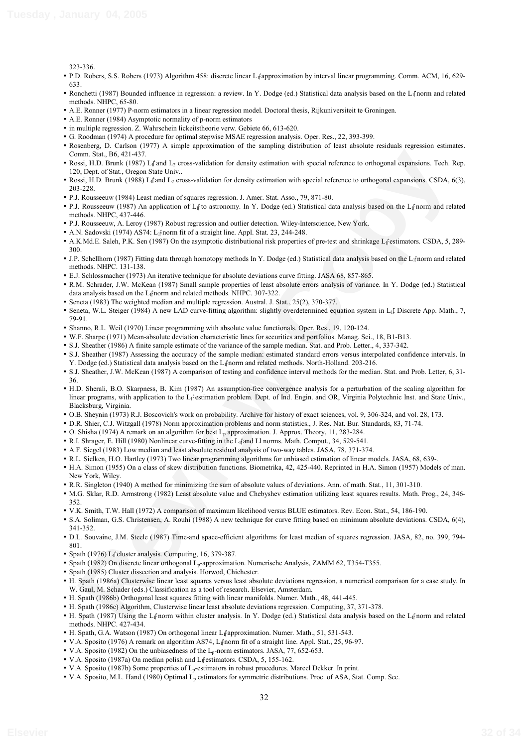323-336.

- P.D. Robers, S.S. Robers (1973) Algorithm 458: discrete linear $L_1$ approximation by interval linear programming. Comm. ACM, 16, 629-633.
- Ronchetti (1987) Bounded influence in regression: a review. In Y. Dodge (ed.) Statistical data analysis based on the $L_1$ norm and related methods. NHPC, 65-80.
- A.E. Ronner (1977) P-norm estimators in a linear regression model. Doctoral thesis, Rijkuniversiteit te Groningen.
- A.E. Ronner (1984) Asymptotic normality of p-norm estimators
- in multiple regression. Z. Wahrschein lickeitstheorie verw. Gebiete 66, 613-620.
- G. Roodman (1974) A procedure for optimal stepwise MSAE regression analysis. Oper. Res., 22, 393-399.
- Rosenberg, D. Carlson (1977) A simple approximation of the sampling distribution of least absolute residuals regression estimates. Comm. Stat., B6, 421-437.
- Rossi, H.D. Brunk (1987) $L_1$ and $L_2$ cross-validation for density estimation with special reference to orthogonal expansions. Tech. Rep. 120, Dept. of Stat., Oregon State Univ..
- Rossi, H.D. Brunk (1988) $L_1$ and $L_2$ cross-validation for density estimation with special reference to orthogonal expansions. CSDA, 6(3), 203-228.
- P.J. Rousseeuw (1984) Least median of squares regression. J. Amer. Stat. Asso., 79, 871-80.
- P.J. Rousseeuw (1987) An application of $L_1$ to astronomy. In Y. Dodge (ed.) Statistical data analysis based on the $L_1$ norm and related methods. NHPC, 437-446.
- P.J. Rousseeuw, A. Leroy (1987) Robust regression and outlier detection. Wiley-Interscience, New York.
- A.N. Sadovski (1974) AS74: $L_1$-norm fit of a straight line. Appl. Stat. 23, 244-248.
- A.K.Md.E. Saleh, P.K. Sen (1987) On the asymptotic distributional risk properties of pre-test and shrinkage $L_1$ estimators. CSDA, 5, 289-300.
- J.P. Schellhorn (1987) Fitting data through homotopy methods In Y. Dodge (ed.) Statistical data analysis based on the $L_1$ norm and related methods. NHPC. 131-138.
- E.J. Schlossmacher (1973) An iterative technique for absolute deviations curve fitting. JASA 68, 857-865.
- R.M. Schrader, J.W. McKean (1987) Small sample properties of least absolute errors analysis of variance. In Y. Dodge (ed.) Statistical data analysis based on the $L_1$ norm and related methods. NHPC. 307-322.
- Seneta (1983) The weighted median and multiple regression. Austral. J. Stat., 25(2), 370-377.
- Seneta, W.L. Steiger (1984) A new LAD curve-fitting algorithm: slightly overdetermined equation system in $L_1$. Discrete App. Math., 7, 79-91.
- Shanno, R.L. Weil (1970) Linear programming with absolute value functionals. Oper. Res., 19, 120-124.
- W.F. Sharpe (1971) Mean-absolute deviation characteristic lines for securities and portfolios. Manag. Sci., 18, B1-B13.
- S.J. Sheather (1986) A finite sample estimate of the variance of the sample median. Stat. and Prob. Letter., 4, 337-342.
- S.J. Sheather (1987) Assessing the accuracy of the sample median: estimated standard errors versus interpolated confidence intervals. In Y. Dodge (ed.) Statistical data analysis based on the $L_1$ norm and related methods. North-Holland. 203-216.
- S.J. Sheather, J.W. McKean (1987) A comparison of testing and confidence interval methods for the median. Stat. and Prob. Letter, 6, 31-36.
- H.D. Sherali, B.O. Skarpness, B. Kim (1987) An assumption-free convergence analysis for a perturbation of the scaling algorithm for linear programs, with application to the $L_1$ estimation problem. Dept. of Ind. Engin. and OR, Virginia Polytechnic Inst. and State Univ., Blacksburg, Virginia.
- O.B. Sheynin (1973) R.J. Boscovich's work on probability. Archive for history of exact sciences, vol. 9, 306-324, and vol. 28, 173.
- D.R. Shier, C.J. Witzgall (1978) Norm approximation problems and norm statistics., J. Res. Nat. Bur. Standards, 83, 71-74.
- O. Shisha (1974) A remark on an algorithm for best $L_p$ approximation. J. Approx. Theory, 11, 283-284.
- R.I. Shrager, E. Hill (1980) Nonlinear curve-fitting in the $L_1$ and Ll norms. Math. Comput., 34, 529-541.
- A.F. Siegel (1983) Low median and least absolute residual analysis of two-way tables. JASA, 78, 371-374.
- R.L. Sielken, H.O. Hartley (1973) Two linear programming algorithms for unbiased estimation of linear models. JASA, 68, 639-.
- H.A. Simon (1955) On a class of skew distribution functions. Biometrika, 42, 425-440. Reprinted in H.A. Simon (1957) Models of man. New York, Wiley.
- R.R. Singleton (1940) A method for minimizing the sum of absolute values of deviations. Ann. of math. Stat., 11, 301-310.
- M.G. Sklar, R.D. Armstrong (1982) Least absolute value and Chebyshev estimation utilizing least squares results. Math. Prog., 24, 346-352.
- V.K. Smith, T.W. Hall (1972) A comparison of maximum likelihood versus BLUE estimators. Rev. Econ. Stat., 54, 186-190.
- S.A. Soliman, G.S. Christensen, A. Rouhi (1988) A new technique for curve fitting based on minimum absolute deviations. CSDA, 6(4), 341-352.
- D.L. Souvaine, J.M. Steele (1987) Time-and space-efficient algorithms for least median of squares regression. JASA, 82, no. 399, 794-801.
- Spath (1976) $L_1$ cluster analysis. Computing, 16, 379-387.
- Spath (1982) On discrete linear orthogonal $L_p$-approximation. Numerische Analysis, ZAMM 62, T354-T355.
- Spath (1985) Cluster dissection and analysis. Horwod, Chichester.
- H. Spath (1986a) Clusterwise linear least squares versus least absolute deviations regression, a numerical comparison for a case study. In W. Gaul, M. Schader (eds.) Classification as a tool of research. Elsevier, Amsterdam.
- H. Spath (1986b) Orthogonal least squares fitting with linear manifolds. Numer. Math., 48, 441-445.
- H. Spath (1986c) Algorithm, Clusterwise linear least absolute deviations regression. Computing, 37, 371-378.
- H. Spath (1987) Using the $L_1$ norm within cluster analysis. In Y. Dodge (ed.) Statistical data analysis based on the $L_1$ norm and related methods. NHPC. 427-434.
- H. Spath, G.A. Watson (1987) On orthogonal linear $L_1$ approximation. Numer. Math., 51, 531-543.
- V.A. Sposito (1976) A remark on algorithm AS74, $L_1$ norm fit of a straight line. Appl. Stat., 25, 96-97.
- V.A. Sposito (1982) On the unbiasedness of the $L_p$-norm estimators. JASA, 77, 652-653.
- V.A. Sposito (1987a) On median polish and $L_1$ estimators. CSDA, 5, 155-162.
- V.A. Sposito (1987b) Some properties of $L_p$-estimators in robust procedures. Marcel Dekker. In print.
- V.A. Sposito, M.L. Hand (1980) Optimal $L_p$ estimators for symmetric distributions. Proc. of ASA, Stat. Comp. Sec.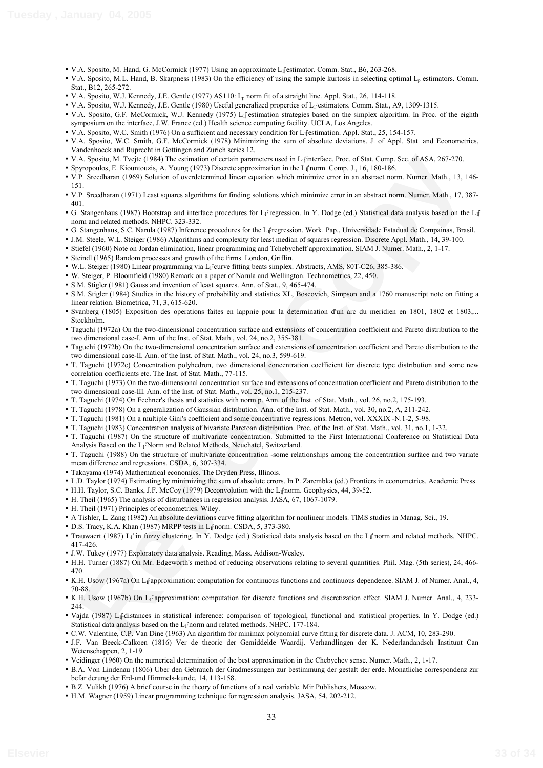- V.A. Sposito, M. Hand, G. McCormick (1977) Using an approximate $L_1$ estimator. Comm. Stat., B6, 263-268.
- V.A. Sposito, M.L. Hand, B. Skarpness (1983) On the efficiency of using the sample kurtosis in selecting optimal $L_p$ estimators. Comm. Stat., B12, 265-272.
- V.A. Sposito, W.J. Kennedy, J.E. Gentle (1977) AS110: $L_p$ norm fit of a straight line. Appl. Stat., 26, 114-118.
- V.A. Sposito, W.J. Kennedy, J.E. Gentle (1980) Useful generalized properties of $L_1$ estimators. Comm. Stat., A9, 1309-1315.
- V.A. Sposito, G.F. McCormick, W.J. Kennedy (1975) $L_1$ estimation strategies based on the simplex algorithm. In Proc. of the eighth symposium on the interface, J.W. France (ed.) Health science computing facility. UCLA, Los Angeles.
- V.A. Sposito, W.C. Smith (1976) On a sufficient and necessary condition for $L_1$ estimation. Appl. Stat., 25, 154-157.
- V.A. Sposito, W.C. Smith, G.F. McCormick (1978) Minimizing the sum of absolute deviations. J. of Appl. Stat. and Econometrics, Vandenhoeck and Ruprecht in Gottingen and Zurich series 12.
- V.A. Sposito, M. Tvejte (1984) The estimation of certain parameters used in $L_1$ interface. Proc. of Stat. Comp. Sec. of ASA, 267-270.
- Spyropoulos, E. Kiountouzis, A. Young (1973) Discrete approximation in the $L_1$ norm. Comp. J., 16, 180-186.
- V.P. Sreedharan (1969) Solution of overdetermined linear equation which minimize error in an abstract norm. Numer. Math., 13, 146-151.
- V.P. Sreedharan (1971) Least squares algorithms for finding solutions which minimize error in an abstract norm. Numer. Math., 17, 387-401.
- G. Stangenhaus (1987) Bootstrap and interface procedures for $L_1$ regression. In Y. Dodge (ed.) Statistical data analysis based on the $L_1$ norm and related methods. NHPC. 323-332.
- G. Stangenhaus, S.C. Narula (1987) Inference procedures for the $L_1$ regression. Work. Pap., Universidade Estadual de Compainas, Brasil.
- J.M. Steele, W.L. Steiger (1986) Algorithms and complexity for least median of squares regression. Discrete Appl. Math., 14, 39-100.
- Stiefel (1960) Note on Jordan elimination, linear programming and Tchebycheff approximation. SIAM J. Numer. Math., 2, 1-17.
- Steindl (1965) Random processes and growth of the firms. London, Griffin.
- W.L. Steiger (1980) Linear programming via $L_1$ curve fitting beats simplex. Abstracts, AMS, 80T-C26, 385-386.
- W. Steiger, P. Bloomfield (1980) Remark on a paper of Narula and Wellington. Technometrics, 22, 450.
- S.M. Stigler (1981) Gauss and invention of least squares. Ann. of Stat., 9, 465-474.
- S.M. Stigler (1984) Studies in the history of probability and statistics XL, Boscovich, Simpson and a 1760 manuscript note on fitting a linear relation. Biometrica, 71, 3, 615-620.
- Svanberg (1805) Exposition des operations faites en lappnie pour la determination d'un arc du meridien en 1801, 1802 et 1803,... Stockholm.
- Taguchi (1972a) On the two-dimensional concentration surface and extensions of concentration coefficient and Pareto distribution to the two dimensional case-I. Ann. of the Inst. of Stat. Math., vol. 24, no.2, 355-381.
- Taguchi (1972b) On the two-dimensional concentration surface and extensions of concentration coefficient and Pareto distribution to the two dimensional case-II. Ann. of the Inst. of Stat. Math., vol. 24, no.3, 599-619.
- T. Taguchi (1972c) Concentration polyhedron, two dimensional concentration coefficient for discrete type distribution and some new correlation coefficients etc. The Inst. of Stat. Math., 77-115.
- T. Taguchi (1973) On the two-dimensional concentration surface and extensions of concentration coefficient and Pareto distribution to the two dimensional case-III. Ann. of the Inst. of Stat. Math., vol. 25, no.1, 215-237.
- T. Taguchi (1974) On Fechner's thesis and statistics with norm p. Ann. of the Inst. of Stat. Math., vol. 26, no.2, 175-193.
- T. Taguchi (1978) On a generalization of Gaussian distribution. Ann. of the Inst. of Stat. Math., vol. 30, no.2, A, 211-242.
- T. Taguchi (1981) On a multiple Gini's coefficient and some concentrative regressions. Metron, vol. XXXIX -N.1-2, 5-98.
- T. Taguchi (1983) Concentration analysis of bivariate Paretoan distribution. Proc. of the Inst. of Stat. Math., vol. 31, no.1, 1-32.
- T. Taguchi (1987) On the structure of multivariate concentration. Submitted to the First International Conference on Statistical Data Analysis Based on the $L_1$ Norm and Related Methods, Neuchatel, Switzerland.
- T. Taguchi (1988) On the structure of multivariate concentration -some relationships among the concentration surface and two variate mean difference and regressions. CSDA, 6, 307-334.
- Takayama (1974) Mathematical economics. The Dryden Press, Illinois.
- L.D. Taylor (1974) Estimating by minimizing the sum of absolute errors. In P. Zarembka (ed.) Frontiers in econometrics. Academic Press.
- H.H. Taylor, S.C. Banks, J.F. McCoy (1979) Deconvolution with the $L_1$ norm. Geophysics, 44, 39-52.
- H. Theil (1965) The analysis of disturbances in regression analysis. JASA, 67, 1067-1079.
- H. Theil (1971) Principles of econometrics. Wiley.
- A Tishler, L. Zang (1982) An absolute deviations curve fitting algorithm for nonlinear models. TIMS studies in Manag. Sci., 19.
- D.S. Tracy, K.A. Khan (1987) MRPP tests in $L_1$ norm. CSDA, 5, 373-380.
- Trauwaert (1987) $L_1$ in fuzzy clustering. In Y. Dodge (ed.) Statistical data analysis based on the $L_1$ norm and related methods. NHPC. 417-426.
- J.W. Tukey (1977) Exploratory data analysis. Reading, Mass. Addison-Wesley.
- H.H. Turner (1887) On Mr. Edgeworth's method of reducing observations relating to several quantities. Phil. Mag. (5th series), 24, 466-470.
- K.H. Usow (1967a) On $L_1$ approximation: computation for continuous functions and continuous dependence. SIAM J. of Numer. Anal., 4, 70-88.
- K.H. Usow (1967b) On $L_1$ approximation: computation for discrete functions and discretization effect. SIAM J. Numer. Anal., 4, 233-244.
- Vajda (1987) $L_1$-distances in statistical inference: comparison of topological, functional and statistical properties. In Y. Dodge (ed.) Statistical data analysis based on the $L_1$ norm and related methods. NHPC. 177-184.
- C.W. Valentine, C.P. Van Dine (1963) An algorithm for minimax polynomial curve fitting for discrete data. J. ACM, 10, 283-290.
- J.F. Van Beeck-Calkoen (1816) Ver de theoric der Gemiddelde Waardij. Verhandlingen der K. Nederlandandsch Instituut Can Wetenschappen, 2, 1-19.
- Veidinger (1960) On the numerical determination of the best approximation in the Chebychev sense. Numer. Math., 2, 1-17.
- B.A. Von Lindenau (1806) Uber den Gebrauch der Gradmessungen zur bestimmung der gestalt der erde. Monatliche correspondenz zur befar derung der Erd-und Himmels-kunde, 14, 113-158.
- B.Z. Vulikh (1976) A brief course in the theory of functions of a real variable. Mir Publishers, Moscow.
- H.M. Wagner (1959) Linear programming technique for regression analysis. JASA, 54, 202-212.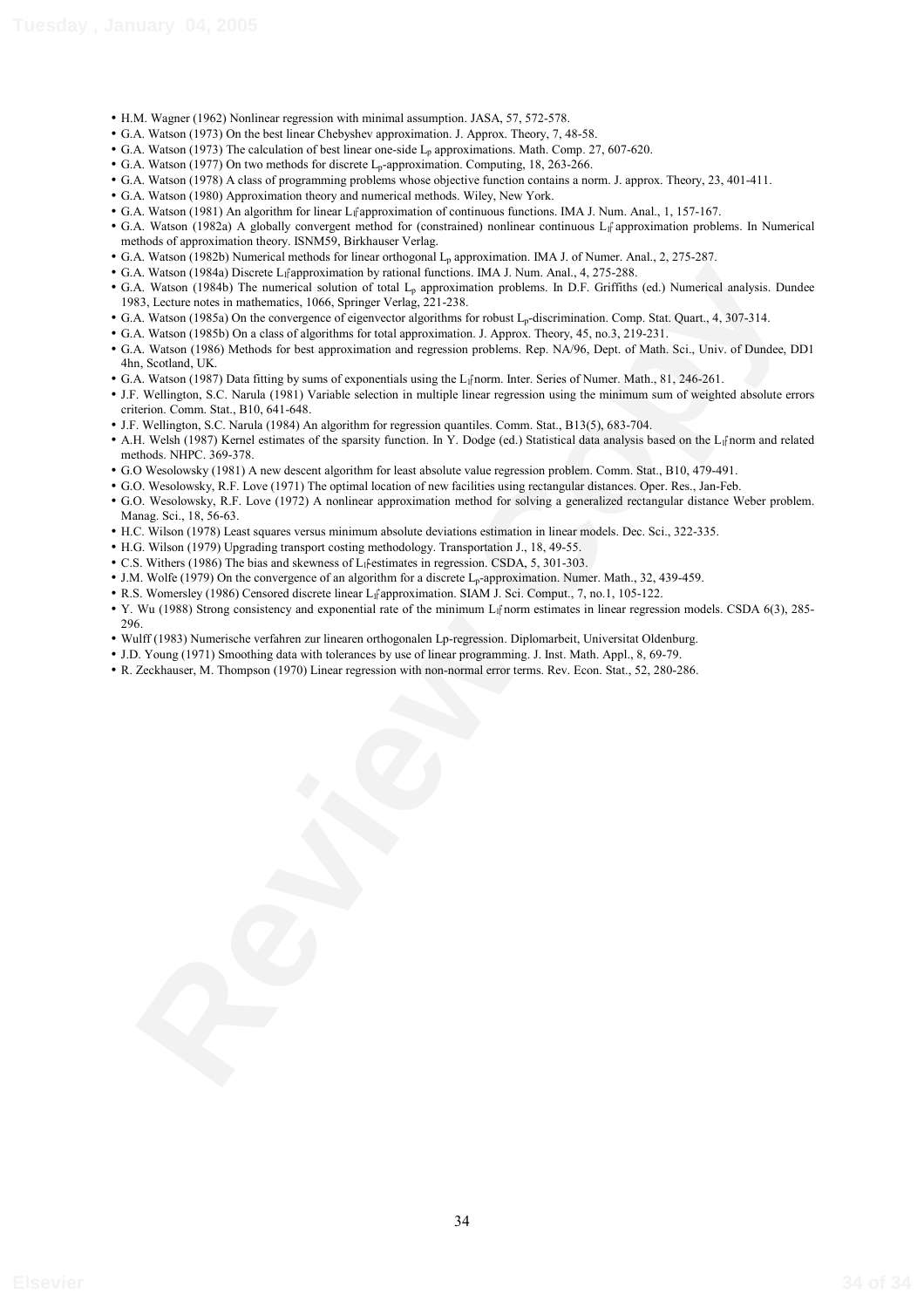- H.M. Wagner (1962) Nonlinear regression with minimal assumption. JASA, 57, 572-578.
- G.A. Watson (1973) On the best linear Chebyshev approximation. J. Approx. Theory, 7, 48-58.
- G.A. Watson (1973) The calculation of best linear one-side $L_p$ approximations. Math. Comp. 27, 607-620.
- G.A. Watson (1977) On two methods for discrete $L_p$-approximation. Computing, 18, 263-266.
- G.A. Watson (1978) A class of programming problems whose objective function contains a norm. J. approx. Theory, 23, 401-411.
- G.A. Watson (1980) Approximation theory and numerical methods. Wiley, New York.
- G.A. Watson (1981) An algorithm for linear $L_1$ approximation of continuous functions. IMA J. Num. Anal., 1, 157-167.
- G.A. Watson (1982a) A globally convergent method for (constrained) nonlinear continuous $L_1$ approximation problems. In Numerical methods of approximation theory. ISNM59, Birkhauser Verlag.
- G.A. Watson (1982b) Numerical methods for linear orthogonal $L_p$ approximation. IMA J. of Numer. Anal., 2, 275-287.
- G.A. Watson (1984a) Discrete $L_1$ approximation by rational functions. IMA J. Num. Anal., 4, 275-288.
- G.A. Watson (1984b) The numerical solution of total $L_p$ approximation problems. In D.F. Griffiths (ed.) Numerical analysis. Dundee 1983, Lecture notes in mathematics, 1066, Springer Verlag, 221-238.
- G.A. Watson (1985a) On the convergence of eigenvector algorithms for robust $L_p$-discrimination. Comp. Stat. Quart., 4, 307-314.
- G.A. Watson (1985b) On a class of algorithms for total approximation. J. Approx. Theory, 45, no.3, 219-231.
- G.A. Watson (1986) Methods for best approximation and regression problems. Rep. NA/96, Dept. of Math. Sci., Univ. of Dundee, DD1 4hn, Scotland, UK.
- G.A. Watson (1987) Data fitting by sums of exponentials using the $L_1$ norm. Inter. Series of Numer. Math., 81, 246-261.
- J.F. Wellington, S.C. Narula (1981) Variable selection in multiple linear regression using the minimum sum of weighted absolute errors criterion. Comm. Stat., B10, 641-648.
- J.F. Wellington, S.C. Narula (1984) An algorithm for regression quantiles. Comm. Stat., B13(5), 683-704.
- A.H. Welsh (1987) Kernel estimates of the sparsity function. In Y. Dodge (ed.) Statistical data analysis based on the $L_1$ norm and related methods. NHPC. 369-378.
- G.O Wesolowsky (1981) A new descent algorithm for least absolute value regression problem. Comm. Stat., B10, 479-491.
- G.O. Wesolowsky, R.F. Love (1971) The optimal location of new facilities using rectangular distances. Oper. Res., Jan-Feb.
- G.O. Wesolowsky, R.F. Love (1972) A nonlinear approximation method for solving a generalized rectangular distance Weber problem. Manag. Sci., 18, 56-63.
- H.C. Wilson (1978) Least squares versus minimum absolute deviations estimation in linear models. Dec. Sci., 322-335.
- H.G. Wilson (1979) Upgrading transport costing methodology. Transportation J., 18, 49-55.
- C.S. Withers (1986) The bias and skewness of $L_1$-estimates in regression. CSDA, 5, 301-303.
- J.M. Wolfe (1979) On the convergence of an algorithm for a discrete $L_p$-approximation. Numer. Math., 32, 439-459.
- R.S. Womersley (1986) Censored discrete linear $L_1$ approximation. SIAM J. Sci. Comput., 7, no.1, 105-122.
- Y. Wu (1988) Strong consistency and exponential rate of the minimum $L_1$ norm estimates in linear regression models. CSDA 6(3), 285-296.
- Wulff (1983) Numerische verfahren zur linearen orthogonalen Lp-regression. Diplomarbeit, Universitat Oldenburg.
- J.D. Young (1971) Smoothing data with tolerances by use of linear programming. J. Inst. Math. Appl., 8, 69-79.
- R. Zeckhauser, M. Thompson (1970) Linear regression with non-normal error terms. Rev. Econ. Stat., 52, 280-286.